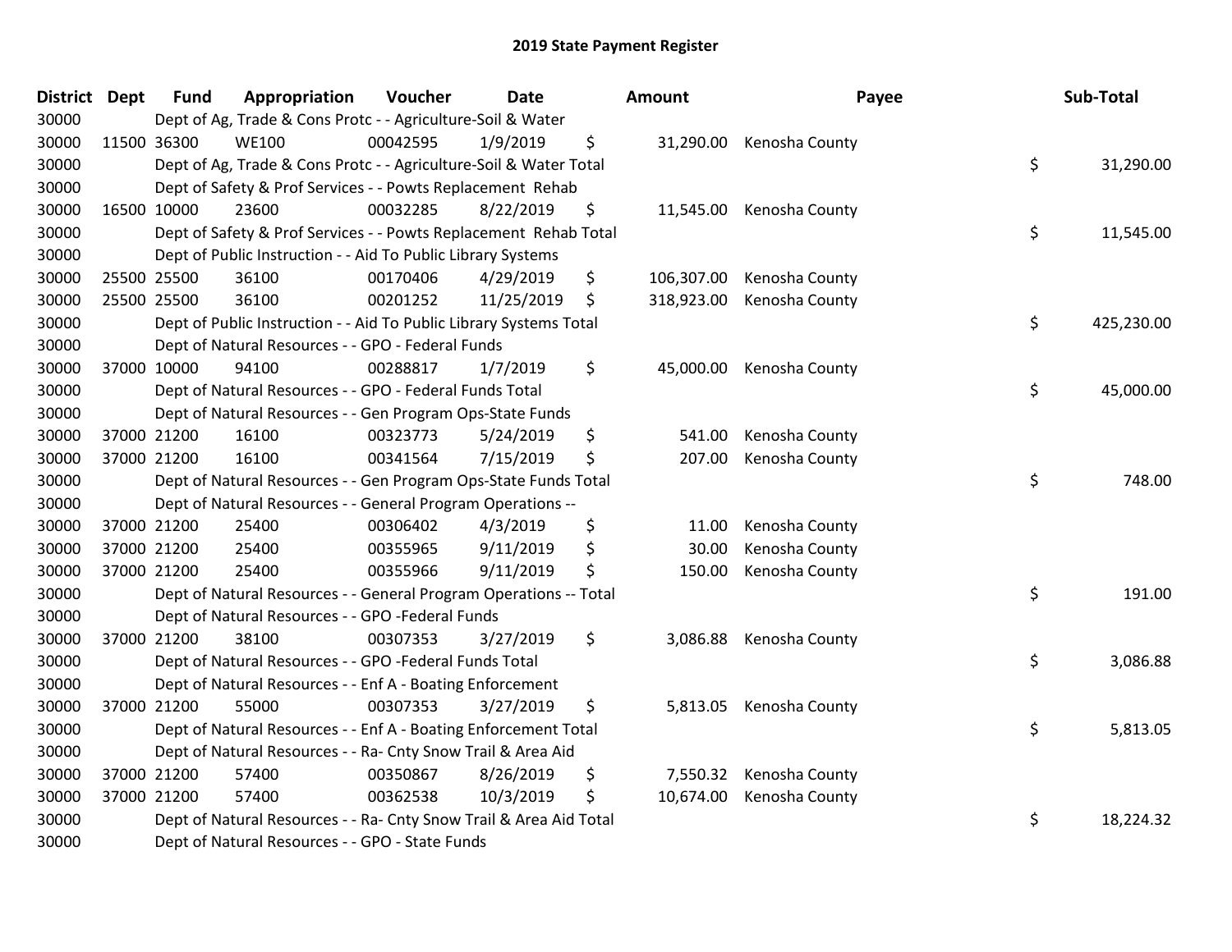# 2019 State Payment Register

| District | Dept | Fund | Appropriation | Voucher | Date | Amount | Payee | Sub-Total |
|---|---|---|---|---|---|---|---|---|
| 30000 | | Dept of Ag, Trade & Cons Protc - - Agriculture-Soil & Water | | | | | | |
| 30000 | 11500 | 36300 | WE100 | 00042595 | 1/9/2019 | $ 31,290.00 | Kenosha County | |
| 30000 | | Dept of Ag, Trade & Cons Protc - - Agriculture-Soil & Water Total | | | | | | $ 31,290.00 |
| 30000 | | Dept of Safety & Prof Services - - Powts Replacement Rehab | | | | | | |
| 30000 | 16500 | 10000 | 23600 | 00032285 | 8/22/2019 | $ 11,545.00 | Kenosha County | |
| 30000 | | Dept of Safety & Prof Services - - Powts Replacement Rehab Total | | | | | | $ 11,545.00 |
| 30000 | | Dept of Public Instruction - - Aid To Public Library Systems | | | | | | |
| 30000 | 25500 | 25500 | 36100 | 00170406 | 4/29/2019 | $ 106,307.00 | Kenosha County | |
| 30000 | 25500 | 25500 | 36100 | 00201252 | 11/25/2019 | $ 318,923.00 | Kenosha County | |
| 30000 | | Dept of Public Instruction - - Aid To Public Library Systems Total | | | | | | $ 425,230.00 |
| 30000 | | Dept of Natural Resources - - GPO - Federal Funds | | | | | | |
| 30000 | 37000 | 10000 | 94100 | 00288817 | 1/7/2019 | $ 45,000.00 | Kenosha County | |
| 30000 | | Dept of Natural Resources - - GPO - Federal Funds Total | | | | | | $ 45,000.00 |
| 30000 | | Dept of Natural Resources - - Gen Program Ops-State Funds | | | | | | |
| 30000 | 37000 | 21200 | 16100 | 00323773 | 5/24/2019 | $ 541.00 | Kenosha County | |
| 30000 | 37000 | 21200 | 16100 | 00341564 | 7/15/2019 | $ 207.00 | Kenosha County | |
| 30000 | | Dept of Natural Resources - - Gen Program Ops-State Funds Total | | | | | | $ 748.00 |
| 30000 | | Dept of Natural Resources - - General Program Operations -- | | | | | | |
| 30000 | 37000 | 21200 | 25400 | 00306402 | 4/3/2019 | $ 11.00 | Kenosha County | |
| 30000 | 37000 | 21200 | 25400 | 00355965 | 9/11/2019 | $ 30.00 | Kenosha County | |
| 30000 | 37000 | 21200 | 25400 | 00355966 | 9/11/2019 | $ 150.00 | Kenosha County | |
| 30000 | | Dept of Natural Resources - - General Program Operations -- Total | | | | | | $ 191.00 |
| 30000 | | Dept of Natural Resources - - GPO -Federal Funds | | | | | | |
| 30000 | 37000 | 21200 | 38100 | 00307353 | 3/27/2019 | $ 3,086.88 | Kenosha County | |
| 30000 | | Dept of Natural Resources - - GPO -Federal Funds Total | | | | | | $ 3,086.88 |
| 30000 | | Dept of Natural Resources - - Enf A - Boating Enforcement | | | | | | |
| 30000 | 37000 | 21200 | 55000 | 00307353 | 3/27/2019 | $ 5,813.05 | Kenosha County | |
| 30000 | | Dept of Natural Resources - - Enf A - Boating Enforcement Total | | | | | | $ 5,813.05 |
| 30000 | | Dept of Natural Resources - - Ra- Cnty Snow Trail & Area Aid | | | | | | |
| 30000 | 37000 | 21200 | 57400 | 00350867 | 8/26/2019 | $ 7,550.32 | Kenosha County | |
| 30000 | 37000 | 21200 | 57400 | 00362538 | 10/3/2019 | $ 10,674.00 | Kenosha County | |
| 30000 | | Dept of Natural Resources - - Ra- Cnty Snow Trail & Area Aid Total | | | | | | $ 18,224.32 |
| 30000 | | Dept of Natural Resources - - GPO - State Funds | | | | | | |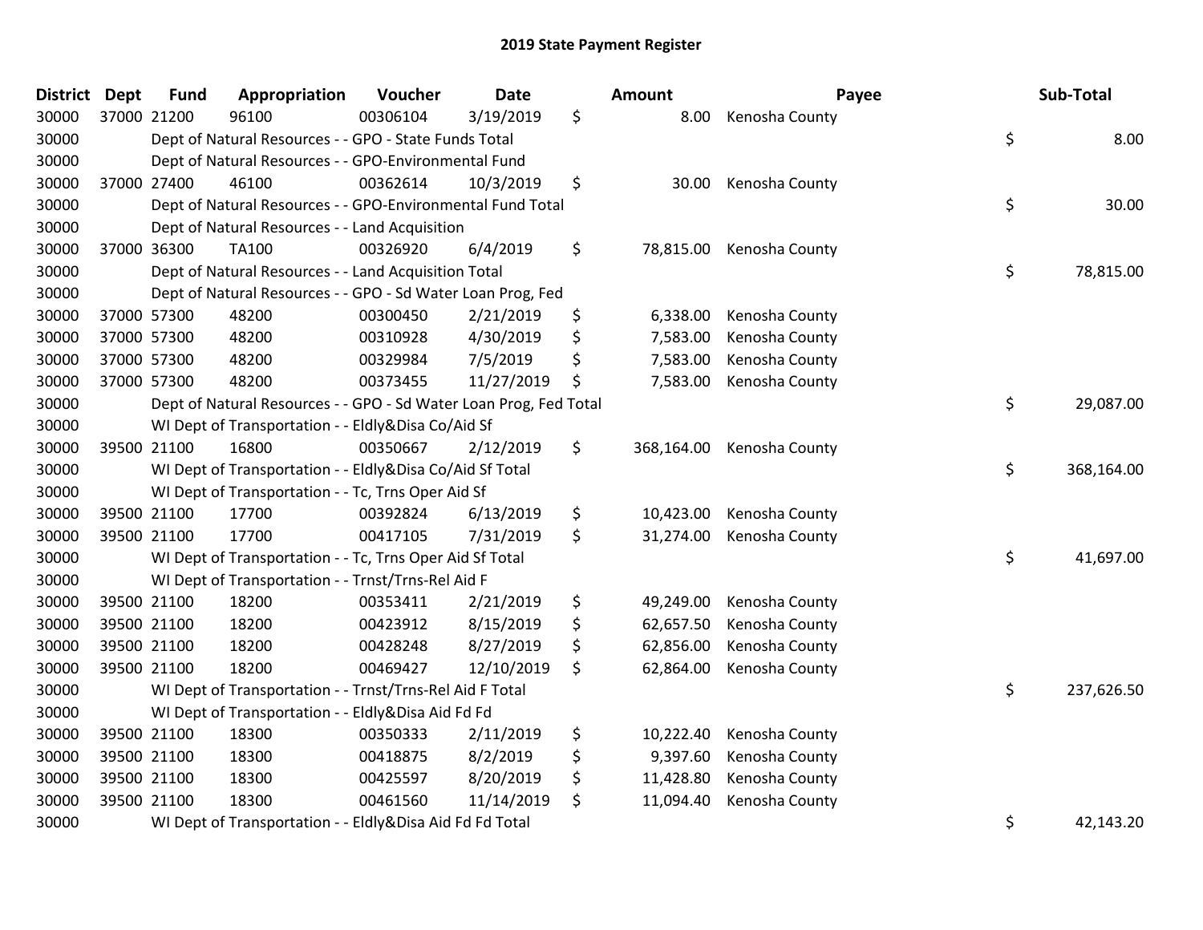## 2019 State Payment Register

| District | Dept | Fund | Appropriation | Voucher | Date | Amount | Payee | Sub-Total |
|---|---|---|---|---|---|---|---|---|
| 30000 | 37000 | 21200 | 96100 | 00306104 | 3/19/2019 | $ 8.00 | Kenosha County | |
| 30000 | | Dept of Natural Resources - - GPO - State Funds Total | | | | | | $ 8.00 |
| 30000 | | Dept of Natural Resources - - GPO-Environmental Fund | | | | | | |
| 30000 | 37000 | 27400 | 46100 | 00362614 | 10/3/2019 | $ 30.00 | Kenosha County | |
| 30000 | | Dept of Natural Resources - - GPO-Environmental Fund Total | | | | | | $ 30.00 |
| 30000 | | Dept of Natural Resources - - Land Acquisition | | | | | | |
| 30000 | 37000 | 36300 | TA100 | 00326920 | 6/4/2019 | $ 78,815.00 | Kenosha County | |
| 30000 | | Dept of Natural Resources - - Land Acquisition Total | | | | | | $ 78,815.00 |
| 30000 | | Dept of Natural Resources - - GPO - Sd Water Loan Prog, Fed | | | | | | |
| 30000 | 37000 | 57300 | 48200 | 00300450 | 2/21/2019 | $ 6,338.00 | Kenosha County | |
| 30000 | 37000 | 57300 | 48200 | 00310928 | 4/30/2019 | $ 7,583.00 | Kenosha County | |
| 30000 | 37000 | 57300 | 48200 | 00329984 | 7/5/2019 | $ 7,583.00 | Kenosha County | |
| 30000 | 37000 | 57300 | 48200 | 00373455 | 11/27/2019 | $ 7,583.00 | Kenosha County | |
| 30000 | | Dept of Natural Resources - - GPO - Sd Water Loan Prog, Fed Total | | | | | | $ 29,087.00 |
| 30000 | | WI Dept of Transportation - - Eldly&Disa Co/Aid Sf | | | | | | |
| 30000 | 39500 | 21100 | 16800 | 00350667 | 2/12/2019 | $ 368,164.00 | Kenosha County | |
| 30000 | | WI Dept of Transportation - - Eldly&Disa Co/Aid Sf Total | | | | | | $ 368,164.00 |
| 30000 | | WI Dept of Transportation - - Tc, Trns Oper Aid Sf | | | | | | |
| 30000 | 39500 | 21100 | 17700 | 00392824 | 6/13/2019 | $ 10,423.00 | Kenosha County | |
| 30000 | 39500 | 21100 | 17700 | 00417105 | 7/31/2019 | $ 31,274.00 | Kenosha County | |
| 30000 | | WI Dept of Transportation - - Tc, Trns Oper Aid Sf Total | | | | | | $ 41,697.00 |
| 30000 | | WI Dept of Transportation - - Trnst/Trns-Rel Aid F | | | | | | |
| 30000 | 39500 | 21100 | 18200 | 00353411 | 2/21/2019 | $ 49,249.00 | Kenosha County | |
| 30000 | 39500 | 21100 | 18200 | 00423912 | 8/15/2019 | $ 62,657.50 | Kenosha County | |
| 30000 | 39500 | 21100 | 18200 | 00428248 | 8/27/2019 | $ 62,856.00 | Kenosha County | |
| 30000 | 39500 | 21100 | 18200 | 00469427 | 12/10/2019 | $ 62,864.00 | Kenosha County | |
| 30000 | | WI Dept of Transportation - - Trnst/Trns-Rel Aid F Total | | | | | | $ 237,626.50 |
| 30000 | | WI Dept of Transportation - - Eldly&Disa Aid Fd Fd | | | | | | |
| 30000 | 39500 | 21100 | 18300 | 00350333 | 2/11/2019 | $ 10,222.40 | Kenosha County | |
| 30000 | 39500 | 21100 | 18300 | 00418875 | 8/2/2019 | $ 9,397.60 | Kenosha County | |
| 30000 | 39500 | 21100 | 18300 | 00425597 | 8/20/2019 | $ 11,428.80 | Kenosha County | |
| 30000 | 39500 | 21100 | 18300 | 00461560 | 11/14/2019 | $ 11,094.40 | Kenosha County | |
| 30000 | | WI Dept of Transportation - - Eldly&Disa Aid Fd Fd Total | | | | | | $ 42,143.20 |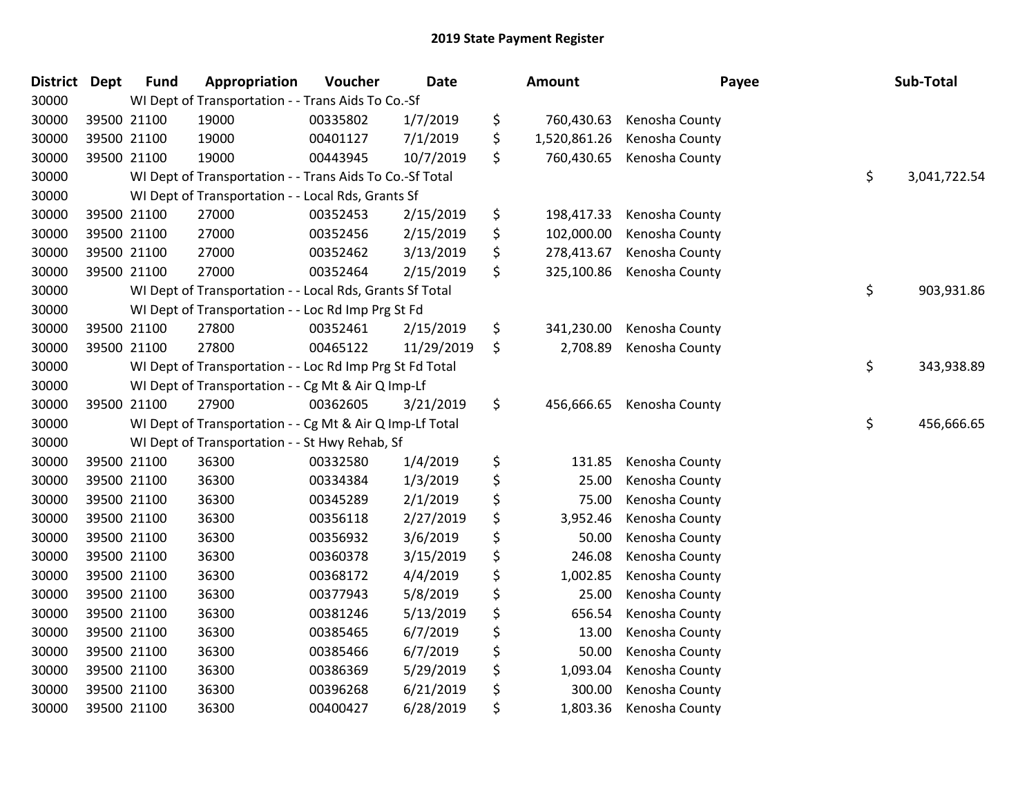# 2019 State Payment Register

| District | Dept | Fund | Appropriation | Voucher | Date | Amount | Payee | Sub-Total |
|---|---|---|---|---|---|---|---|---|
| 30000 | | WI Dept of Transportation - - Trans Aids To Co.-Sf | | | | | | |
| 30000 | 39500 | 21100 | 19000 | 00335802 | 1/7/2019 | $ 760,430.63 | Kenosha County | |
| 30000 | 39500 | 21100 | 19000 | 00401127 | 7/1/2019 | $ 1,520,861.26 | Kenosha County | |
| 30000 | 39500 | 21100 | 19000 | 00443945 | 10/7/2019 | $ 760,430.65 | Kenosha County | |
| 30000 | | WI Dept of Transportation - - Trans Aids To Co.-Sf Total | | | | | | $ 3,041,722.54 |
| 30000 | | WI Dept of Transportation - - Local Rds, Grants Sf | | | | | | |
| 30000 | 39500 | 21100 | 27000 | 00352453 | 2/15/2019 | $ 198,417.33 | Kenosha County | |
| 30000 | 39500 | 21100 | 27000 | 00352456 | 2/15/2019 | $ 102,000.00 | Kenosha County | |
| 30000 | 39500 | 21100 | 27000 | 00352462 | 3/13/2019 | $ 278,413.67 | Kenosha County | |
| 30000 | 39500 | 21100 | 27000 | 00352464 | 2/15/2019 | $ 325,100.86 | Kenosha County | |
| 30000 | | WI Dept of Transportation - - Local Rds, Grants Sf Total | | | | | | $ 903,931.86 |
| 30000 | | WI Dept of Transportation - - Loc Rd Imp Prg St Fd | | | | | | |
| 30000 | 39500 | 21100 | 27800 | 00352461 | 2/15/2019 | $ 341,230.00 | Kenosha County | |
| 30000 | 39500 | 21100 | 27800 | 00465122 | 11/29/2019 | $ 2,708.89 | Kenosha County | |
| 30000 | | WI Dept of Transportation - - Loc Rd Imp Prg St Fd Total | | | | | | $ 343,938.89 |
| 30000 | | WI Dept of Transportation - - Cg Mt & Air Q Imp-Lf | | | | | | |
| 30000 | 39500 | 21100 | 27900 | 00362605 | 3/21/2019 | $ 456,666.65 | Kenosha County | |
| 30000 | | WI Dept of Transportation - - Cg Mt & Air Q Imp-Lf Total | | | | | | $ 456,666.65 |
| 30000 | | WI Dept of Transportation - - St Hwy Rehab, Sf | | | | | | |
| 30000 | 39500 | 21100 | 36300 | 00332580 | 1/4/2019 | $ 131.85 | Kenosha County | |
| 30000 | 39500 | 21100 | 36300 | 00334384 | 1/3/2019 | $ 25.00 | Kenosha County | |
| 30000 | 39500 | 21100 | 36300 | 00345289 | 2/1/2019 | $ 75.00 | Kenosha County | |
| 30000 | 39500 | 21100 | 36300 | 00356118 | 2/27/2019 | $ 3,952.46 | Kenosha County | |
| 30000 | 39500 | 21100 | 36300 | 00356932 | 3/6/2019 | $ 50.00 | Kenosha County | |
| 30000 | 39500 | 21100 | 36300 | 00360378 | 3/15/2019 | $ 246.08 | Kenosha County | |
| 30000 | 39500 | 21100 | 36300 | 00368172 | 4/4/2019 | $ 1,002.85 | Kenosha County | |
| 30000 | 39500 | 21100 | 36300 | 00377943 | 5/8/2019 | $ 25.00 | Kenosha County | |
| 30000 | 39500 | 21100 | 36300 | 00381246 | 5/13/2019 | $ 656.54 | Kenosha County | |
| 30000 | 39500 | 21100 | 36300 | 00385465 | 6/7/2019 | $ 13.00 | Kenosha County | |
| 30000 | 39500 | 21100 | 36300 | 00385466 | 6/7/2019 | $ 50.00 | Kenosha County | |
| 30000 | 39500 | 21100 | 36300 | 00386369 | 5/29/2019 | $ 1,093.04 | Kenosha County | |
| 30000 | 39500 | 21100 | 36300 | 00396268 | 6/21/2019 | $ 300.00 | Kenosha County | |
| 30000 | 39500 | 21100 | 36300 | 00400427 | 6/28/2019 | $ 1,803.36 | Kenosha County | |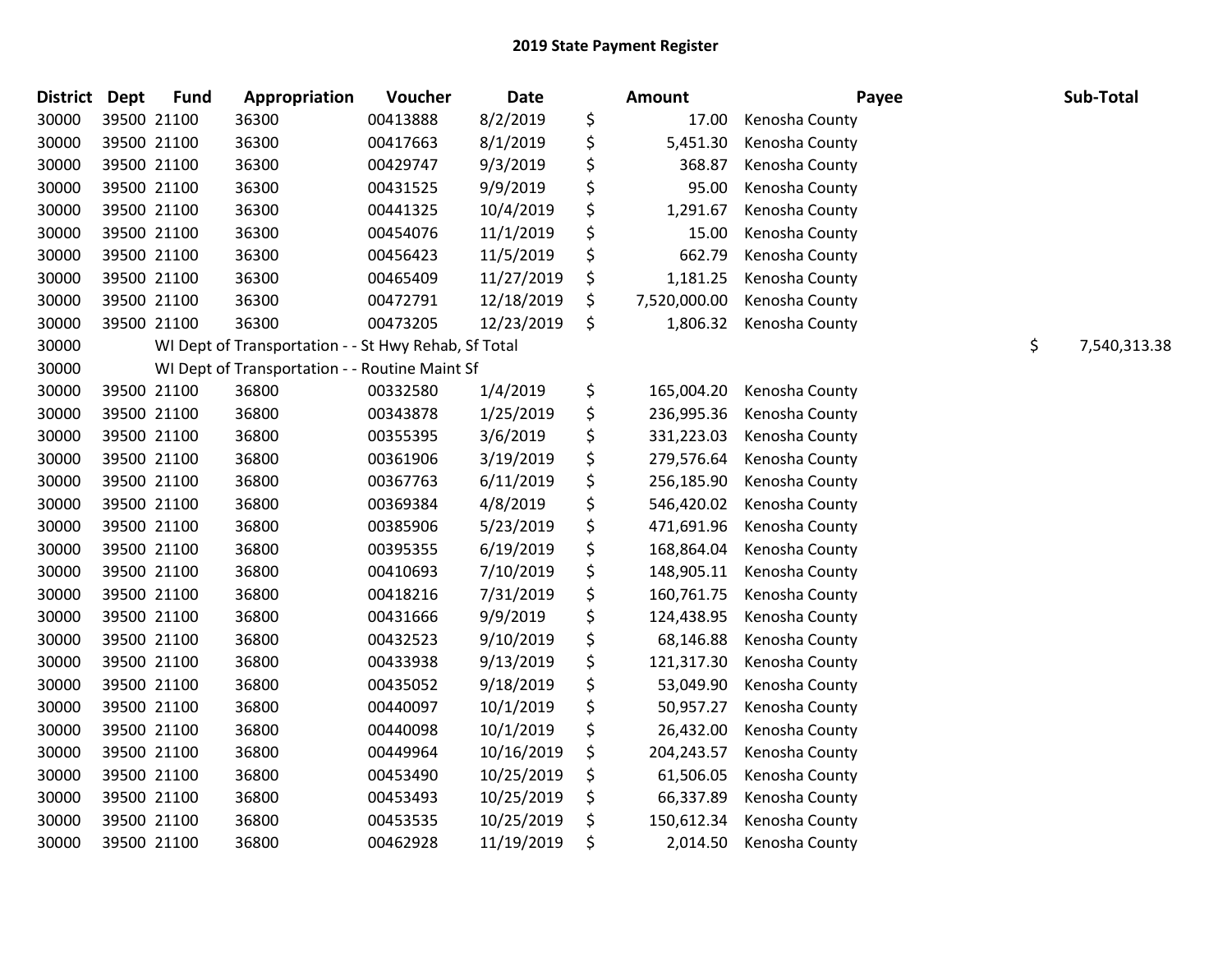# 2019 State Payment Register

| District | Dept | Fund | Appropriation | Voucher | Date | | Amount | Payee | | Sub-Total |
|---|---|---|---|---|---|---|---|---|---|---|
| 30000 | 39500 | 21100 | 36300 | 00413888 | 8/2/2019 | $ | 17.00 | Kenosha County | | |
| 30000 | 39500 | 21100 | 36300 | 00417663 | 8/1/2019 | $ | 5,451.30 | Kenosha County | | |
| 30000 | 39500 | 21100 | 36300 | 00429747 | 9/3/2019 | $ | 368.87 | Kenosha County | | |
| 30000 | 39500 | 21100 | 36300 | 00431525 | 9/9/2019 | $ | 95.00 | Kenosha County | | |
| 30000 | 39500 | 21100 | 36300 | 00441325 | 10/4/2019 | $ | 1,291.67 | Kenosha County | | |
| 30000 | 39500 | 21100 | 36300 | 00454076 | 11/1/2019 | $ | 15.00 | Kenosha County | | |
| 30000 | 39500 | 21100 | 36300 | 00456423 | 11/5/2019 | $ | 662.79 | Kenosha County | | |
| 30000 | 39500 | 21100 | 36300 | 00465409 | 11/27/2019 | $ | 1,181.25 | Kenosha County | | |
| 30000 | 39500 | 21100 | 36300 | 00472791 | 12/18/2019 | $ | 7,520,000.00 | Kenosha County | | |
| 30000 | 39500 | 21100 | 36300 | 00473205 | 12/23/2019 | $ | 1,806.32 | Kenosha County | | |
| 30000 | | WI Dept of Transportation - - St Hwy Rehab, Sf Total | | | | | | | $ | 7,540,313.38 |
| 30000 | | WI Dept of Transportation - - Routine Maint Sf | | | | | | | | |
| 30000 | 39500 | 21100 | 36800 | 00332580 | 1/4/2019 | $ | 165,004.20 | Kenosha County | | |
| 30000 | 39500 | 21100 | 36800 | 00343878 | 1/25/2019 | $ | 236,995.36 | Kenosha County | | |
| 30000 | 39500 | 21100 | 36800 | 00355395 | 3/6/2019 | $ | 331,223.03 | Kenosha County | | |
| 30000 | 39500 | 21100 | 36800 | 00361906 | 3/19/2019 | $ | 279,576.64 | Kenosha County | | |
| 30000 | 39500 | 21100 | 36800 | 00367763 | 6/11/2019 | $ | 256,185.90 | Kenosha County | | |
| 30000 | 39500 | 21100 | 36800 | 00369384 | 4/8/2019 | $ | 546,420.02 | Kenosha County | | |
| 30000 | 39500 | 21100 | 36800 | 00385906 | 5/23/2019 | $ | 471,691.96 | Kenosha County | | |
| 30000 | 39500 | 21100 | 36800 | 00395355 | 6/19/2019 | $ | 168,864.04 | Kenosha County | | |
| 30000 | 39500 | 21100 | 36800 | 00410693 | 7/10/2019 | $ | 148,905.11 | Kenosha County | | |
| 30000 | 39500 | 21100 | 36800 | 00418216 | 7/31/2019 | $ | 160,761.75 | Kenosha County | | |
| 30000 | 39500 | 21100 | 36800 | 00431666 | 9/9/2019 | $ | 124,438.95 | Kenosha County | | |
| 30000 | 39500 | 21100 | 36800 | 00432523 | 9/10/2019 | $ | 68,146.88 | Kenosha County | | |
| 30000 | 39500 | 21100 | 36800 | 00433938 | 9/13/2019 | $ | 121,317.30 | Kenosha County | | |
| 30000 | 39500 | 21100 | 36800 | 00435052 | 9/18/2019 | $ | 53,049.90 | Kenosha County | | |
| 30000 | 39500 | 21100 | 36800 | 00440097 | 10/1/2019 | $ | 50,957.27 | Kenosha County | | |
| 30000 | 39500 | 21100 | 36800 | 00440098 | 10/1/2019 | $ | 26,432.00 | Kenosha County | | |
| 30000 | 39500 | 21100 | 36800 | 00449964 | 10/16/2019 | $ | 204,243.57 | Kenosha County | | |
| 30000 | 39500 | 21100 | 36800 | 00453490 | 10/25/2019 | $ | 61,506.05 | Kenosha County | | |
| 30000 | 39500 | 21100 | 36800 | 00453493 | 10/25/2019 | $ | 66,337.89 | Kenosha County | | |
| 30000 | 39500 | 21100 | 36800 | 00453535 | 10/25/2019 | $ | 150,612.34 | Kenosha County | | |
| 30000 | 39500 | 21100 | 36800 | 00462928 | 11/19/2019 | $ | 2,014.50 | Kenosha County | | |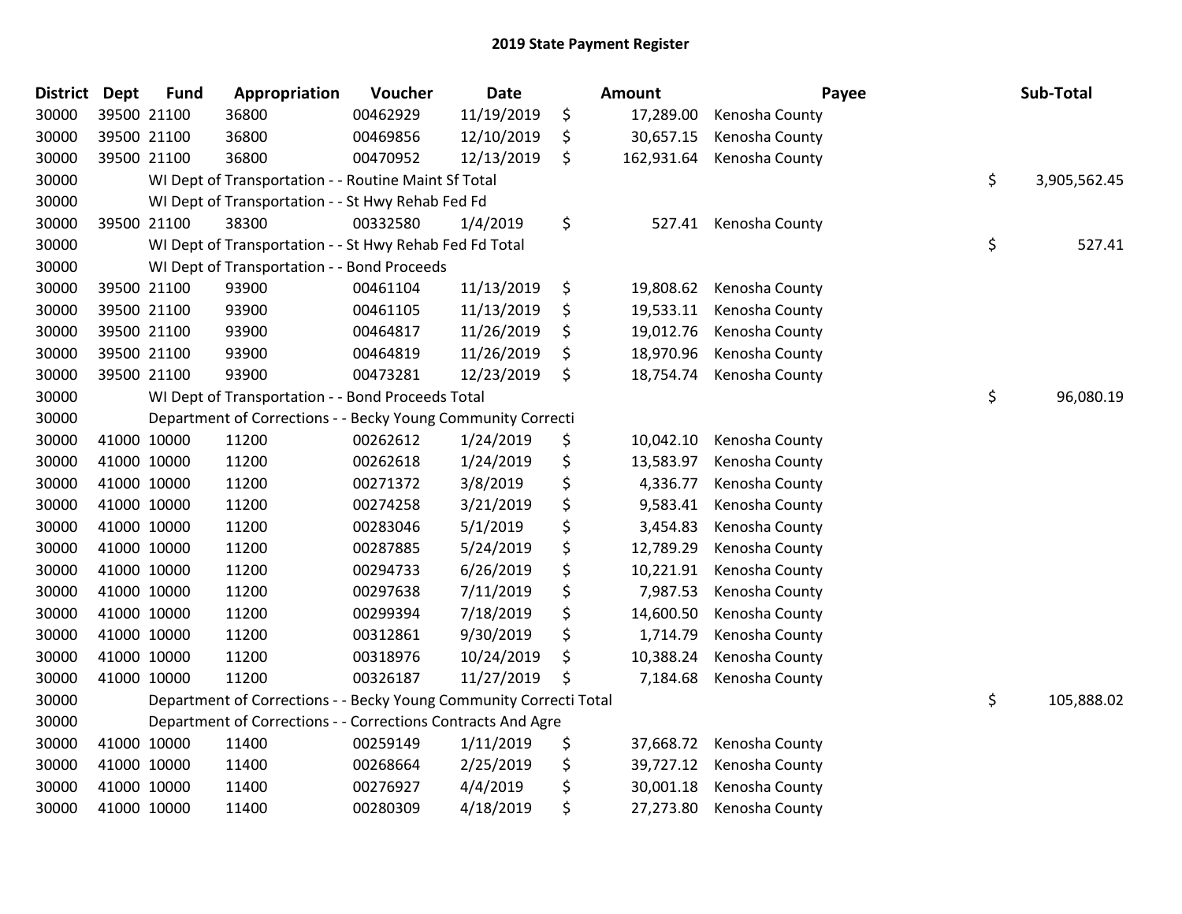# 2019 State Payment Register

| District | Dept | Fund | Appropriation | Voucher | Date | Amount | Payee | Sub-Total |
|---|---|---|---|---|---|---|---|---|
| 30000 | 39500 | 21100 | 36800 | 00462929 | 11/19/2019 | $ 17,289.00 | Kenosha County | |
| 30000 | 39500 | 21100 | 36800 | 00469856 | 12/10/2019 | $ 30,657.15 | Kenosha County | |
| 30000 | 39500 | 21100 | 36800 | 00470952 | 12/13/2019 | $ 162,931.64 | Kenosha County | |
| 30000 | | WI Dept of Transportation - - Routine Maint Sf Total | | | | | | $ 3,905,562.45 |
| 30000 | | WI Dept of Transportation - - St Hwy Rehab Fed Fd | | | | | | |
| 30000 | 39500 | 21100 | 38300 | 00332580 | 1/4/2019 | $ 527.41 | Kenosha County | |
| 30000 | | WI Dept of Transportation - - St Hwy Rehab Fed Fd Total | | | | | | $ 527.41 |
| 30000 | | WI Dept of Transportation - - Bond Proceeds | | | | | | |
| 30000 | 39500 | 21100 | 93900 | 00461104 | 11/13/2019 | $ 19,808.62 | Kenosha County | |
| 30000 | 39500 | 21100 | 93900 | 00461105 | 11/13/2019 | $ 19,533.11 | Kenosha County | |
| 30000 | 39500 | 21100 | 93900 | 00464817 | 11/26/2019 | $ 19,012.76 | Kenosha County | |
| 30000 | 39500 | 21100 | 93900 | 00464819 | 11/26/2019 | $ 18,970.96 | Kenosha County | |
| 30000 | 39500 | 21100 | 93900 | 00473281 | 12/23/2019 | $ 18,754.74 | Kenosha County | |
| 30000 | | WI Dept of Transportation - - Bond Proceeds Total | | | | | | $ 96,080.19 |
| 30000 | | Department of Corrections - - Becky Young Community Correcti | | | | | | |
| 30000 | 41000 | 10000 | 11200 | 00262612 | 1/24/2019 | $ 10,042.10 | Kenosha County | |
| 30000 | 41000 | 10000 | 11200 | 00262618 | 1/24/2019 | $ 13,583.97 | Kenosha County | |
| 30000 | 41000 | 10000 | 11200 | 00271372 | 3/8/2019 | $ 4,336.77 | Kenosha County | |
| 30000 | 41000 | 10000 | 11200 | 00274258 | 3/21/2019 | $ 9,583.41 | Kenosha County | |
| 30000 | 41000 | 10000 | 11200 | 00283046 | 5/1/2019 | $ 3,454.83 | Kenosha County | |
| 30000 | 41000 | 10000 | 11200 | 00287885 | 5/24/2019 | $ 12,789.29 | Kenosha County | |
| 30000 | 41000 | 10000 | 11200 | 00294733 | 6/26/2019 | $ 10,221.91 | Kenosha County | |
| 30000 | 41000 | 10000 | 11200 | 00297638 | 7/11/2019 | $ 7,987.53 | Kenosha County | |
| 30000 | 41000 | 10000 | 11200 | 00299394 | 7/18/2019 | $ 14,600.50 | Kenosha County | |
| 30000 | 41000 | 10000 | 11200 | 00312861 | 9/30/2019 | $ 1,714.79 | Kenosha County | |
| 30000 | 41000 | 10000 | 11200 | 00318976 | 10/24/2019 | $ 10,388.24 | Kenosha County | |
| 30000 | 41000 | 10000 | 11200 | 00326187 | 11/27/2019 | $ 7,184.68 | Kenosha County | |
| 30000 | | Department of Corrections - - Becky Young Community Correcti Total | | | | | | $ 105,888.02 |
| 30000 | | Department of Corrections - - Corrections Contracts And Agre | | | | | | |
| 30000 | 41000 | 10000 | 11400 | 00259149 | 1/11/2019 | $ 37,668.72 | Kenosha County | |
| 30000 | 41000 | 10000 | 11400 | 00268664 | 2/25/2019 | $ 39,727.12 | Kenosha County | |
| 30000 | 41000 | 10000 | 11400 | 00276927 | 4/4/2019 | $ 30,001.18 | Kenosha County | |
| 30000 | 41000 | 10000 | 11400 | 00280309 | 4/18/2019 | $ 27,273.80 | Kenosha County | |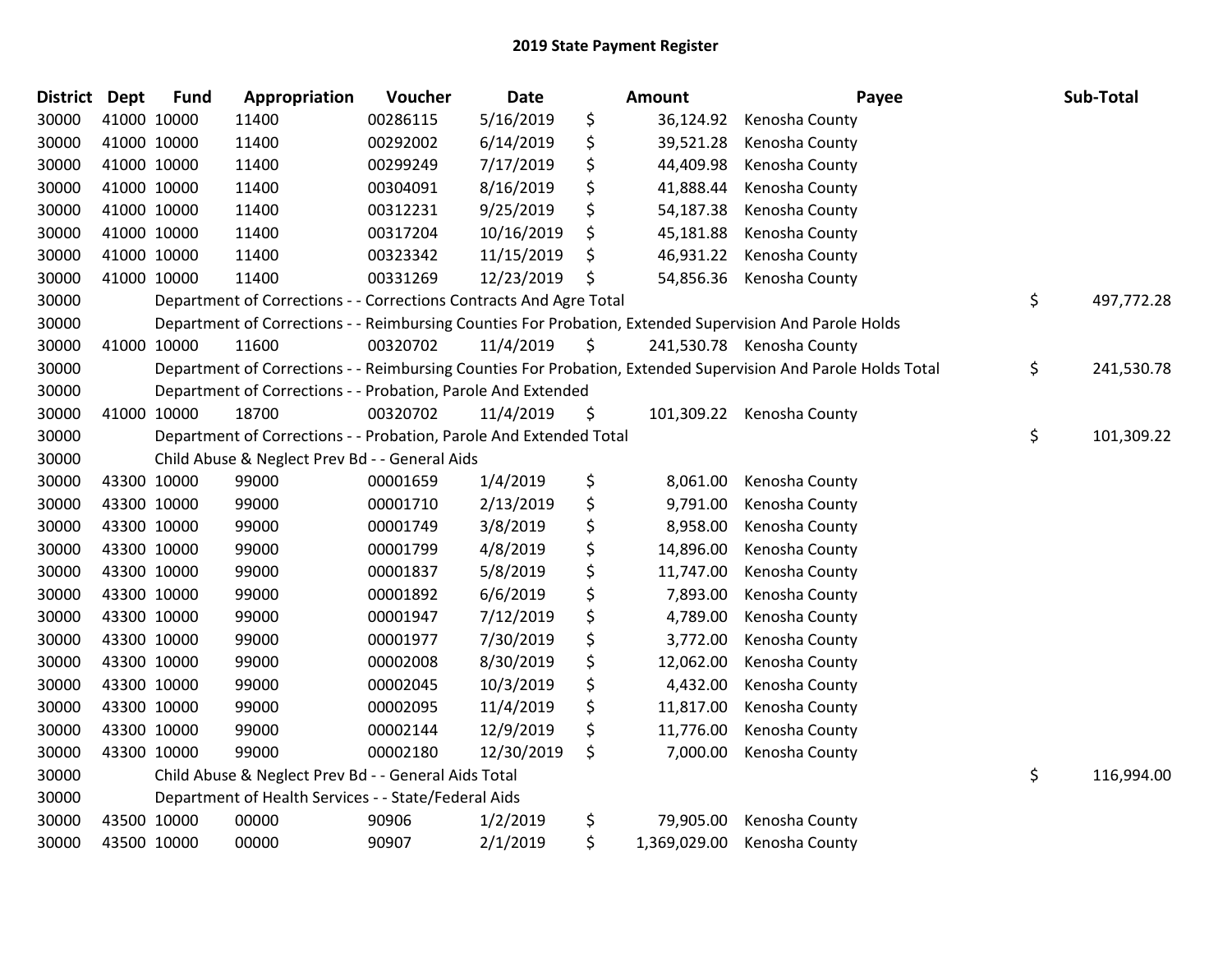# 2019 State Payment Register

| District | Dept | Fund | Appropriation | Voucher | Date | | Amount | Payee | | Sub-Total |
|---|---|---|---|---|---|---|---|---|---|---|
| 30000 | 41000 | 10000 | 11400 | 00286115 | 5/16/2019 | $ | 36,124.92 | Kenosha County | | |
| 30000 | 41000 | 10000 | 11400 | 00292002 | 6/14/2019 | $ | 39,521.28 | Kenosha County | | |
| 30000 | 41000 | 10000 | 11400 | 00299249 | 7/17/2019 | $ | 44,409.98 | Kenosha County | | |
| 30000 | 41000 | 10000 | 11400 | 00304091 | 8/16/2019 | $ | 41,888.44 | Kenosha County | | |
| 30000 | 41000 | 10000 | 11400 | 00312231 | 9/25/2019 | $ | 54,187.38 | Kenosha County | | |
| 30000 | 41000 | 10000 | 11400 | 00317204 | 10/16/2019 | $ | 45,181.88 | Kenosha County | | |
| 30000 | 41000 | 10000 | 11400 | 00323342 | 11/15/2019 | $ | 46,931.22 | Kenosha County | | |
| 30000 | 41000 | 10000 | 11400 | 00331269 | 12/23/2019 | $ | 54,856.36 | Kenosha County | | |
| 30000 | | Department of Corrections - - Corrections Contracts And Agre Total | | | | | | | $ | 497,772.28 |
| 30000 | | Department of Corrections - - Reimbursing Counties For Probation, Extended Supervision And Parole Holds | | | | | | | | |
| 30000 | 41000 | 10000 | 11600 | 00320702 | 11/4/2019 | $ | 241,530.78 | Kenosha County | | |
| 30000 | | Department of Corrections - - Reimbursing Counties For Probation, Extended Supervision And Parole Holds Total | | | | | | | $ | 241,530.78 |
| 30000 | | Department of Corrections - - Probation, Parole And Extended | | | | | | | | |
| 30000 | 41000 | 10000 | 18700 | 00320702 | 11/4/2019 | $ | 101,309.22 | Kenosha County | | |
| 30000 | | Department of Corrections - - Probation, Parole And Extended Total | | | | | | | $ | 101,309.22 |
| 30000 | | Child Abuse & Neglect Prev Bd - - General Aids | | | | | | | | |
| 30000 | 43300 | 10000 | 99000 | 00001659 | 1/4/2019 | $ | 8,061.00 | Kenosha County | | |
| 30000 | 43300 | 10000 | 99000 | 00001710 | 2/13/2019 | $ | 9,791.00 | Kenosha County | | |
| 30000 | 43300 | 10000 | 99000 | 00001749 | 3/8/2019 | $ | 8,958.00 | Kenosha County | | |
| 30000 | 43300 | 10000 | 99000 | 00001799 | 4/8/2019 | $ | 14,896.00 | Kenosha County | | |
| 30000 | 43300 | 10000 | 99000 | 00001837 | 5/8/2019 | $ | 11,747.00 | Kenosha County | | |
| 30000 | 43300 | 10000 | 99000 | 00001892 | 6/6/2019 | $ | 7,893.00 | Kenosha County | | |
| 30000 | 43300 | 10000 | 99000 | 00001947 | 7/12/2019 | $ | 4,789.00 | Kenosha County | | |
| 30000 | 43300 | 10000 | 99000 | 00001977 | 7/30/2019 | $ | 3,772.00 | Kenosha County | | |
| 30000 | 43300 | 10000 | 99000 | 00002008 | 8/30/2019 | $ | 12,062.00 | Kenosha County | | |
| 30000 | 43300 | 10000 | 99000 | 00002045 | 10/3/2019 | $ | 4,432.00 | Kenosha County | | |
| 30000 | 43300 | 10000 | 99000 | 00002095 | 11/4/2019 | $ | 11,817.00 | Kenosha County | | |
| 30000 | 43300 | 10000 | 99000 | 00002144 | 12/9/2019 | $ | 11,776.00 | Kenosha County | | |
| 30000 | 43300 | 10000 | 99000 | 00002180 | 12/30/2019 | $ | 7,000.00 | Kenosha County | | |
| 30000 | | Child Abuse & Neglect Prev Bd - - General Aids Total | | | | | | | $ | 116,994.00 |
| 30000 | | Department of Health Services - - State/Federal Aids | | | | | | | | |
| 30000 | 43500 | 10000 | 00000 | 90906 | 1/2/2019 | $ | 79,905.00 | Kenosha County | | |
| 30000 | 43500 | 10000 | 00000 | 90907 | 2/1/2019 | $ | 1,369,029.00 | Kenosha County | | |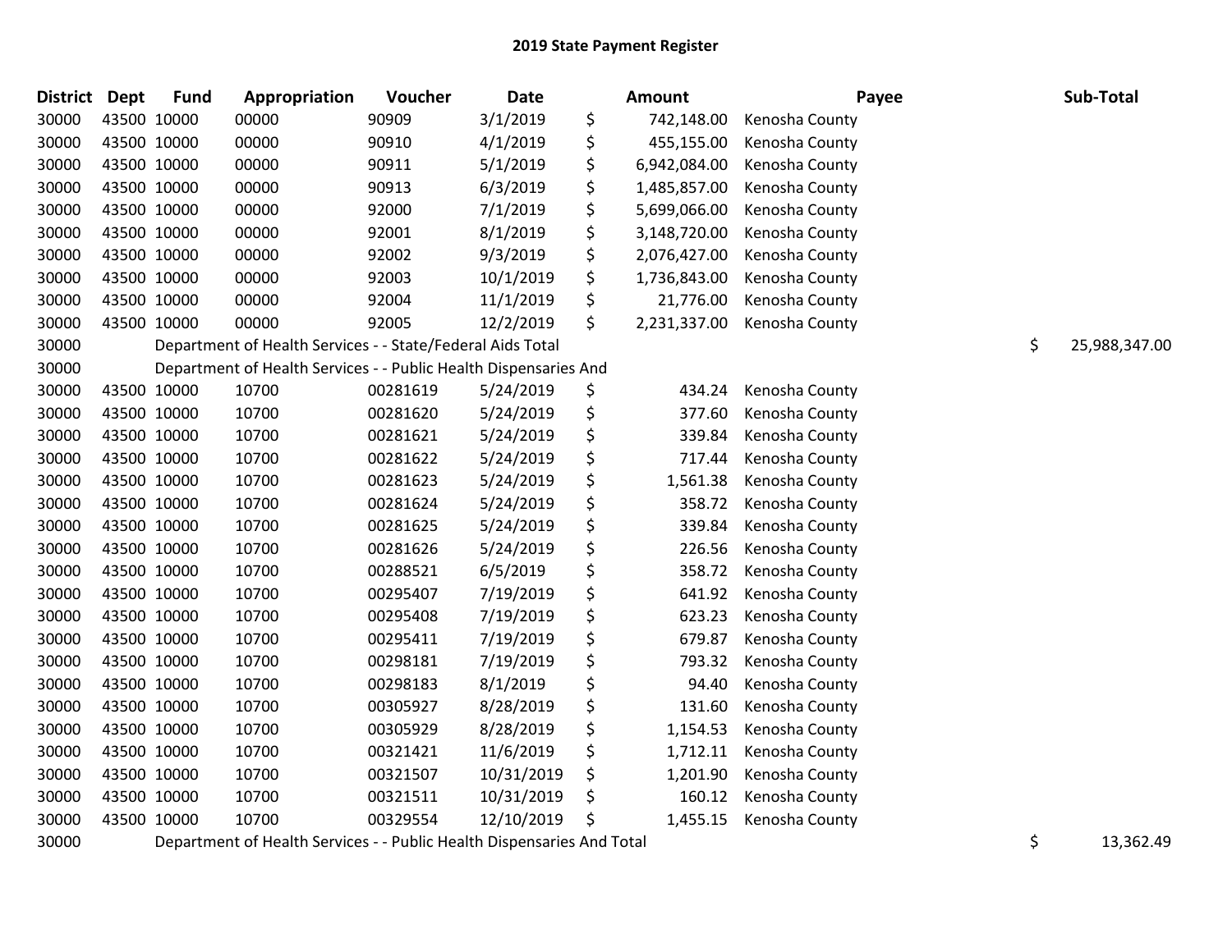## 2019 State Payment Register

| District | Dept | Fund | Appropriation | Voucher | Date | | Amount | Payee | | Sub-Total |
|---|---|---|---|---|---|---|---|---|---|---|
| 30000 | 43500 | 10000 | 00000 | 90909 | 3/1/2019 | $ | 742,148.00 | Kenosha County | | |
| 30000 | 43500 | 10000 | 00000 | 90910 | 4/1/2019 | $ | 455,155.00 | Kenosha County | | |
| 30000 | 43500 | 10000 | 00000 | 90911 | 5/1/2019 | $ | 6,942,084.00 | Kenosha County | | |
| 30000 | 43500 | 10000 | 00000 | 90913 | 6/3/2019 | $ | 1,485,857.00 | Kenosha County | | |
| 30000 | 43500 | 10000 | 00000 | 92000 | 7/1/2019 | $ | 5,699,066.00 | Kenosha County | | |
| 30000 | 43500 | 10000 | 00000 | 92001 | 8/1/2019 | $ | 3,148,720.00 | Kenosha County | | |
| 30000 | 43500 | 10000 | 00000 | 92002 | 9/3/2019 | $ | 2,076,427.00 | Kenosha County | | |
| 30000 | 43500 | 10000 | 00000 | 92003 | 10/1/2019 | $ | 1,736,843.00 | Kenosha County | | |
| 30000 | 43500 | 10000 | 00000 | 92004 | 11/1/2019 | $ | 21,776.00 | Kenosha County | | |
| 30000 | 43500 | 10000 | 00000 | 92005 | 12/2/2019 | $ | 2,231,337.00 | Kenosha County | | |
| 30000 | | Department of Health Services - - State/Federal Aids Total | | | | | | | $ | 25,988,347.00 |
| 30000 | | Department of Health Services - - Public Health Dispensaries And | | | | | | | | |
| 30000 | 43500 | 10000 | 10700 | 00281619 | 5/24/2019 | $ | 434.24 | Kenosha County | | |
| 30000 | 43500 | 10000 | 10700 | 00281620 | 5/24/2019 | $ | 377.60 | Kenosha County | | |
| 30000 | 43500 | 10000 | 10700 | 00281621 | 5/24/2019 | $ | 339.84 | Kenosha County | | |
| 30000 | 43500 | 10000 | 10700 | 00281622 | 5/24/2019 | $ | 717.44 | Kenosha County | | |
| 30000 | 43500 | 10000 | 10700 | 00281623 | 5/24/2019 | $ | 1,561.38 | Kenosha County | | |
| 30000 | 43500 | 10000 | 10700 | 00281624 | 5/24/2019 | $ | 358.72 | Kenosha County | | |
| 30000 | 43500 | 10000 | 10700 | 00281625 | 5/24/2019 | $ | 339.84 | Kenosha County | | |
| 30000 | 43500 | 10000 | 10700 | 00281626 | 5/24/2019 | $ | 226.56 | Kenosha County | | |
| 30000 | 43500 | 10000 | 10700 | 00288521 | 6/5/2019 | $ | 358.72 | Kenosha County | | |
| 30000 | 43500 | 10000 | 10700 | 00295407 | 7/19/2019 | $ | 641.92 | Kenosha County | | |
| 30000 | 43500 | 10000 | 10700 | 00295408 | 7/19/2019 | $ | 623.23 | Kenosha County | | |
| 30000 | 43500 | 10000 | 10700 | 00295411 | 7/19/2019 | $ | 679.87 | Kenosha County | | |
| 30000 | 43500 | 10000 | 10700 | 00298181 | 7/19/2019 | $ | 793.32 | Kenosha County | | |
| 30000 | 43500 | 10000 | 10700 | 00298183 | 8/1/2019 | $ | 94.40 | Kenosha County | | |
| 30000 | 43500 | 10000 | 10700 | 00305927 | 8/28/2019 | $ | 131.60 | Kenosha County | | |
| 30000 | 43500 | 10000 | 10700 | 00305929 | 8/28/2019 | $ | 1,154.53 | Kenosha County | | |
| 30000 | 43500 | 10000 | 10700 | 00321421 | 11/6/2019 | $ | 1,712.11 | Kenosha County | | |
| 30000 | 43500 | 10000 | 10700 | 00321507 | 10/31/2019 | $ | 1,201.90 | Kenosha County | | |
| 30000 | 43500 | 10000 | 10700 | 00321511 | 10/31/2019 | $ | 160.12 | Kenosha County | | |
| 30000 | 43500 | 10000 | 10700 | 00329554 | 12/10/2019 | $ | 1,455.15 | Kenosha County | | |
| 30000 | | Department of Health Services - - Public Health Dispensaries And Total | | | | | | | $ | 13,362.49 |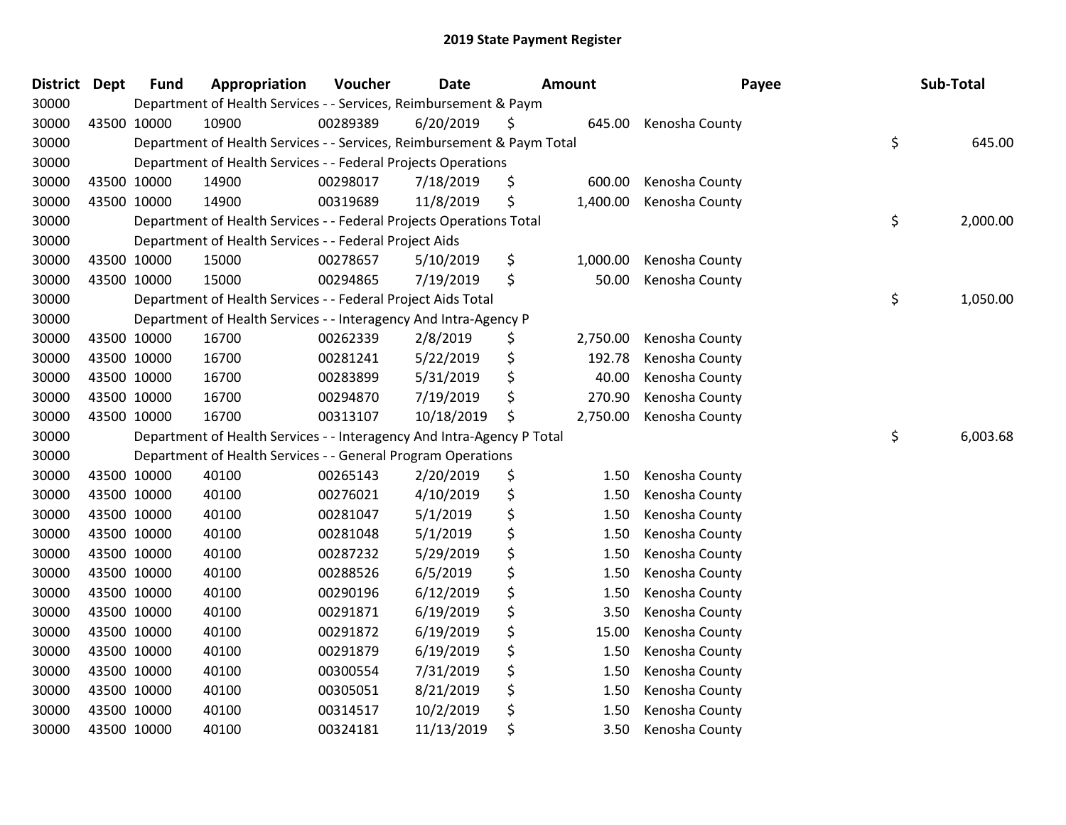# 2019 State Payment Register

| District | Dept | Fund | Appropriation | Voucher | Date | Amount | Payee | Sub-Total |
|---|---|---|---|---|---|---|---|---|
| 30000 | | Department of Health Services - - Services, Reimbursement & Paym | | | | | | |
| 30000 | 43500 | 10000 | 10900 | 00289389 | 6/20/2019 | $ 645.00 | Kenosha County | |
| 30000 | | Department of Health Services - - Services, Reimbursement & Paym Total | | | | | | $ 645.00 |
| 30000 | | Department of Health Services - - Federal Projects Operations | | | | | | |
| 30000 | 43500 | 10000 | 14900 | 00298017 | 7/18/2019 | $ 600.00 | Kenosha County | |
| 30000 | 43500 | 10000 | 14900 | 00319689 | 11/8/2019 | $ 1,400.00 | Kenosha County | |
| 30000 | | Department of Health Services - - Federal Projects Operations Total | | | | | | $ 2,000.00 |
| 30000 | | Department of Health Services - - Federal Project Aids | | | | | | |
| 30000 | 43500 | 10000 | 15000 | 00278657 | 5/10/2019 | $ 1,000.00 | Kenosha County | |
| 30000 | 43500 | 10000 | 15000 | 00294865 | 7/19/2019 | $ 50.00 | Kenosha County | |
| 30000 | | Department of Health Services - - Federal Project Aids Total | | | | | | $ 1,050.00 |
| 30000 | | Department of Health Services - - Interagency And Intra-Agency P | | | | | | |
| 30000 | 43500 | 10000 | 16700 | 00262339 | 2/8/2019 | $ 2,750.00 | Kenosha County | |
| 30000 | 43500 | 10000 | 16700 | 00281241 | 5/22/2019 | $ 192.78 | Kenosha County | |
| 30000 | 43500 | 10000 | 16700 | 00283899 | 5/31/2019 | $ 40.00 | Kenosha County | |
| 30000 | 43500 | 10000 | 16700 | 00294870 | 7/19/2019 | $ 270.90 | Kenosha County | |
| 30000 | 43500 | 10000 | 16700 | 00313107 | 10/18/2019 | $ 2,750.00 | Kenosha County | |
| 30000 | | Department of Health Services - - Interagency And Intra-Agency P Total | | | | | | $ 6,003.68 |
| 30000 | | Department of Health Services - - General Program Operations | | | | | | |
| 30000 | 43500 | 10000 | 40100 | 00265143 | 2/20/2019 | $ 1.50 | Kenosha County | |
| 30000 | 43500 | 10000 | 40100 | 00276021 | 4/10/2019 | $ 1.50 | Kenosha County | |
| 30000 | 43500 | 10000 | 40100 | 00281047 | 5/1/2019 | $ 1.50 | Kenosha County | |
| 30000 | 43500 | 10000 | 40100 | 00281048 | 5/1/2019 | $ 1.50 | Kenosha County | |
| 30000 | 43500 | 10000 | 40100 | 00287232 | 5/29/2019 | $ 1.50 | Kenosha County | |
| 30000 | 43500 | 10000 | 40100 | 00288526 | 6/5/2019 | $ 1.50 | Kenosha County | |
| 30000 | 43500 | 10000 | 40100 | 00290196 | 6/12/2019 | $ 1.50 | Kenosha County | |
| 30000 | 43500 | 10000 | 40100 | 00291871 | 6/19/2019 | $ 3.50 | Kenosha County | |
| 30000 | 43500 | 10000 | 40100 | 00291872 | 6/19/2019 | $ 15.00 | Kenosha County | |
| 30000 | 43500 | 10000 | 40100 | 00291879 | 6/19/2019 | $ 1.50 | Kenosha County | |
| 30000 | 43500 | 10000 | 40100 | 00300554 | 7/31/2019 | $ 1.50 | Kenosha County | |
| 30000 | 43500 | 10000 | 40100 | 00305051 | 8/21/2019 | $ 1.50 | Kenosha County | |
| 30000 | 43500 | 10000 | 40100 | 00314517 | 10/2/2019 | $ 1.50 | Kenosha County | |
| 30000 | 43500 | 10000 | 40100 | 00324181 | 11/13/2019 | $ 3.50 | Kenosha County | |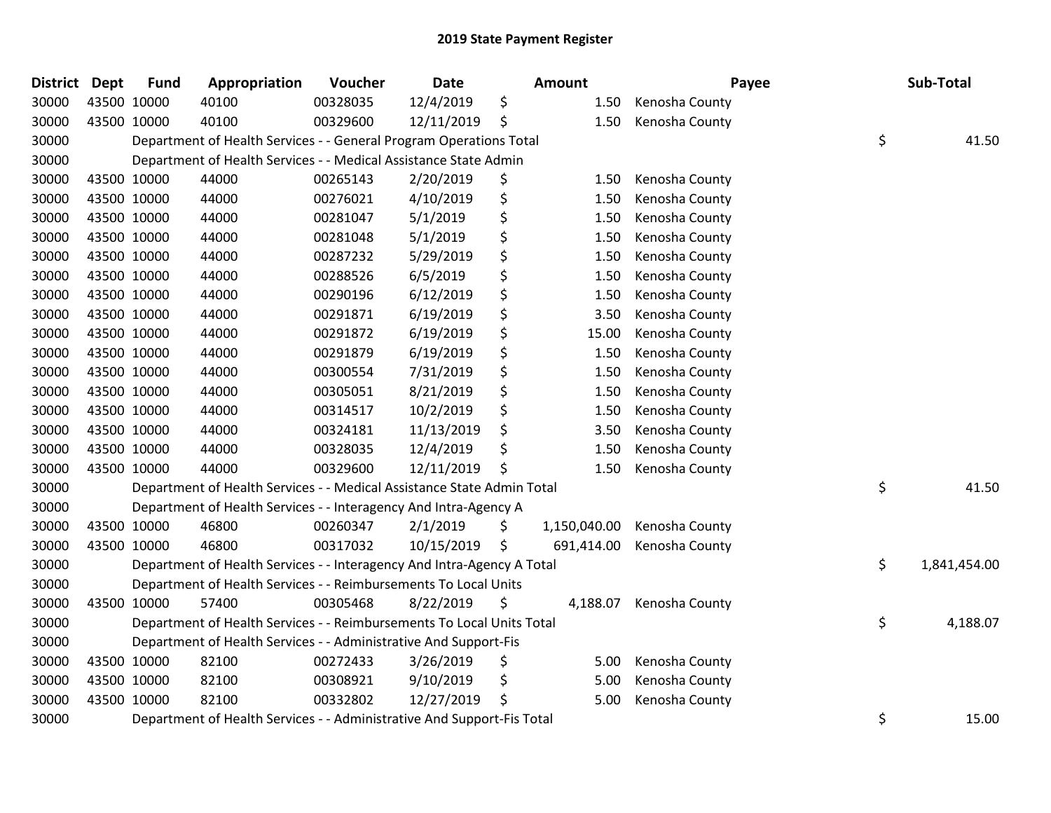# 2019 State Payment Register

| District | Dept | Fund | Appropriation | Voucher | Date | Amount | Payee | Sub-Total |
|---|---|---|---|---|---|---|---|---|
| 30000 | 43500 | 10000 | 40100 | 00328035 | 12/4/2019 | $ 1.50 | Kenosha County | |
| 30000 | 43500 | 10000 | 40100 | 00329600 | 12/11/2019 | $ 1.50 | Kenosha County | |
| 30000 | | Department of Health Services - - General Program Operations Total | | | | | | $ 41.50 |
| 30000 | | Department of Health Services - - Medical Assistance State Admin | | | | | | |
| 30000 | 43500 | 10000 | 44000 | 00265143 | 2/20/2019 | $ 1.50 | Kenosha County | |
| 30000 | 43500 | 10000 | 44000 | 00276021 | 4/10/2019 | $ 1.50 | Kenosha County | |
| 30000 | 43500 | 10000 | 44000 | 00281047 | 5/1/2019 | $ 1.50 | Kenosha County | |
| 30000 | 43500 | 10000 | 44000 | 00281048 | 5/1/2019 | $ 1.50 | Kenosha County | |
| 30000 | 43500 | 10000 | 44000 | 00287232 | 5/29/2019 | $ 1.50 | Kenosha County | |
| 30000 | 43500 | 10000 | 44000 | 00288526 | 6/5/2019 | $ 1.50 | Kenosha County | |
| 30000 | 43500 | 10000 | 44000 | 00290196 | 6/12/2019 | $ 1.50 | Kenosha County | |
| 30000 | 43500 | 10000 | 44000 | 00291871 | 6/19/2019 | $ 3.50 | Kenosha County | |
| 30000 | 43500 | 10000 | 44000 | 00291872 | 6/19/2019 | $ 15.00 | Kenosha County | |
| 30000 | 43500 | 10000 | 44000 | 00291879 | 6/19/2019 | $ 1.50 | Kenosha County | |
| 30000 | 43500 | 10000 | 44000 | 00300554 | 7/31/2019 | $ 1.50 | Kenosha County | |
| 30000 | 43500 | 10000 | 44000 | 00305051 | 8/21/2019 | $ 1.50 | Kenosha County | |
| 30000 | 43500 | 10000 | 44000 | 00314517 | 10/2/2019 | $ 1.50 | Kenosha County | |
| 30000 | 43500 | 10000 | 44000 | 00324181 | 11/13/2019 | $ 3.50 | Kenosha County | |
| 30000 | 43500 | 10000 | 44000 | 00328035 | 12/4/2019 | $ 1.50 | Kenosha County | |
| 30000 | 43500 | 10000 | 44000 | 00329600 | 12/11/2019 | $ 1.50 | Kenosha County | |
| 30000 | | Department of Health Services - - Medical Assistance State Admin Total | | | | | | $ 41.50 |
| 30000 | | Department of Health Services - - Interagency And Intra-Agency A | | | | | | |
| 30000 | 43500 | 10000 | 46800 | 00260347 | 2/1/2019 | $ 1,150,040.00 | Kenosha County | |
| 30000 | 43500 | 10000 | 46800 | 00317032 | 10/15/2019 | $ 691,414.00 | Kenosha County | |
| 30000 | | Department of Health Services - - Interagency And Intra-Agency A Total | | | | | | $ 1,841,454.00 |
| 30000 | | Department of Health Services - - Reimbursements To Local Units | | | | | | |
| 30000 | 43500 | 10000 | 57400 | 00305468 | 8/22/2019 | $ 4,188.07 | Kenosha County | |
| 30000 | | Department of Health Services - - Reimbursements To Local Units Total | | | | | | $ 4,188.07 |
| 30000 | | Department of Health Services - - Administrative And Support-Fis | | | | | | |
| 30000 | 43500 | 10000 | 82100 | 00272433 | 3/26/2019 | $ 5.00 | Kenosha County | |
| 30000 | 43500 | 10000 | 82100 | 00308921 | 9/10/2019 | $ 5.00 | Kenosha County | |
| 30000 | 43500 | 10000 | 82100 | 00332802 | 12/27/2019 | $ 5.00 | Kenosha County | |
| 30000 | | Department of Health Services - - Administrative And Support-Fis Total | | | | | | $ 15.00 |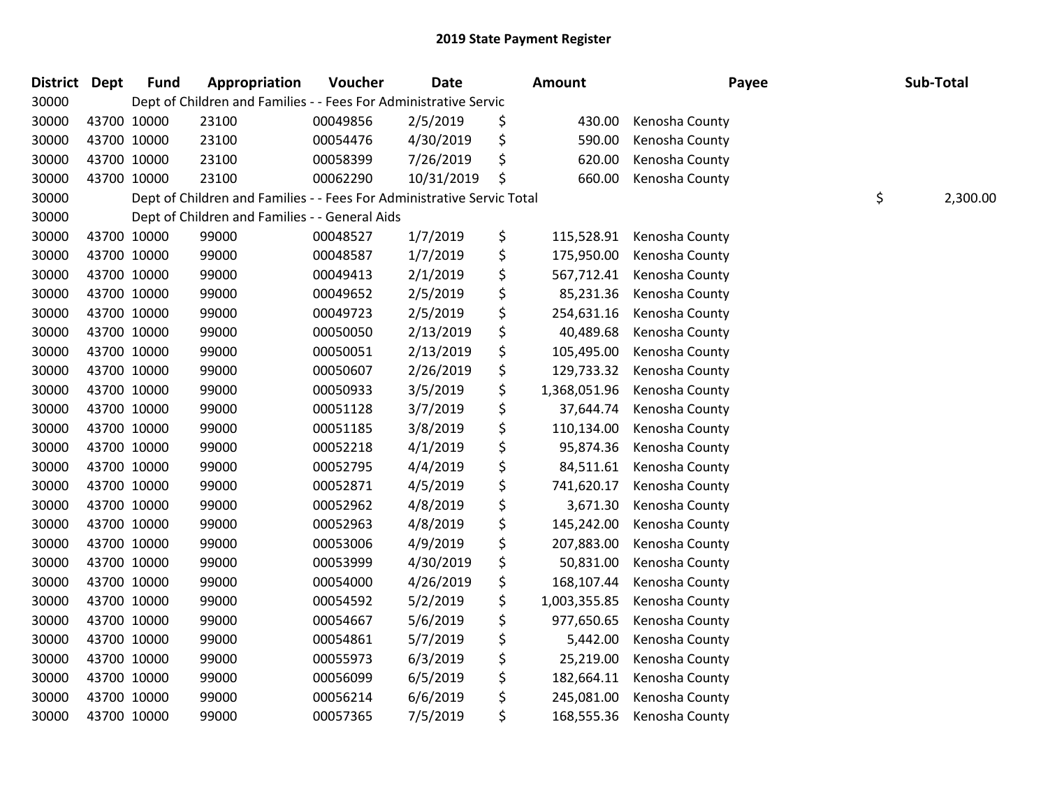# 2019 State Payment Register

| District | Dept | Fund | Appropriation | Voucher | Date | Amount | Payee | Sub-Total |
|---|---|---|---|---|---|---|---|---|
| 30000 | | Dept of Children and Families - - Fees For Administrative Servic | | | | | | |
| 30000 | 43700 | 10000 | 23100 | 00049856 | 2/5/2019 | $ 430.00 | Kenosha County | |
| 30000 | 43700 | 10000 | 23100 | 00054476 | 4/30/2019 | $ 590.00 | Kenosha County | |
| 30000 | 43700 | 10000 | 23100 | 00058399 | 7/26/2019 | $ 620.00 | Kenosha County | |
| 30000 | 43700 | 10000 | 23100 | 00062290 | 10/31/2019 | $ 660.00 | Kenosha County | |
| 30000 | | Dept of Children and Families - - Fees For Administrative Servic Total | | | | | | $ 2,300.00 |
| 30000 | | Dept of Children and Families - - General Aids | | | | | | |
| 30000 | 43700 | 10000 | 99000 | 00048527 | 1/7/2019 | $ 115,528.91 | Kenosha County | |
| 30000 | 43700 | 10000 | 99000 | 00048587 | 1/7/2019 | $ 175,950.00 | Kenosha County | |
| 30000 | 43700 | 10000 | 99000 | 00049413 | 2/1/2019 | $ 567,712.41 | Kenosha County | |
| 30000 | 43700 | 10000 | 99000 | 00049652 | 2/5/2019 | $ 85,231.36 | Kenosha County | |
| 30000 | 43700 | 10000 | 99000 | 00049723 | 2/5/2019 | $ 254,631.16 | Kenosha County | |
| 30000 | 43700 | 10000 | 99000 | 00050050 | 2/13/2019 | $ 40,489.68 | Kenosha County | |
| 30000 | 43700 | 10000 | 99000 | 00050051 | 2/13/2019 | $ 105,495.00 | Kenosha County | |
| 30000 | 43700 | 10000 | 99000 | 00050607 | 2/26/2019 | $ 129,733.32 | Kenosha County | |
| 30000 | 43700 | 10000 | 99000 | 00050933 | 3/5/2019 | $ 1,368,051.96 | Kenosha County | |
| 30000 | 43700 | 10000 | 99000 | 00051128 | 3/7/2019 | $ 37,644.74 | Kenosha County | |
| 30000 | 43700 | 10000 | 99000 | 00051185 | 3/8/2019 | $ 110,134.00 | Kenosha County | |
| 30000 | 43700 | 10000 | 99000 | 00052218 | 4/1/2019 | $ 95,874.36 | Kenosha County | |
| 30000 | 43700 | 10000 | 99000 | 00052795 | 4/4/2019 | $ 84,511.61 | Kenosha County | |
| 30000 | 43700 | 10000 | 99000 | 00052871 | 4/5/2019 | $ 741,620.17 | Kenosha County | |
| 30000 | 43700 | 10000 | 99000 | 00052962 | 4/8/2019 | $ 3,671.30 | Kenosha County | |
| 30000 | 43700 | 10000 | 99000 | 00052963 | 4/8/2019 | $ 145,242.00 | Kenosha County | |
| 30000 | 43700 | 10000 | 99000 | 00053006 | 4/9/2019 | $ 207,883.00 | Kenosha County | |
| 30000 | 43700 | 10000 | 99000 | 00053999 | 4/30/2019 | $ 50,831.00 | Kenosha County | |
| 30000 | 43700 | 10000 | 99000 | 00054000 | 4/26/2019 | $ 168,107.44 | Kenosha County | |
| 30000 | 43700 | 10000 | 99000 | 00054592 | 5/2/2019 | $ 1,003,355.85 | Kenosha County | |
| 30000 | 43700 | 10000 | 99000 | 00054667 | 5/6/2019 | $ 977,650.65 | Kenosha County | |
| 30000 | 43700 | 10000 | 99000 | 00054861 | 5/7/2019 | $ 5,442.00 | Kenosha County | |
| 30000 | 43700 | 10000 | 99000 | 00055973 | 6/3/2019 | $ 25,219.00 | Kenosha County | |
| 30000 | 43700 | 10000 | 99000 | 00056099 | 6/5/2019 | $ 182,664.11 | Kenosha County | |
| 30000 | 43700 | 10000 | 99000 | 00056214 | 6/6/2019 | $ 245,081.00 | Kenosha County | |
| 30000 | 43700 | 10000 | 99000 | 00057365 | 7/5/2019 | $ 168,555.36 | Kenosha County | |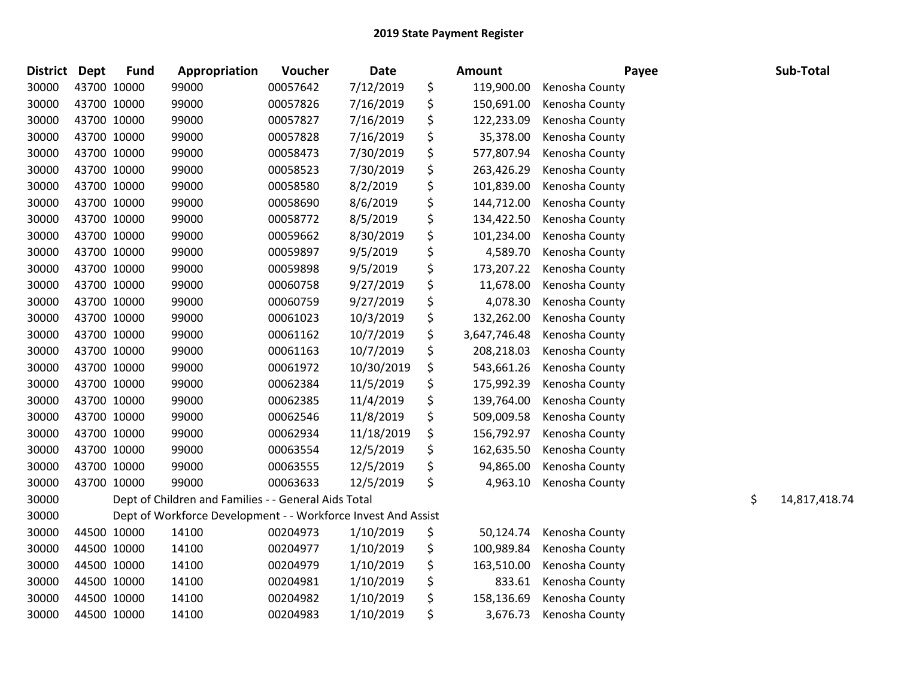# 2019 State Payment Register

| District | Dept | Fund | Appropriation | Voucher | Date | | Amount | Payee | | Sub-Total |
|---|---|---|---|---|---|---|---|---|---|---|
| 30000 | 43700 | 10000 | 99000 | 00057642 | 7/12/2019 | $ | 119,900.00 | Kenosha County | | |
| 30000 | 43700 | 10000 | 99000 | 00057826 | 7/16/2019 | $ | 150,691.00 | Kenosha County | | |
| 30000 | 43700 | 10000 | 99000 | 00057827 | 7/16/2019 | $ | 122,233.09 | Kenosha County | | |
| 30000 | 43700 | 10000 | 99000 | 00057828 | 7/16/2019 | $ | 35,378.00 | Kenosha County | | |
| 30000 | 43700 | 10000 | 99000 | 00058473 | 7/30/2019 | $ | 577,807.94 | Kenosha County | | |
| 30000 | 43700 | 10000 | 99000 | 00058523 | 7/30/2019 | $ | 263,426.29 | Kenosha County | | |
| 30000 | 43700 | 10000 | 99000 | 00058580 | 8/2/2019 | $ | 101,839.00 | Kenosha County | | |
| 30000 | 43700 | 10000 | 99000 | 00058690 | 8/6/2019 | $ | 144,712.00 | Kenosha County | | |
| 30000 | 43700 | 10000 | 99000 | 00058772 | 8/5/2019 | $ | 134,422.50 | Kenosha County | | |
| 30000 | 43700 | 10000 | 99000 | 00059662 | 8/30/2019 | $ | 101,234.00 | Kenosha County | | |
| 30000 | 43700 | 10000 | 99000 | 00059897 | 9/5/2019 | $ | 4,589.70 | Kenosha County | | |
| 30000 | 43700 | 10000 | 99000 | 00059898 | 9/5/2019 | $ | 173,207.22 | Kenosha County | | |
| 30000 | 43700 | 10000 | 99000 | 00060758 | 9/27/2019 | $ | 11,678.00 | Kenosha County | | |
| 30000 | 43700 | 10000 | 99000 | 00060759 | 9/27/2019 | $ | 4,078.30 | Kenosha County | | |
| 30000 | 43700 | 10000 | 99000 | 00061023 | 10/3/2019 | $ | 132,262.00 | Kenosha County | | |
| 30000 | 43700 | 10000 | 99000 | 00061162 | 10/7/2019 | $ | 3,647,746.48 | Kenosha County | | |
| 30000 | 43700 | 10000 | 99000 | 00061163 | 10/7/2019 | $ | 208,218.03 | Kenosha County | | |
| 30000 | 43700 | 10000 | 99000 | 00061972 | 10/30/2019 | $ | 543,661.26 | Kenosha County | | |
| 30000 | 43700 | 10000 | 99000 | 00062384 | 11/5/2019 | $ | 175,992.39 | Kenosha County | | |
| 30000 | 43700 | 10000 | 99000 | 00062385 | 11/4/2019 | $ | 139,764.00 | Kenosha County | | |
| 30000 | 43700 | 10000 | 99000 | 00062546 | 11/8/2019 | $ | 509,009.58 | Kenosha County | | |
| 30000 | 43700 | 10000 | 99000 | 00062934 | 11/18/2019 | $ | 156,792.97 | Kenosha County | | |
| 30000 | 43700 | 10000 | 99000 | 00063554 | 12/5/2019 | $ | 162,635.50 | Kenosha County | | |
| 30000 | 43700 | 10000 | 99000 | 00063555 | 12/5/2019 | $ | 94,865.00 | Kenosha County | | |
| 30000 | 43700 | 10000 | 99000 | 00063633 | 12/5/2019 | $ | 4,963.10 | Kenosha County | | |
| 30000 | Dept of Children and Families - - General Aids Total | | | | | | | | $ | 14,817,418.74 |
| 30000 | Dept of Workforce Development - - Workforce Invest And Assist | | | | | | | | | |
| 30000 | 44500 | 10000 | 14100 | 00204973 | 1/10/2019 | $ | 50,124.74 | Kenosha County | | |
| 30000 | 44500 | 10000 | 14100 | 00204977 | 1/10/2019 | $ | 100,989.84 | Kenosha County | | |
| 30000 | 44500 | 10000 | 14100 | 00204979 | 1/10/2019 | $ | 163,510.00 | Kenosha County | | |
| 30000 | 44500 | 10000 | 14100 | 00204981 | 1/10/2019 | $ | 833.61 | Kenosha County | | |
| 30000 | 44500 | 10000 | 14100 | 00204982 | 1/10/2019 | $ | 158,136.69 | Kenosha County | | |
| 30000 | 44500 | 10000 | 14100 | 00204983 | 1/10/2019 | $ | 3,676.73 | Kenosha County | | |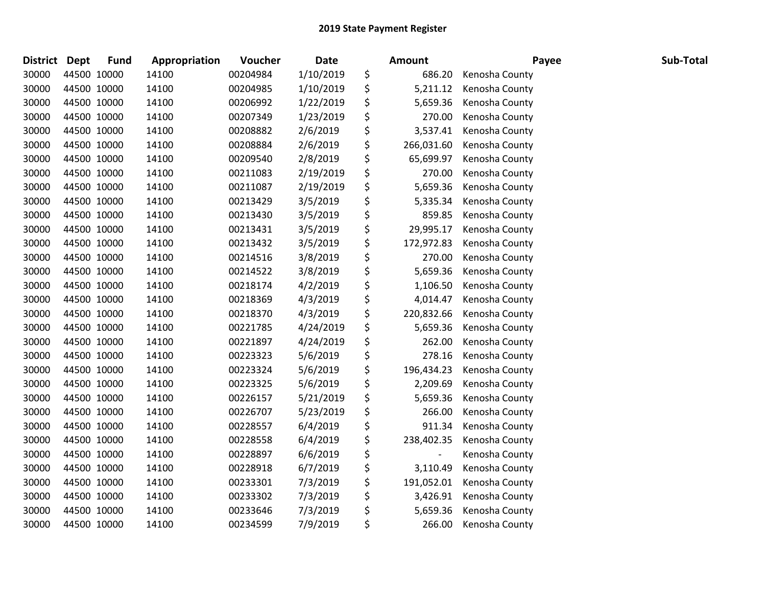# 2019 State Payment Register

| District | Dept | Fund | Appropriation | Voucher | Date | Amount | Payee | Sub-Total |
|---|---|---|---|---|---|---|---|---|
| 30000 | 44500 | 10000 | 14100 | 00204984 | 1/10/2019 | $ 686.20 | Kenosha County | |
| 30000 | 44500 | 10000 | 14100 | 00204985 | 1/10/2019 | $ 5,211.12 | Kenosha County | |
| 30000 | 44500 | 10000 | 14100 | 00206992 | 1/22/2019 | $ 5,659.36 | Kenosha County | |
| 30000 | 44500 | 10000 | 14100 | 00207349 | 1/23/2019 | $ 270.00 | Kenosha County | |
| 30000 | 44500 | 10000 | 14100 | 00208882 | 2/6/2019 | $ 3,537.41 | Kenosha County | |
| 30000 | 44500 | 10000 | 14100 | 00208884 | 2/6/2019 | $ 266,031.60 | Kenosha County | |
| 30000 | 44500 | 10000 | 14100 | 00209540 | 2/8/2019 | $ 65,699.97 | Kenosha County | |
| 30000 | 44500 | 10000 | 14100 | 00211083 | 2/19/2019 | $ 270.00 | Kenosha County | |
| 30000 | 44500 | 10000 | 14100 | 00211087 | 2/19/2019 | $ 5,659.36 | Kenosha County | |
| 30000 | 44500 | 10000 | 14100 | 00213429 | 3/5/2019 | $ 5,335.34 | Kenosha County | |
| 30000 | 44500 | 10000 | 14100 | 00213430 | 3/5/2019 | $ 859.85 | Kenosha County | |
| 30000 | 44500 | 10000 | 14100 | 00213431 | 3/5/2019 | $ 29,995.17 | Kenosha County | |
| 30000 | 44500 | 10000 | 14100 | 00213432 | 3/5/2019 | $ 172,972.83 | Kenosha County | |
| 30000 | 44500 | 10000 | 14100 | 00214516 | 3/8/2019 | $ 270.00 | Kenosha County | |
| 30000 | 44500 | 10000 | 14100 | 00214522 | 3/8/2019 | $ 5,659.36 | Kenosha County | |
| 30000 | 44500 | 10000 | 14100 | 00218174 | 4/2/2019 | $ 1,106.50 | Kenosha County | |
| 30000 | 44500 | 10000 | 14100 | 00218369 | 4/3/2019 | $ 4,014.47 | Kenosha County | |
| 30000 | 44500 | 10000 | 14100 | 00218370 | 4/3/2019 | $ 220,832.66 | Kenosha County | |
| 30000 | 44500 | 10000 | 14100 | 00221785 | 4/24/2019 | $ 5,659.36 | Kenosha County | |
| 30000 | 44500 | 10000 | 14100 | 00221897 | 4/24/2019 | $ 262.00 | Kenosha County | |
| 30000 | 44500 | 10000 | 14100 | 00223323 | 5/6/2019 | $ 278.16 | Kenosha County | |
| 30000 | 44500 | 10000 | 14100 | 00223324 | 5/6/2019 | $ 196,434.23 | Kenosha County | |
| 30000 | 44500 | 10000 | 14100 | 00223325 | 5/6/2019 | $ 2,209.69 | Kenosha County | |
| 30000 | 44500 | 10000 | 14100 | 00226157 | 5/21/2019 | $ 5,659.36 | Kenosha County | |
| 30000 | 44500 | 10000 | 14100 | 00226707 | 5/23/2019 | $ 266.00 | Kenosha County | |
| 30000 | 44500 | 10000 | 14100 | 00228557 | 6/4/2019 | $ 911.34 | Kenosha County | |
| 30000 | 44500 | 10000 | 14100 | 00228558 | 6/4/2019 | $ 238,402.35 | Kenosha County | |
| 30000 | 44500 | 10000 | 14100 | 00228897 | 6/6/2019 | $ - | Kenosha County | |
| 30000 | 44500 | 10000 | 14100 | 00228918 | 6/7/2019 | $ 3,110.49 | Kenosha County | |
| 30000 | 44500 | 10000 | 14100 | 00233301 | 7/3/2019 | $ 191,052.01 | Kenosha County | |
| 30000 | 44500 | 10000 | 14100 | 00233302 | 7/3/2019 | $ 3,426.91 | Kenosha County | |
| 30000 | 44500 | 10000 | 14100 | 00233646 | 7/3/2019 | $ 5,659.36 | Kenosha County | |
| 30000 | 44500 | 10000 | 14100 | 00234599 | 7/9/2019 | $ 266.00 | Kenosha County | |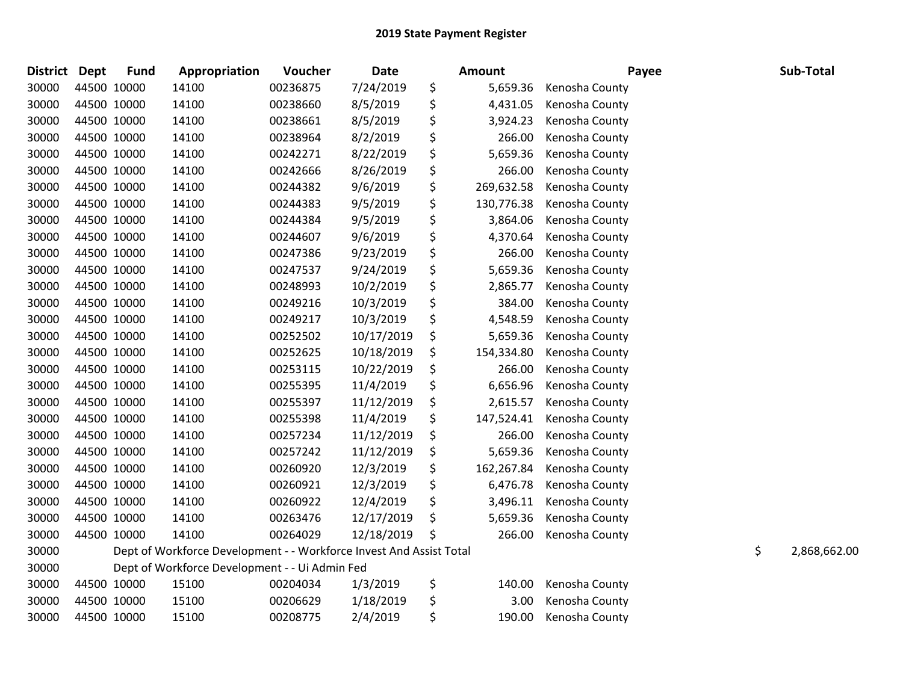# 2019 State Payment Register

| District | Dept | Fund | Appropriation | Voucher | Date | Amount | Payee | Sub-Total |
|---|---|---|---|---|---|---|---|---|
| 30000 | 44500 | 10000 | 14100 | 00236875 | 7/24/2019 | $ 5,659.36 | Kenosha County | |
| 30000 | 44500 | 10000 | 14100 | 00238660 | 8/5/2019 | $ 4,431.05 | Kenosha County | |
| 30000 | 44500 | 10000 | 14100 | 00238661 | 8/5/2019 | $ 3,924.23 | Kenosha County | |
| 30000 | 44500 | 10000 | 14100 | 00238964 | 8/2/2019 | $ 266.00 | Kenosha County | |
| 30000 | 44500 | 10000 | 14100 | 00242271 | 8/22/2019 | $ 5,659.36 | Kenosha County | |
| 30000 | 44500 | 10000 | 14100 | 00242666 | 8/26/2019 | $ 266.00 | Kenosha County | |
| 30000 | 44500 | 10000 | 14100 | 00244382 | 9/6/2019 | $ 269,632.58 | Kenosha County | |
| 30000 | 44500 | 10000 | 14100 | 00244383 | 9/5/2019 | $ 130,776.38 | Kenosha County | |
| 30000 | 44500 | 10000 | 14100 | 00244384 | 9/5/2019 | $ 3,864.06 | Kenosha County | |
| 30000 | 44500 | 10000 | 14100 | 00244607 | 9/6/2019 | $ 4,370.64 | Kenosha County | |
| 30000 | 44500 | 10000 | 14100 | 00247386 | 9/23/2019 | $ 266.00 | Kenosha County | |
| 30000 | 44500 | 10000 | 14100 | 00247537 | 9/24/2019 | $ 5,659.36 | Kenosha County | |
| 30000 | 44500 | 10000 | 14100 | 00248993 | 10/2/2019 | $ 2,865.77 | Kenosha County | |
| 30000 | 44500 | 10000 | 14100 | 00249216 | 10/3/2019 | $ 384.00 | Kenosha County | |
| 30000 | 44500 | 10000 | 14100 | 00249217 | 10/3/2019 | $ 4,548.59 | Kenosha County | |
| 30000 | 44500 | 10000 | 14100 | 00252502 | 10/17/2019 | $ 5,659.36 | Kenosha County | |
| 30000 | 44500 | 10000 | 14100 | 00252625 | 10/18/2019 | $ 154,334.80 | Kenosha County | |
| 30000 | 44500 | 10000 | 14100 | 00253115 | 10/22/2019 | $ 266.00 | Kenosha County | |
| 30000 | 44500 | 10000 | 14100 | 00255395 | 11/4/2019 | $ 6,656.96 | Kenosha County | |
| 30000 | 44500 | 10000 | 14100 | 00255397 | 11/12/2019 | $ 2,615.57 | Kenosha County | |
| 30000 | 44500 | 10000 | 14100 | 00255398 | 11/4/2019 | $ 147,524.41 | Kenosha County | |
| 30000 | 44500 | 10000 | 14100 | 00257234 | 11/12/2019 | $ 266.00 | Kenosha County | |
| 30000 | 44500 | 10000 | 14100 | 00257242 | 11/12/2019 | $ 5,659.36 | Kenosha County | |
| 30000 | 44500 | 10000 | 14100 | 00260920 | 12/3/2019 | $ 162,267.84 | Kenosha County | |
| 30000 | 44500 | 10000 | 14100 | 00260921 | 12/3/2019 | $ 6,476.78 | Kenosha County | |
| 30000 | 44500 | 10000 | 14100 | 00260922 | 12/4/2019 | $ 3,496.11 | Kenosha County | |
| 30000 | 44500 | 10000 | 14100 | 00263476 | 12/17/2019 | $ 5,659.36 | Kenosha County | |
| 30000 | 44500 | 10000 | 14100 | 00264029 | 12/18/2019 | $ 266.00 | Kenosha County | |
| 30000 | Dept of Workforce Development - - Workforce Invest And Assist Total | | | | | | | $ 2,868,662.00 |
| 30000 | Dept of Workforce Development - - Ui Admin Fed | | | | | | | |
| 30000 | 44500 | 10000 | 15100 | 00204034 | 1/3/2019 | $ 140.00 | Kenosha County | |
| 30000 | 44500 | 10000 | 15100 | 00206629 | 1/18/2019 | $ 3.00 | Kenosha County | |
| 30000 | 44500 | 10000 | 15100 | 00208775 | 2/4/2019 | $ 190.00 | Kenosha County | |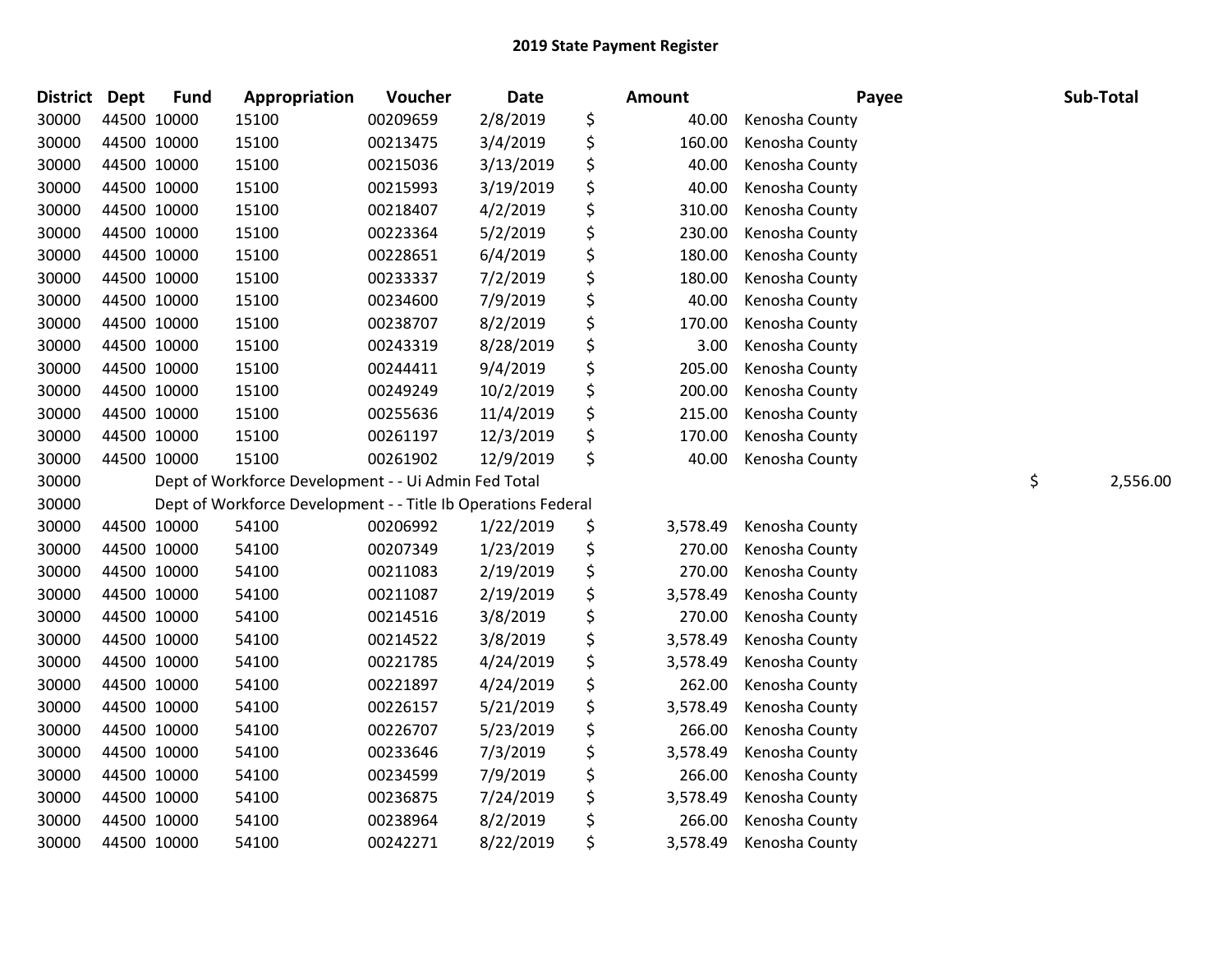# 2019 State Payment Register

| District | Dept | Fund | Appropriation | Voucher | Date | Amount | Payee | Sub-Total |
|---|---|---|---|---|---|---|---|---|
| 30000 | 44500 | 10000 | 15100 | 00209659 | 2/8/2019 | $ 40.00 | Kenosha County | |
| 30000 | 44500 | 10000 | 15100 | 00213475 | 3/4/2019 | $ 160.00 | Kenosha County | |
| 30000 | 44500 | 10000 | 15100 | 00215036 | 3/13/2019 | $ 40.00 | Kenosha County | |
| 30000 | 44500 | 10000 | 15100 | 00215993 | 3/19/2019 | $ 40.00 | Kenosha County | |
| 30000 | 44500 | 10000 | 15100 | 00218407 | 4/2/2019 | $ 310.00 | Kenosha County | |
| 30000 | 44500 | 10000 | 15100 | 00223364 | 5/2/2019 | $ 230.00 | Kenosha County | |
| 30000 | 44500 | 10000 | 15100 | 00228651 | 6/4/2019 | $ 180.00 | Kenosha County | |
| 30000 | 44500 | 10000 | 15100 | 00233337 | 7/2/2019 | $ 180.00 | Kenosha County | |
| 30000 | 44500 | 10000 | 15100 | 00234600 | 7/9/2019 | $ 40.00 | Kenosha County | |
| 30000 | 44500 | 10000 | 15100 | 00238707 | 8/2/2019 | $ 170.00 | Kenosha County | |
| 30000 | 44500 | 10000 | 15100 | 00243319 | 8/28/2019 | $ 3.00 | Kenosha County | |
| 30000 | 44500 | 10000 | 15100 | 00244411 | 9/4/2019 | $ 205.00 | Kenosha County | |
| 30000 | 44500 | 10000 | 15100 | 00249249 | 10/2/2019 | $ 200.00 | Kenosha County | |
| 30000 | 44500 | 10000 | 15100 | 00255636 | 11/4/2019 | $ 215.00 | Kenosha County | |
| 30000 | 44500 | 10000 | 15100 | 00261197 | 12/3/2019 | $ 170.00 | Kenosha County | |
| 30000 | 44500 | 10000 | 15100 | 00261902 | 12/9/2019 | $ 40.00 | Kenosha County | |
| 30000 | | Dept of Workforce Development - - Ui Admin Fed Total | | | | | | $ 2,556.00 |
| 30000 | | Dept of Workforce Development - - Title Ib Operations Federal | | | | | | |
| 30000 | 44500 | 10000 | 54100 | 00206992 | 1/22/2019 | $ 3,578.49 | Kenosha County | |
| 30000 | 44500 | 10000 | 54100 | 00207349 | 1/23/2019 | $ 270.00 | Kenosha County | |
| 30000 | 44500 | 10000 | 54100 | 00211083 | 2/19/2019 | $ 270.00 | Kenosha County | |
| 30000 | 44500 | 10000 | 54100 | 00211087 | 2/19/2019 | $ 3,578.49 | Kenosha County | |
| 30000 | 44500 | 10000 | 54100 | 00214516 | 3/8/2019 | $ 270.00 | Kenosha County | |
| 30000 | 44500 | 10000 | 54100 | 00214522 | 3/8/2019 | $ 3,578.49 | Kenosha County | |
| 30000 | 44500 | 10000 | 54100 | 00221785 | 4/24/2019 | $ 3,578.49 | Kenosha County | |
| 30000 | 44500 | 10000 | 54100 | 00221897 | 4/24/2019 | $ 262.00 | Kenosha County | |
| 30000 | 44500 | 10000 | 54100 | 00226157 | 5/21/2019 | $ 3,578.49 | Kenosha County | |
| 30000 | 44500 | 10000 | 54100 | 00226707 | 5/23/2019 | $ 266.00 | Kenosha County | |
| 30000 | 44500 | 10000 | 54100 | 00233646 | 7/3/2019 | $ 3,578.49 | Kenosha County | |
| 30000 | 44500 | 10000 | 54100 | 00234599 | 7/9/2019 | $ 266.00 | Kenosha County | |
| 30000 | 44500 | 10000 | 54100 | 00236875 | 7/24/2019 | $ 3,578.49 | Kenosha County | |
| 30000 | 44500 | 10000 | 54100 | 00238964 | 8/2/2019 | $ 266.00 | Kenosha County | |
| 30000 | 44500 | 10000 | 54100 | 00242271 | 8/22/2019 | $ 3,578.49 | Kenosha County | |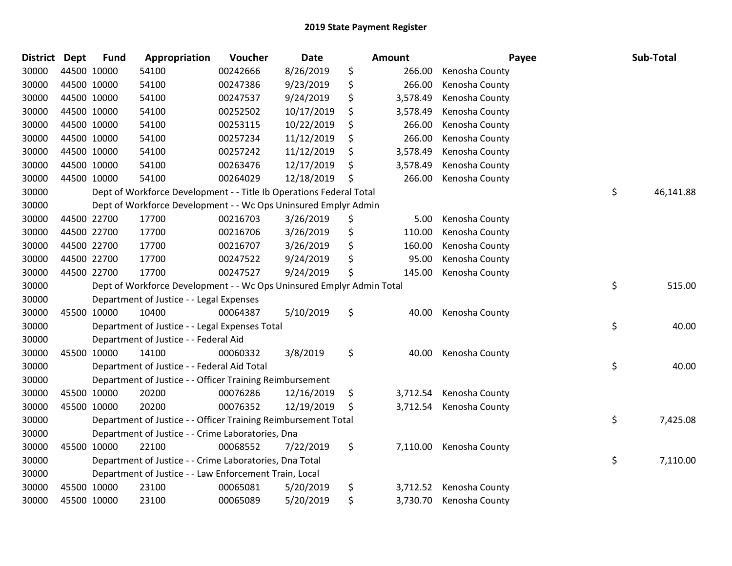# 2019 State Payment Register

| District | Dept | Fund | Appropriation | Voucher | Date | Amount | Payee | Sub-Total |
|---|---|---|---|---|---|---|---|---|
| 30000 | 44500 | 10000 | 54100 | 00242666 | 8/26/2019 | $ 266.00 | Kenosha County | |
| 30000 | 44500 | 10000 | 54100 | 00247386 | 9/23/2019 | $ 266.00 | Kenosha County | |
| 30000 | 44500 | 10000 | 54100 | 00247537 | 9/24/2019 | $ 3,578.49 | Kenosha County | |
| 30000 | 44500 | 10000 | 54100 | 00252502 | 10/17/2019 | $ 3,578.49 | Kenosha County | |
| 30000 | 44500 | 10000 | 54100 | 00253115 | 10/22/2019 | $ 266.00 | Kenosha County | |
| 30000 | 44500 | 10000 | 54100 | 00257234 | 11/12/2019 | $ 266.00 | Kenosha County | |
| 30000 | 44500 | 10000 | 54100 | 00257242 | 11/12/2019 | $ 3,578.49 | Kenosha County | |
| 30000 | 44500 | 10000 | 54100 | 00263476 | 12/17/2019 | $ 3,578.49 | Kenosha County | |
| 30000 | 44500 | 10000 | 54100 | 00264029 | 12/18/2019 | $ 266.00 | Kenosha County | |
| 30000 | | | Dept of Workforce Development - - Title Ib Operations Federal Total | | | | | $ 46,141.88 |
| 30000 | | | Dept of Workforce Development - - Wc Ops Uninsured Emplyr Admin | | | | | |
| 30000 | 44500 | 22700 | 17700 | 00216703 | 3/26/2019 | $ 5.00 | Kenosha County | |
| 30000 | 44500 | 22700 | 17700 | 00216706 | 3/26/2019 | $ 110.00 | Kenosha County | |
| 30000 | 44500 | 22700 | 17700 | 00216707 | 3/26/2019 | $ 160.00 | Kenosha County | |
| 30000 | 44500 | 22700 | 17700 | 00247522 | 9/24/2019 | $ 95.00 | Kenosha County | |
| 30000 | 44500 | 22700 | 17700 | 00247527 | 9/24/2019 | $ 145.00 | Kenosha County | |
| 30000 | | | Dept of Workforce Development - - Wc Ops Uninsured Emplyr Admin Total | | | | | $ 515.00 |
| 30000 | | | Department of Justice - - Legal Expenses | | | | | |
| 30000 | 45500 | 10000 | 10400 | 00064387 | 5/10/2019 | $ 40.00 | Kenosha County | |
| 30000 | | | Department of Justice - - Legal Expenses Total | | | | | $ 40.00 |
| 30000 | | | Department of Justice - - Federal Aid | | | | | |
| 30000 | 45500 | 10000 | 14100 | 00060332 | 3/8/2019 | $ 40.00 | Kenosha County | |
| 30000 | | | Department of Justice - - Federal Aid Total | | | | | $ 40.00 |
| 30000 | | | Department of Justice - - Officer Training Reimbursement | | | | | |
| 30000 | 45500 | 10000 | 20200 | 00076286 | 12/16/2019 | $ 3,712.54 | Kenosha County | |
| 30000 | 45500 | 10000 | 20200 | 00076352 | 12/19/2019 | $ 3,712.54 | Kenosha County | |
| 30000 | | | Department of Justice - - Officer Training Reimbursement Total | | | | | $ 7,425.08 |
| 30000 | | | Department of Justice - - Crime Laboratories, Dna | | | | | |
| 30000 | 45500 | 10000 | 22100 | 00068552 | 7/22/2019 | $ 7,110.00 | Kenosha County | |
| 30000 | | | Department of Justice - - Crime Laboratories, Dna Total | | | | | $ 7,110.00 |
| 30000 | | | Department of Justice - - Law Enforcement Train, Local | | | | | |
| 30000 | 45500 | 10000 | 23100 | 00065081 | 5/20/2019 | $ 3,712.52 | Kenosha County | |
| 30000 | 45500 | 10000 | 23100 | 00065089 | 5/20/2019 | $ 3,730.70 | Kenosha County | |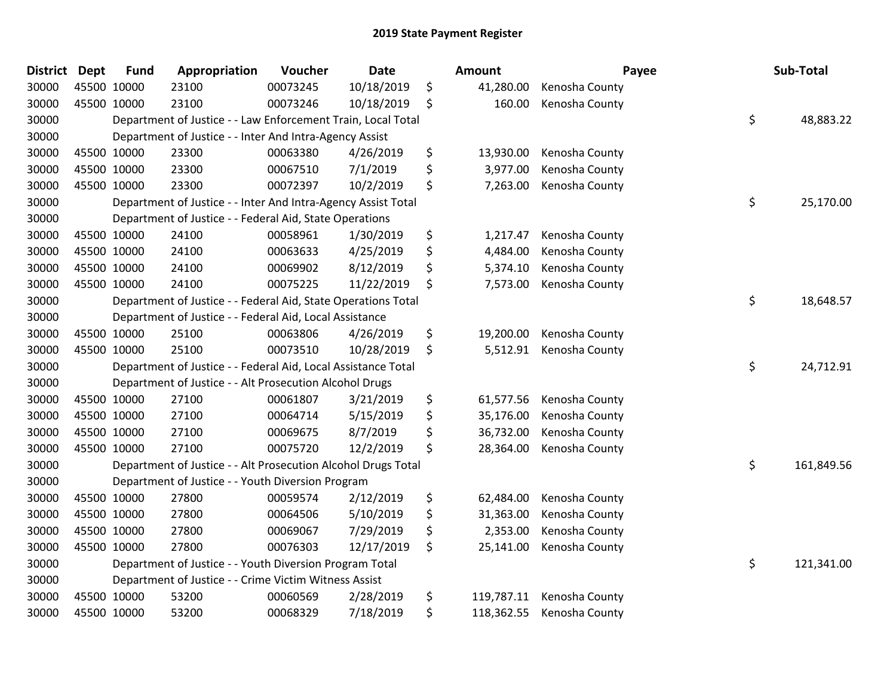# 2019 State Payment Register

| District | Dept | Fund | Appropriation | Voucher | Date | Amount | Payee | Sub-Total |
|---|---|---|---|---|---|---|---|---|
| 30000 | 45500 | 10000 | 23100 | 00073245 | 10/18/2019 | $ 41,280.00 | Kenosha County | |
| 30000 | 45500 | 10000 | 23100 | 00073246 | 10/18/2019 | $ 160.00 | Kenosha County | |
| 30000 | | Department of Justice - - Law Enforcement Train, Local Total | | | | | | $ 48,883.22 |
| 30000 | | Department of Justice - - Inter And Intra-Agency Assist | | | | | | |
| 30000 | 45500 | 10000 | 23300 | 00063380 | 4/26/2019 | $ 13,930.00 | Kenosha County | |
| 30000 | 45500 | 10000 | 23300 | 00067510 | 7/1/2019 | $ 3,977.00 | Kenosha County | |
| 30000 | 45500 | 10000 | 23300 | 00072397 | 10/2/2019 | $ 7,263.00 | Kenosha County | |
| 30000 | | Department of Justice - - Inter And Intra-Agency Assist Total | | | | | | $ 25,170.00 |
| 30000 | | Department of Justice - - Federal Aid, State Operations | | | | | | |
| 30000 | 45500 | 10000 | 24100 | 00058961 | 1/30/2019 | $ 1,217.47 | Kenosha County | |
| 30000 | 45500 | 10000 | 24100 | 00063633 | 4/25/2019 | $ 4,484.00 | Kenosha County | |
| 30000 | 45500 | 10000 | 24100 | 00069902 | 8/12/2019 | $ 5,374.10 | Kenosha County | |
| 30000 | 45500 | 10000 | 24100 | 00075225 | 11/22/2019 | $ 7,573.00 | Kenosha County | |
| 30000 | | Department of Justice - - Federal Aid, State Operations Total | | | | | | $ 18,648.57 |
| 30000 | | Department of Justice - - Federal Aid, Local Assistance | | | | | | |
| 30000 | 45500 | 10000 | 25100 | 00063806 | 4/26/2019 | $ 19,200.00 | Kenosha County | |
| 30000 | 45500 | 10000 | 25100 | 00073510 | 10/28/2019 | $ 5,512.91 | Kenosha County | |
| 30000 | | Department of Justice - - Federal Aid, Local Assistance Total | | | | | | $ 24,712.91 |
| 30000 | | Department of Justice - - Alt Prosecution Alcohol Drugs | | | | | | |
| 30000 | 45500 | 10000 | 27100 | 00061807 | 3/21/2019 | $ 61,577.56 | Kenosha County | |
| 30000 | 45500 | 10000 | 27100 | 00064714 | 5/15/2019 | $ 35,176.00 | Kenosha County | |
| 30000 | 45500 | 10000 | 27100 | 00069675 | 8/7/2019 | $ 36,732.00 | Kenosha County | |
| 30000 | 45500 | 10000 | 27100 | 00075720 | 12/2/2019 | $ 28,364.00 | Kenosha County | |
| 30000 | | Department of Justice - - Alt Prosecution Alcohol Drugs Total | | | | | | $ 161,849.56 |
| 30000 | | Department of Justice - - Youth Diversion Program | | | | | | |
| 30000 | 45500 | 10000 | 27800 | 00059574 | 2/12/2019 | $ 62,484.00 | Kenosha County | |
| 30000 | 45500 | 10000 | 27800 | 00064506 | 5/10/2019 | $ 31,363.00 | Kenosha County | |
| 30000 | 45500 | 10000 | 27800 | 00069067 | 7/29/2019 | $ 2,353.00 | Kenosha County | |
| 30000 | 45500 | 10000 | 27800 | 00076303 | 12/17/2019 | $ 25,141.00 | Kenosha County | |
| 30000 | | Department of Justice - - Youth Diversion Program Total | | | | | | $ 121,341.00 |
| 30000 | | Department of Justice - - Crime Victim Witness Assist | | | | | | |
| 30000 | 45500 | 10000 | 53200 | 00060569 | 2/28/2019 | $ 119,787.11 | Kenosha County | |
| 30000 | 45500 | 10000 | 53200 | 00068329 | 7/18/2019 | $ 118,362.55 | Kenosha County | |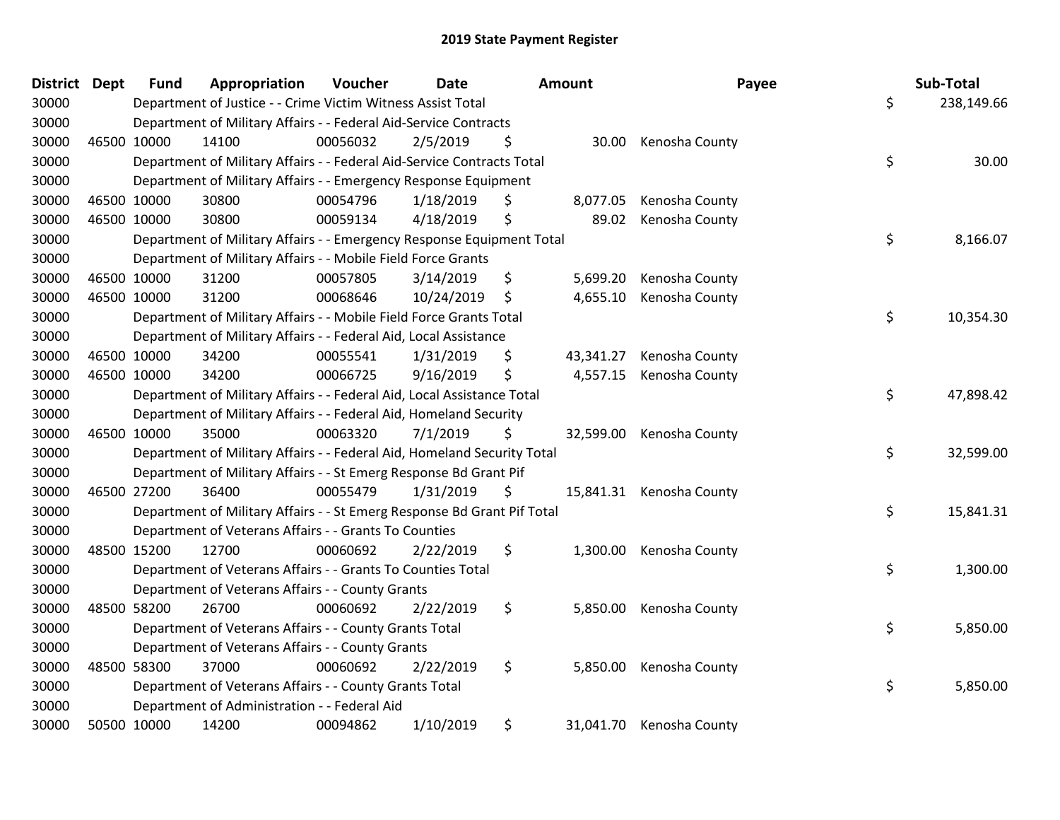# 2019 State Payment Register

| District | Dept | Fund | Appropriation | Voucher | Date | Amount | Payee | Sub-Total |
|---|---|---|---|---|---|---|---|---|
| 30000 | | Department of Justice - - Crime Victim Witness Assist Total | | | | | | $ 238,149.66 |
| 30000 | | Department of Military Affairs - - Federal Aid-Service Contracts | | | | | | |
| 30000 | 46500 | 10000 | 14100 | 00056032 | 2/5/2019 | $ 30.00 | Kenosha County | |
| 30000 | | Department of Military Affairs - - Federal Aid-Service Contracts Total | | | | | | $ 30.00 |
| 30000 | | Department of Military Affairs - - Emergency Response Equipment | | | | | | |
| 30000 | 46500 | 10000 | 30800 | 00054796 | 1/18/2019 | $ 8,077.05 | Kenosha County | |
| 30000 | 46500 | 10000 | 30800 | 00059134 | 4/18/2019 | $ 89.02 | Kenosha County | |
| 30000 | | Department of Military Affairs - - Emergency Response Equipment Total | | | | | | $ 8,166.07 |
| 30000 | | Department of Military Affairs - - Mobile Field Force Grants | | | | | | |
| 30000 | 46500 | 10000 | 31200 | 00057805 | 3/14/2019 | $ 5,699.20 | Kenosha County | |
| 30000 | 46500 | 10000 | 31200 | 00068646 | 10/24/2019 | $ 4,655.10 | Kenosha County | |
| 30000 | | Department of Military Affairs - - Mobile Field Force Grants Total | | | | | | $ 10,354.30 |
| 30000 | | Department of Military Affairs - - Federal Aid, Local Assistance | | | | | | |
| 30000 | 46500 | 10000 | 34200 | 00055541 | 1/31/2019 | $ 43,341.27 | Kenosha County | |
| 30000 | 46500 | 10000 | 34200 | 00066725 | 9/16/2019 | $ 4,557.15 | Kenosha County | |
| 30000 | | Department of Military Affairs - - Federal Aid, Local Assistance Total | | | | | | $ 47,898.42 |
| 30000 | | Department of Military Affairs - - Federal Aid, Homeland Security | | | | | | |
| 30000 | 46500 | 10000 | 35000 | 00063320 | 7/1/2019 | $ 32,599.00 | Kenosha County | |
| 30000 | | Department of Military Affairs - - Federal Aid, Homeland Security Total | | | | | | $ 32,599.00 |
| 30000 | | Department of Military Affairs - - St Emerg Response Bd Grant Pif | | | | | | |
| 30000 | 46500 | 27200 | 36400 | 00055479 | 1/31/2019 | $ 15,841.31 | Kenosha County | |
| 30000 | | Department of Military Affairs - - St Emerg Response Bd Grant Pif Total | | | | | | $ 15,841.31 |
| 30000 | | Department of Veterans Affairs - - Grants To Counties | | | | | | |
| 30000 | 48500 | 15200 | 12700 | 00060692 | 2/22/2019 | $ 1,300.00 | Kenosha County | |
| 30000 | | Department of Veterans Affairs - - Grants To Counties Total | | | | | | $ 1,300.00 |
| 30000 | | Department of Veterans Affairs - - County Grants | | | | | | |
| 30000 | 48500 | 58200 | 26700 | 00060692 | 2/22/2019 | $ 5,850.00 | Kenosha County | |
| 30000 | | Department of Veterans Affairs - - County Grants Total | | | | | | $ 5,850.00 |
| 30000 | | Department of Veterans Affairs - - County Grants | | | | | | |
| 30000 | 48500 | 58300 | 37000 | 00060692 | 2/22/2019 | $ 5,850.00 | Kenosha County | |
| 30000 | | Department of Veterans Affairs - - County Grants Total | | | | | | $ 5,850.00 |
| 30000 | | Department of Administration - - Federal Aid | | | | | | |
| 30000 | 50500 | 10000 | 14200 | 00094862 | 1/10/2019 | $ 31,041.70 | Kenosha County | |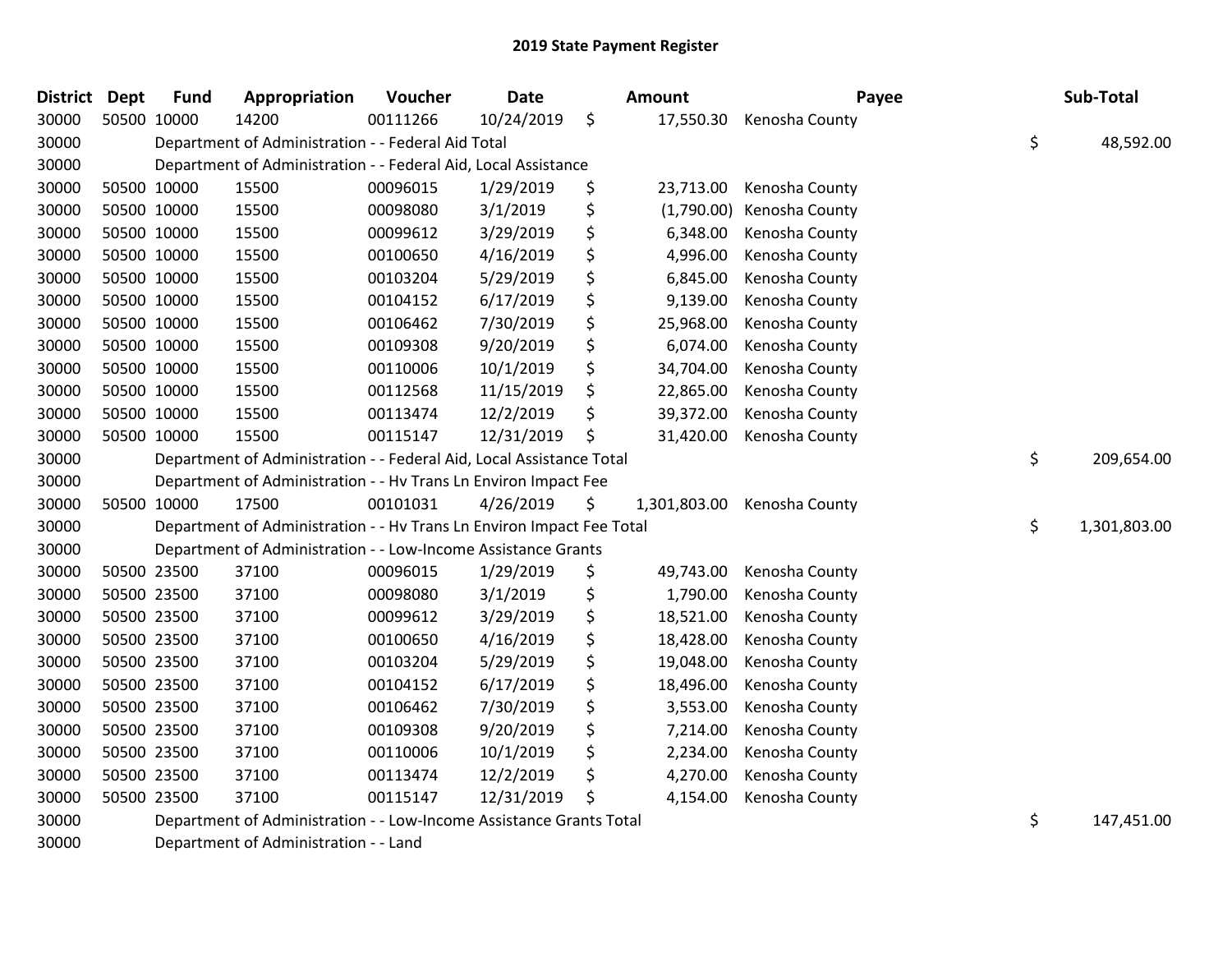# 2019 State Payment Register

| District | Dept | Fund | Appropriation | Voucher | Date | Amount | Payee | Sub-Total |
|---|---|---|---|---|---|---|---|---|
| 30000 | 50500 | 10000 | 14200 | 00111266 | 10/24/2019 | $ 17,550.30 | Kenosha County | |
| 30000 | | Department of Administration - - Federal Aid Total | | | | | | $ 48,592.00 |
| 30000 | | Department of Administration - - Federal Aid, Local Assistance | | | | | | |
| 30000 | 50500 | 10000 | 15500 | 00096015 | 1/29/2019 | $ 23,713.00 | Kenosha County | |
| 30000 | 50500 | 10000 | 15500 | 00098080 | 3/1/2019 | $ (1,790.00) | Kenosha County | |
| 30000 | 50500 | 10000 | 15500 | 00099612 | 3/29/2019 | $ 6,348.00 | Kenosha County | |
| 30000 | 50500 | 10000 | 15500 | 00100650 | 4/16/2019 | $ 4,996.00 | Kenosha County | |
| 30000 | 50500 | 10000 | 15500 | 00103204 | 5/29/2019 | $ 6,845.00 | Kenosha County | |
| 30000 | 50500 | 10000 | 15500 | 00104152 | 6/17/2019 | $ 9,139.00 | Kenosha County | |
| 30000 | 50500 | 10000 | 15500 | 00106462 | 7/30/2019 | $ 25,968.00 | Kenosha County | |
| 30000 | 50500 | 10000 | 15500 | 00109308 | 9/20/2019 | $ 6,074.00 | Kenosha County | |
| 30000 | 50500 | 10000 | 15500 | 00110006 | 10/1/2019 | $ 34,704.00 | Kenosha County | |
| 30000 | 50500 | 10000 | 15500 | 00112568 | 11/15/2019 | $ 22,865.00 | Kenosha County | |
| 30000 | 50500 | 10000 | 15500 | 00113474 | 12/2/2019 | $ 39,372.00 | Kenosha County | |
| 30000 | 50500 | 10000 | 15500 | 00115147 | 12/31/2019 | $ 31,420.00 | Kenosha County | |
| 30000 | | Department of Administration - - Federal Aid, Local Assistance Total | | | | | | $ 209,654.00 |
| 30000 | | Department of Administration - - Hv Trans Ln Environ Impact Fee | | | | | | |
| 30000 | 50500 | 10000 | 17500 | 00101031 | 4/26/2019 | $ 1,301,803.00 | Kenosha County | |
| 30000 | | Department of Administration - - Hv Trans Ln Environ Impact Fee Total | | | | | | $ 1,301,803.00 |
| 30000 | | Department of Administration - - Low-Income Assistance Grants | | | | | | |
| 30000 | 50500 | 23500 | 37100 | 00096015 | 1/29/2019 | $ 49,743.00 | Kenosha County | |
| 30000 | 50500 | 23500 | 37100 | 00098080 | 3/1/2019 | $ 1,790.00 | Kenosha County | |
| 30000 | 50500 | 23500 | 37100 | 00099612 | 3/29/2019 | $ 18,521.00 | Kenosha County | |
| 30000 | 50500 | 23500 | 37100 | 00100650 | 4/16/2019 | $ 18,428.00 | Kenosha County | |
| 30000 | 50500 | 23500 | 37100 | 00103204 | 5/29/2019 | $ 19,048.00 | Kenosha County | |
| 30000 | 50500 | 23500 | 37100 | 00104152 | 6/17/2019 | $ 18,496.00 | Kenosha County | |
| 30000 | 50500 | 23500 | 37100 | 00106462 | 7/30/2019 | $ 3,553.00 | Kenosha County | |
| 30000 | 50500 | 23500 | 37100 | 00109308 | 9/20/2019 | $ 7,214.00 | Kenosha County | |
| 30000 | 50500 | 23500 | 37100 | 00110006 | 10/1/2019 | $ 2,234.00 | Kenosha County | |
| 30000 | 50500 | 23500 | 37100 | 00113474 | 12/2/2019 | $ 4,270.00 | Kenosha County | |
| 30000 | 50500 | 23500 | 37100 | 00115147 | 12/31/2019 | $ 4,154.00 | Kenosha County | |
| 30000 | | Department of Administration - - Low-Income Assistance Grants Total | | | | | | $ 147,451.00 |
| 30000 | | Department of Administration - - Land | | | | | | |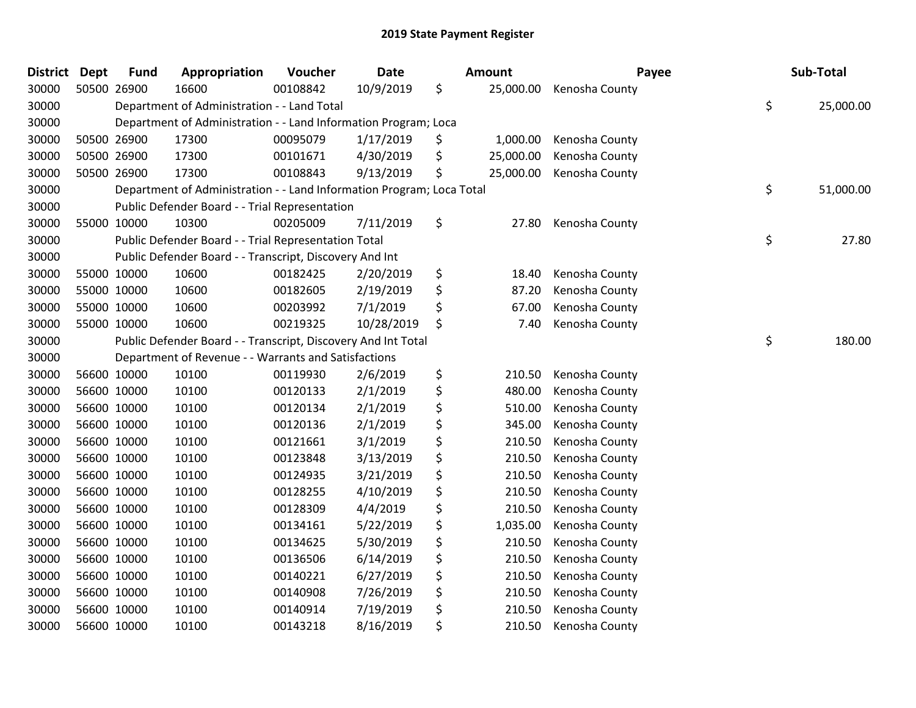# 2019 State Payment Register

| District | Dept | Fund | Appropriation | Voucher | Date | | Amount | Payee | | Sub-Total |
|---|---|---|---|---|---|---|---|---|---|---|
| 30000 | 50500 | 26900 | 16600 | 00108842 | 10/9/2019 | $ | 25,000.00 | Kenosha County | | |
| 30000 | | Department of Administration - - Land Total | | | | | | | $ | 25,000.00 |
| 30000 | | Department of Administration - - Land Information Program; Loca | | | | | | | | |
| 30000 | 50500 | 26900 | 17300 | 00095079 | 1/17/2019 | $ | 1,000.00 | Kenosha County | | |
| 30000 | 50500 | 26900 | 17300 | 00101671 | 4/30/2019 | $ | 25,000.00 | Kenosha County | | |
| 30000 | 50500 | 26900 | 17300 | 00108843 | 9/13/2019 | $ | 25,000.00 | Kenosha County | | |
| 30000 | | Department of Administration - - Land Information Program; Loca Total | | | | | | | $ | 51,000.00 |
| 30000 | | Public Defender Board - - Trial Representation | | | | | | | | |
| 30000 | 55000 | 10000 | 10300 | 00205009 | 7/11/2019 | $ | 27.80 | Kenosha County | | |
| 30000 | | Public Defender Board - - Trial Representation Total | | | | | | | $ | 27.80 |
| 30000 | | Public Defender Board - - Transcript, Discovery And Int | | | | | | | | |
| 30000 | 55000 | 10000 | 10600 | 00182425 | 2/20/2019 | $ | 18.40 | Kenosha County | | |
| 30000 | 55000 | 10000 | 10600 | 00182605 | 2/19/2019 | $ | 87.20 | Kenosha County | | |
| 30000 | 55000 | 10000 | 10600 | 00203992 | 7/1/2019 | $ | 67.00 | Kenosha County | | |
| 30000 | 55000 | 10000 | 10600 | 00219325 | 10/28/2019 | $ | 7.40 | Kenosha County | | |
| 30000 | | Public Defender Board - - Transcript, Discovery And Int Total | | | | | | | $ | 180.00 |
| 30000 | | Department of Revenue - - Warrants and Satisfactions | | | | | | | | |
| 30000 | 56600 | 10000 | 10100 | 00119930 | 2/6/2019 | $ | 210.50 | Kenosha County | | |
| 30000 | 56600 | 10000 | 10100 | 00120133 | 2/1/2019 | $ | 480.00 | Kenosha County | | |
| 30000 | 56600 | 10000 | 10100 | 00120134 | 2/1/2019 | $ | 510.00 | Kenosha County | | |
| 30000 | 56600 | 10000 | 10100 | 00120136 | 2/1/2019 | $ | 345.00 | Kenosha County | | |
| 30000 | 56600 | 10000 | 10100 | 00121661 | 3/1/2019 | $ | 210.50 | Kenosha County | | |
| 30000 | 56600 | 10000 | 10100 | 00123848 | 3/13/2019 | $ | 210.50 | Kenosha County | | |
| 30000 | 56600 | 10000 | 10100 | 00124935 | 3/21/2019 | $ | 210.50 | Kenosha County | | |
| 30000 | 56600 | 10000 | 10100 | 00128255 | 4/10/2019 | $ | 210.50 | Kenosha County | | |
| 30000 | 56600 | 10000 | 10100 | 00128309 | 4/4/2019 | $ | 210.50 | Kenosha County | | |
| 30000 | 56600 | 10000 | 10100 | 00134161 | 5/22/2019 | $ | 1,035.00 | Kenosha County | | |
| 30000 | 56600 | 10000 | 10100 | 00134625 | 5/30/2019 | $ | 210.50 | Kenosha County | | |
| 30000 | 56600 | 10000 | 10100 | 00136506 | 6/14/2019 | $ | 210.50 | Kenosha County | | |
| 30000 | 56600 | 10000 | 10100 | 00140221 | 6/27/2019 | $ | 210.50 | Kenosha County | | |
| 30000 | 56600 | 10000 | 10100 | 00140908 | 7/26/2019 | $ | 210.50 | Kenosha County | | |
| 30000 | 56600 | 10000 | 10100 | 00140914 | 7/19/2019 | $ | 210.50 | Kenosha County | | |
| 30000 | 56600 | 10000 | 10100 | 00143218 | 8/16/2019 | $ | 210.50 | Kenosha County | | |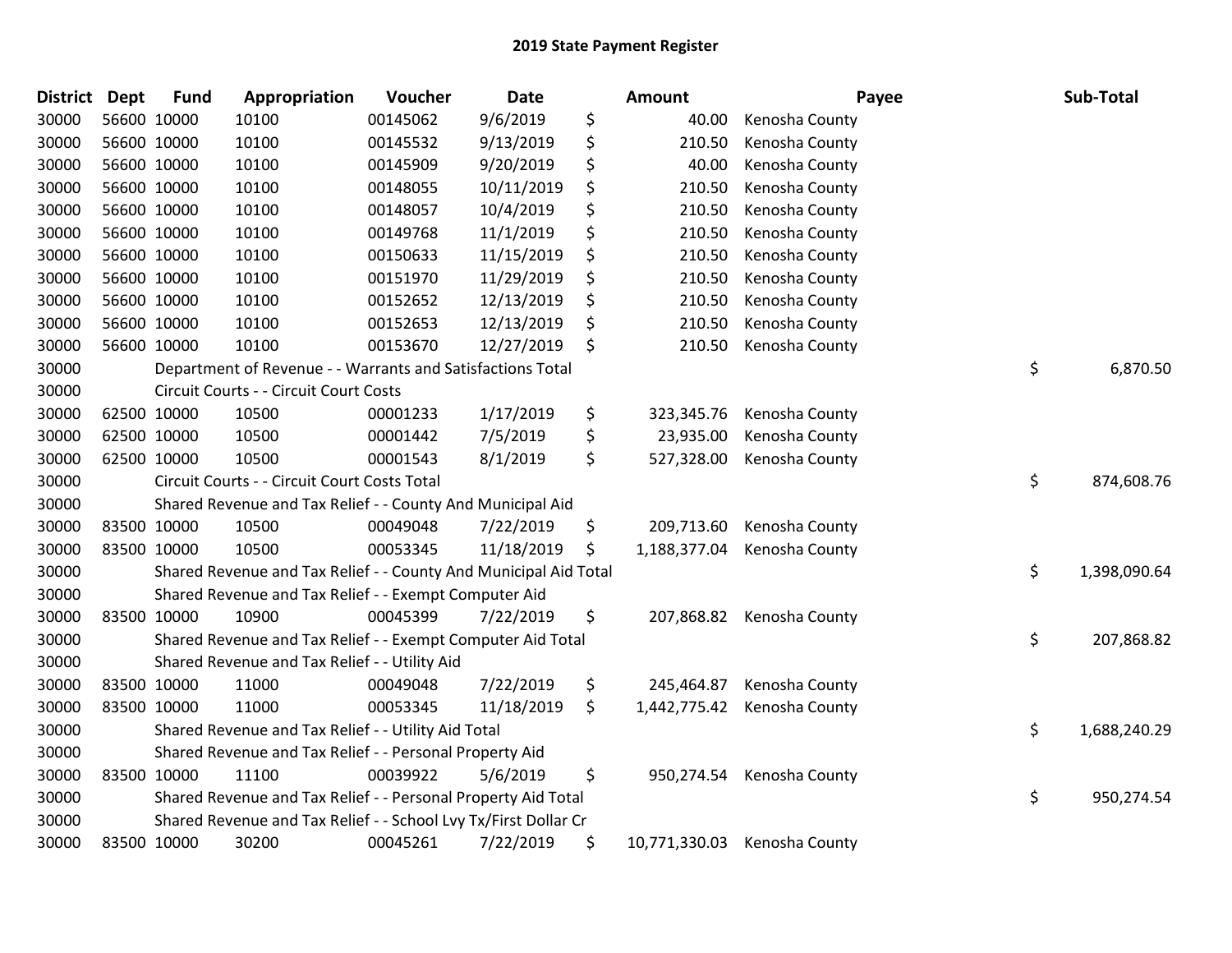# 2019 State Payment Register

| District | Dept | Fund | Appropriation | Voucher | Date | Amount | Payee | Sub-Total |
|---|---|---|---|---|---|---|---|---|
| 30000 | 56600 | 10000 | 10100 | 00145062 | 9/6/2019 | $ 40.00 | Kenosha County | |
| 30000 | 56600 | 10000 | 10100 | 00145532 | 9/13/2019 | $ 210.50 | Kenosha County | |
| 30000 | 56600 | 10000 | 10100 | 00145909 | 9/20/2019 | $ 40.00 | Kenosha County | |
| 30000 | 56600 | 10000 | 10100 | 00148055 | 10/11/2019 | $ 210.50 | Kenosha County | |
| 30000 | 56600 | 10000 | 10100 | 00148057 | 10/4/2019 | $ 210.50 | Kenosha County | |
| 30000 | 56600 | 10000 | 10100 | 00149768 | 11/1/2019 | $ 210.50 | Kenosha County | |
| 30000 | 56600 | 10000 | 10100 | 00150633 | 11/15/2019 | $ 210.50 | Kenosha County | |
| 30000 | 56600 | 10000 | 10100 | 00151970 | 11/29/2019 | $ 210.50 | Kenosha County | |
| 30000 | 56600 | 10000 | 10100 | 00152652 | 12/13/2019 | $ 210.50 | Kenosha County | |
| 30000 | 56600 | 10000 | 10100 | 00152653 | 12/13/2019 | $ 210.50 | Kenosha County | |
| 30000 | 56600 | 10000 | 10100 | 00153670 | 12/27/2019 | $ 210.50 | Kenosha County | |
| 30000 | | Department of Revenue - - Warrants and Satisfactions Total | | | | | | $ 6,870.50 |
| 30000 | | Circuit Courts - - Circuit Court Costs | | | | | | |
| 30000 | 62500 | 10000 | 10500 | 00001233 | 1/17/2019 | $ 323,345.76 | Kenosha County | |
| 30000 | 62500 | 10000 | 10500 | 00001442 | 7/5/2019 | $ 23,935.00 | Kenosha County | |
| 30000 | 62500 | 10000 | 10500 | 00001543 | 8/1/2019 | $ 527,328.00 | Kenosha County | |
| 30000 | | Circuit Courts - - Circuit Court Costs Total | | | | | | $ 874,608.76 |
| 30000 | | Shared Revenue and Tax Relief - - County And Municipal Aid | | | | | | |
| 30000 | 83500 | 10000 | 10500 | 00049048 | 7/22/2019 | $ 209,713.60 | Kenosha County | |
| 30000 | 83500 | 10000 | 10500 | 00053345 | 11/18/2019 | $ 1,188,377.04 | Kenosha County | |
| 30000 | | Shared Revenue and Tax Relief - - County And Municipal Aid Total | | | | | | $ 1,398,090.64 |
| 30000 | | Shared Revenue and Tax Relief - - Exempt Computer Aid | | | | | | |
| 30000 | 83500 | 10000 | 10900 | 00045399 | 7/22/2019 | $ 207,868.82 | Kenosha County | |
| 30000 | | Shared Revenue and Tax Relief - - Exempt Computer Aid Total | | | | | | $ 207,868.82 |
| 30000 | | Shared Revenue and Tax Relief - - Utility Aid | | | | | | |
| 30000 | 83500 | 10000 | 11000 | 00049048 | 7/22/2019 | $ 245,464.87 | Kenosha County | |
| 30000 | 83500 | 10000 | 11000 | 00053345 | 11/18/2019 | $ 1,442,775.42 | Kenosha County | |
| 30000 | | Shared Revenue and Tax Relief - - Utility Aid Total | | | | | | $ 1,688,240.29 |
| 30000 | | Shared Revenue and Tax Relief - - Personal Property Aid | | | | | | |
| 30000 | 83500 | 10000 | 11100 | 00039922 | 5/6/2019 | $ 950,274.54 | Kenosha County | |
| 30000 | | Shared Revenue and Tax Relief - - Personal Property Aid Total | | | | | | $ 950,274.54 |
| 30000 | | Shared Revenue and Tax Relief - - School Lvy Tx/First Dollar Cr | | | | | | |
| 30000 | 83500 | 10000 | 30200 | 00045261 | 7/22/2019 | $ 10,771,330.03 | Kenosha County | |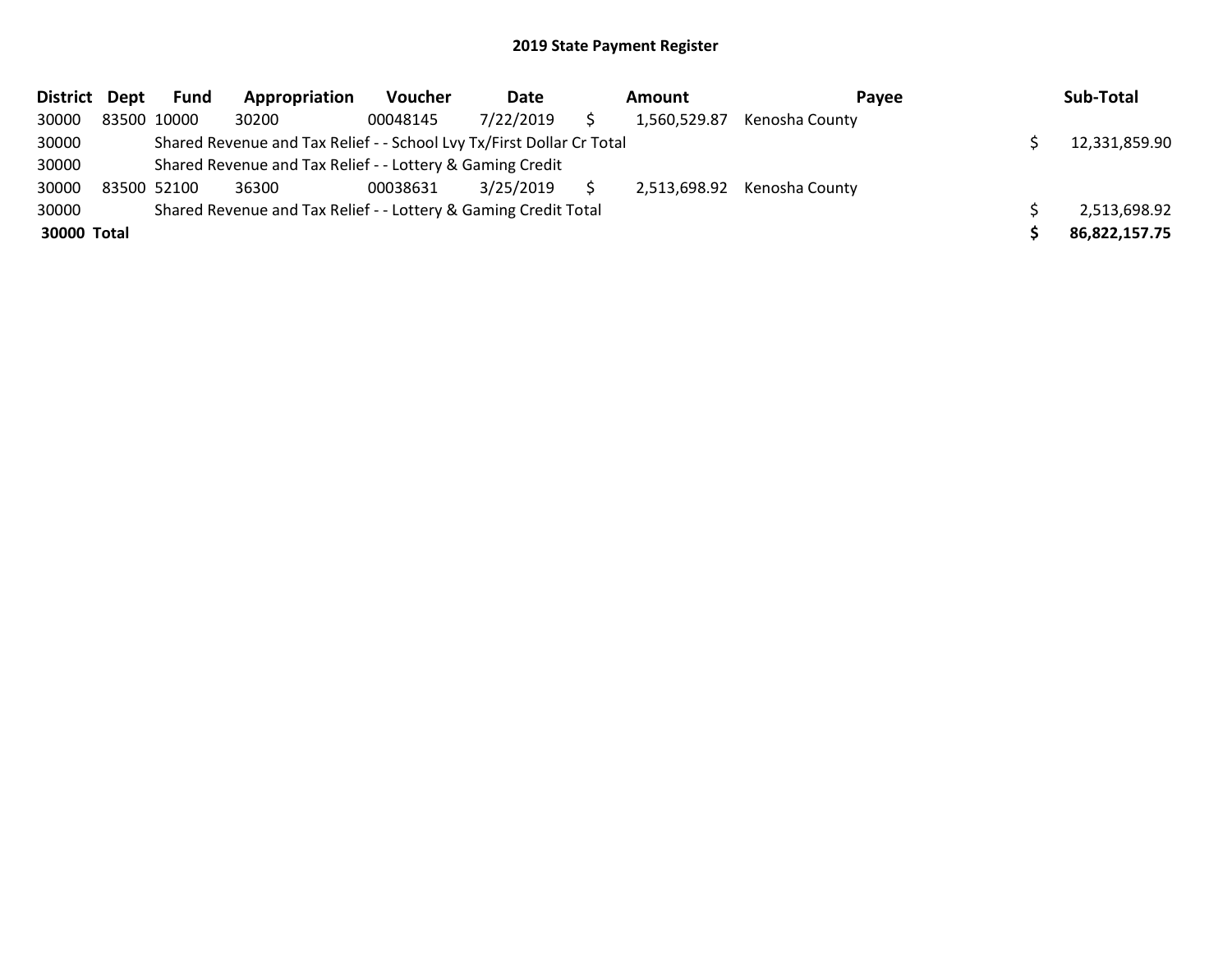## 2019 State Payment Register

| District | Dept | Fund | Appropriation | Voucher | Date | Amount | Payee | Sub-Total |
|---|---|---|---|---|---|---|---|---|
| 30000 | 83500 | 10000 | 30200 | 00048145 | 7/22/2019 | $ 1,560,529.87 | Kenosha County | |
| 30000 | | Shared Revenue and Tax Relief - - School Lvy Tx/First Dollar Cr Total | | | | | | $ 12,331,859.90 |
| 30000 | | Shared Revenue and Tax Relief - - Lottery & Gaming Credit | | | | | | |
| 30000 | 83500 | 52100 | 36300 | 00038631 | 3/25/2019 | $ 2,513,698.92 | Kenosha County | |
| 30000 | | Shared Revenue and Tax Relief - - Lottery & Gaming Credit Total | | | | | | $ 2,513,698.92 |
| **30000 Total** | | | | | | | | **$ 86,822,157.75** |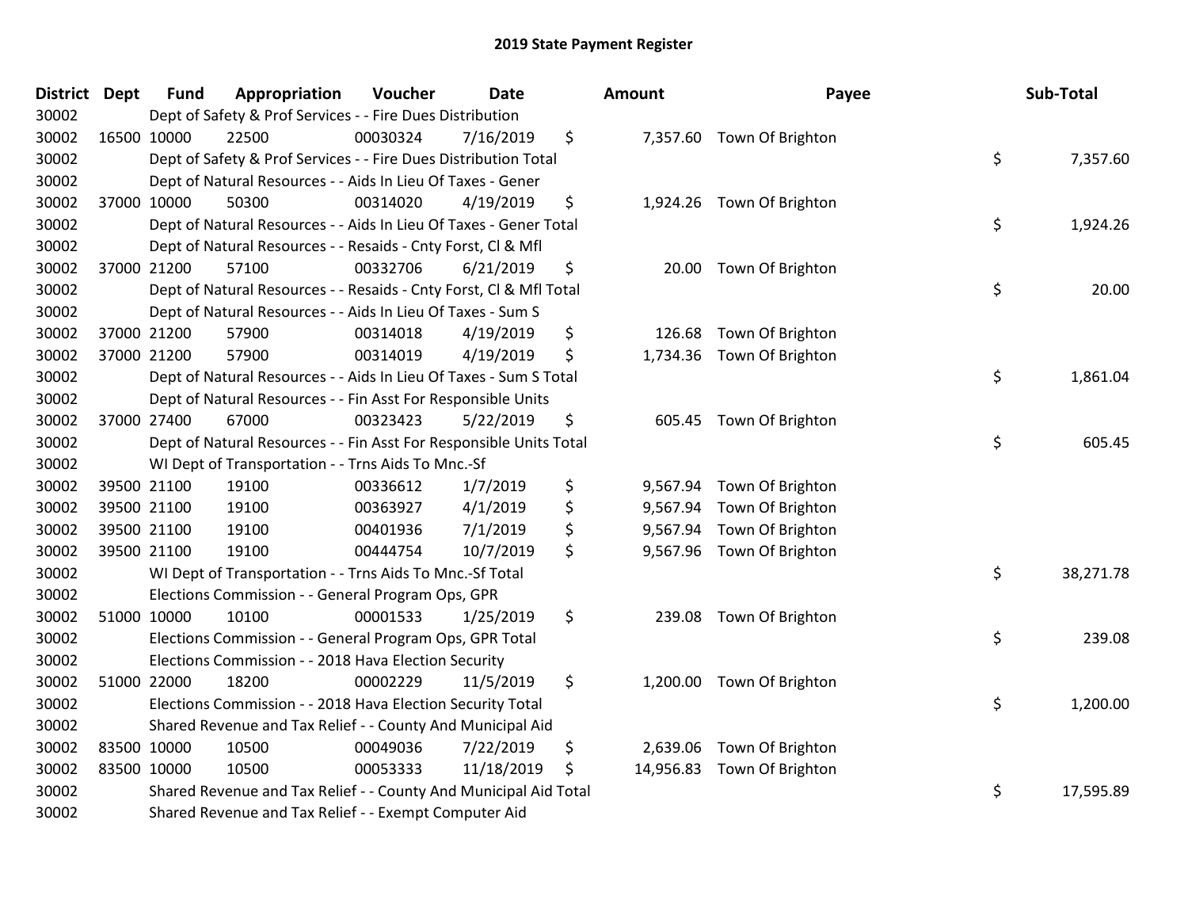# 2019 State Payment Register

| District | Dept | Fund | Appropriation | Voucher | Date | Amount | Payee | Sub-Total |
|---|---|---|---|---|---|---|---|---|
| 30002 | | Dept of Safety & Prof Services - - Fire Dues Distribution | | | | | | |
| 30002 | 16500 | 10000 | 22500 | 00030324 | 7/16/2019 | $ 7,357.60 | Town Of Brighton | |
| 30002 | | Dept of Safety & Prof Services - - Fire Dues Distribution Total | | | | | | $ 7,357.60 |
| 30002 | | Dept of Natural Resources - - Aids In Lieu Of Taxes - Gener | | | | | | |
| 30002 | 37000 | 10000 | 50300 | 00314020 | 4/19/2019 | $ 1,924.26 | Town Of Brighton | |
| 30002 | | Dept of Natural Resources - - Aids In Lieu Of Taxes - Gener Total | | | | | | $ 1,924.26 |
| 30002 | | Dept of Natural Resources - - Resaids - Cnty Forst, Cl & Mfl | | | | | | |
| 30002 | 37000 | 21200 | 57100 | 00332706 | 6/21/2019 | $ 20.00 | Town Of Brighton | |
| 30002 | | Dept of Natural Resources - - Resaids - Cnty Forst, Cl & Mfl Total | | | | | | $ 20.00 |
| 30002 | | Dept of Natural Resources - - Aids In Lieu Of Taxes - Sum S | | | | | | |
| 30002 | 37000 | 21200 | 57900 | 00314018 | 4/19/2019 | $ 126.68 | Town Of Brighton | |
| 30002 | 37000 | 21200 | 57900 | 00314019 | 4/19/2019 | $ 1,734.36 | Town Of Brighton | |
| 30002 | | Dept of Natural Resources - - Aids In Lieu Of Taxes - Sum S Total | | | | | | $ 1,861.04 |
| 30002 | | Dept of Natural Resources - - Fin Asst For Responsible Units | | | | | | |
| 30002 | 37000 | 27400 | 67000 | 00323423 | 5/22/2019 | $ 605.45 | Town Of Brighton | |
| 30002 | | Dept of Natural Resources - - Fin Asst For Responsible Units Total | | | | | | $ 605.45 |
| 30002 | | WI Dept of Transportation - - Trns Aids To Mnc.-Sf | | | | | | |
| 30002 | 39500 | 21100 | 19100 | 00336612 | 1/7/2019 | $ 9,567.94 | Town Of Brighton | |
| 30002 | 39500 | 21100 | 19100 | 00363927 | 4/1/2019 | $ 9,567.94 | Town Of Brighton | |
| 30002 | 39500 | 21100 | 19100 | 00401936 | 7/1/2019 | $ 9,567.94 | Town Of Brighton | |
| 30002 | 39500 | 21100 | 19100 | 00444754 | 10/7/2019 | $ 9,567.96 | Town Of Brighton | |
| 30002 | | WI Dept of Transportation - - Trns Aids To Mnc.-Sf Total | | | | | | $ 38,271.78 |
| 30002 | | Elections Commission - - General Program Ops, GPR | | | | | | |
| 30002 | 51000 | 10000 | 10100 | 00001533 | 1/25/2019 | $ 239.08 | Town Of Brighton | |
| 30002 | | Elections Commission - - General Program Ops, GPR Total | | | | | | $ 239.08 |
| 30002 | | Elections Commission - - 2018 Hava Election Security | | | | | | |
| 30002 | 51000 | 22000 | 18200 | 00002229 | 11/5/2019 | $ 1,200.00 | Town Of Brighton | |
| 30002 | | Elections Commission - - 2018 Hava Election Security Total | | | | | | $ 1,200.00 |
| 30002 | | Shared Revenue and Tax Relief - - County And Municipal Aid | | | | | | |
| 30002 | 83500 | 10000 | 10500 | 00049036 | 7/22/2019 | $ 2,639.06 | Town Of Brighton | |
| 30002 | 83500 | 10000 | 10500 | 00053333 | 11/18/2019 | $ 14,956.83 | Town Of Brighton | |
| 30002 | | Shared Revenue and Tax Relief - - County And Municipal Aid Total | | | | | | $ 17,595.89 |
| 30002 | | Shared Revenue and Tax Relief - - Exempt Computer Aid | | | | | | |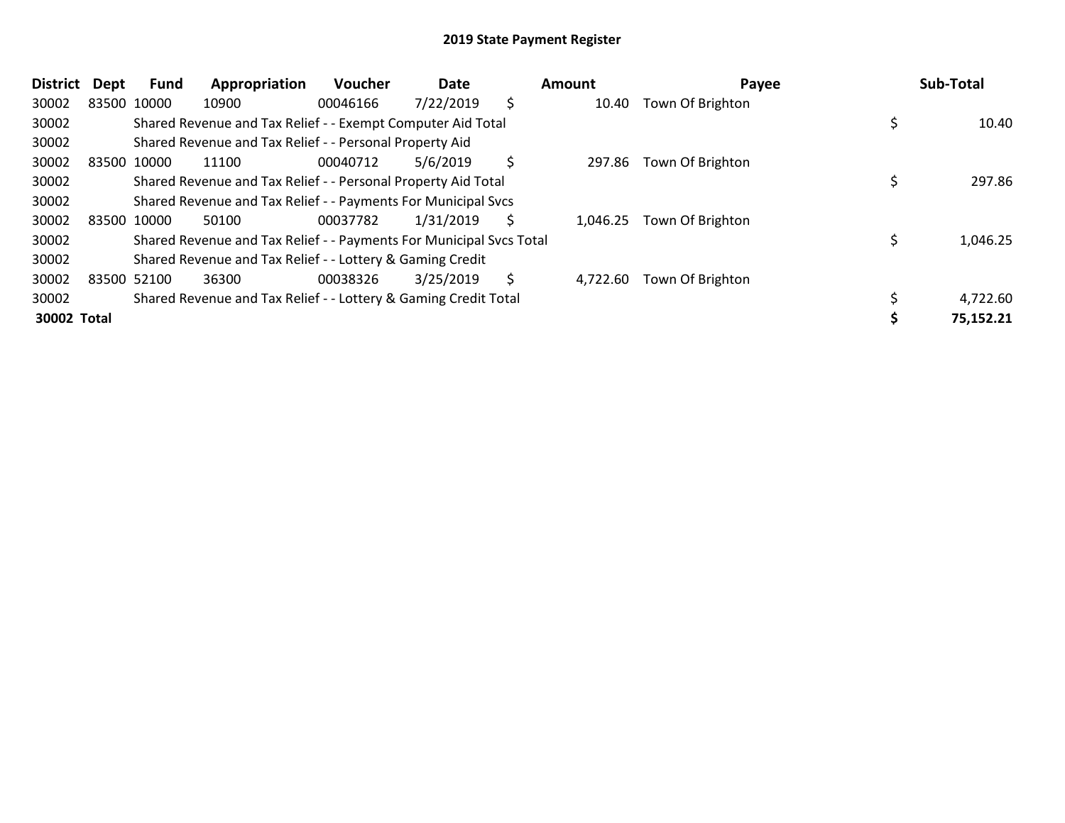# 2019 State Payment Register

| District | Dept | Fund | Appropriation | Voucher | Date | Amount | Payee | Sub-Total |
|---|---|---|---|---|---|---|---|---|
| 30002 | 83500 | 10000 | 10900 | 00046166 | 7/22/2019 | $ 10.40 | Town Of Brighton | |
| 30002 | | Shared Revenue and Tax Relief - - Exempt Computer Aid Total | | | | | | $ 10.40 |
| 30002 | | Shared Revenue and Tax Relief - - Personal Property Aid | | | | | | |
| 30002 | 83500 | 10000 | 11100 | 00040712 | 5/6/2019 | $ 297.86 | Town Of Brighton | |
| 30002 | | Shared Revenue and Tax Relief - - Personal Property Aid Total | | | | | | $ 297.86 |
| 30002 | | Shared Revenue and Tax Relief - - Payments For Municipal Svcs | | | | | | |
| 30002 | 83500 | 10000 | 50100 | 00037782 | 1/31/2019 | $ 1,046.25 | Town Of Brighton | |
| 30002 | | Shared Revenue and Tax Relief - - Payments For Municipal Svcs Total | | | | | | $ 1,046.25 |
| 30002 | | Shared Revenue and Tax Relief - - Lottery & Gaming Credit | | | | | | |
| 30002 | 83500 | 52100 | 36300 | 00038326 | 3/25/2019 | $ 4,722.60 | Town Of Brighton | |
| 30002 | | Shared Revenue and Tax Relief - - Lottery & Gaming Credit Total | | | | | | $ 4,722.60 |
| **30002 Total** | | | | | | | | **$ 75,152.21** |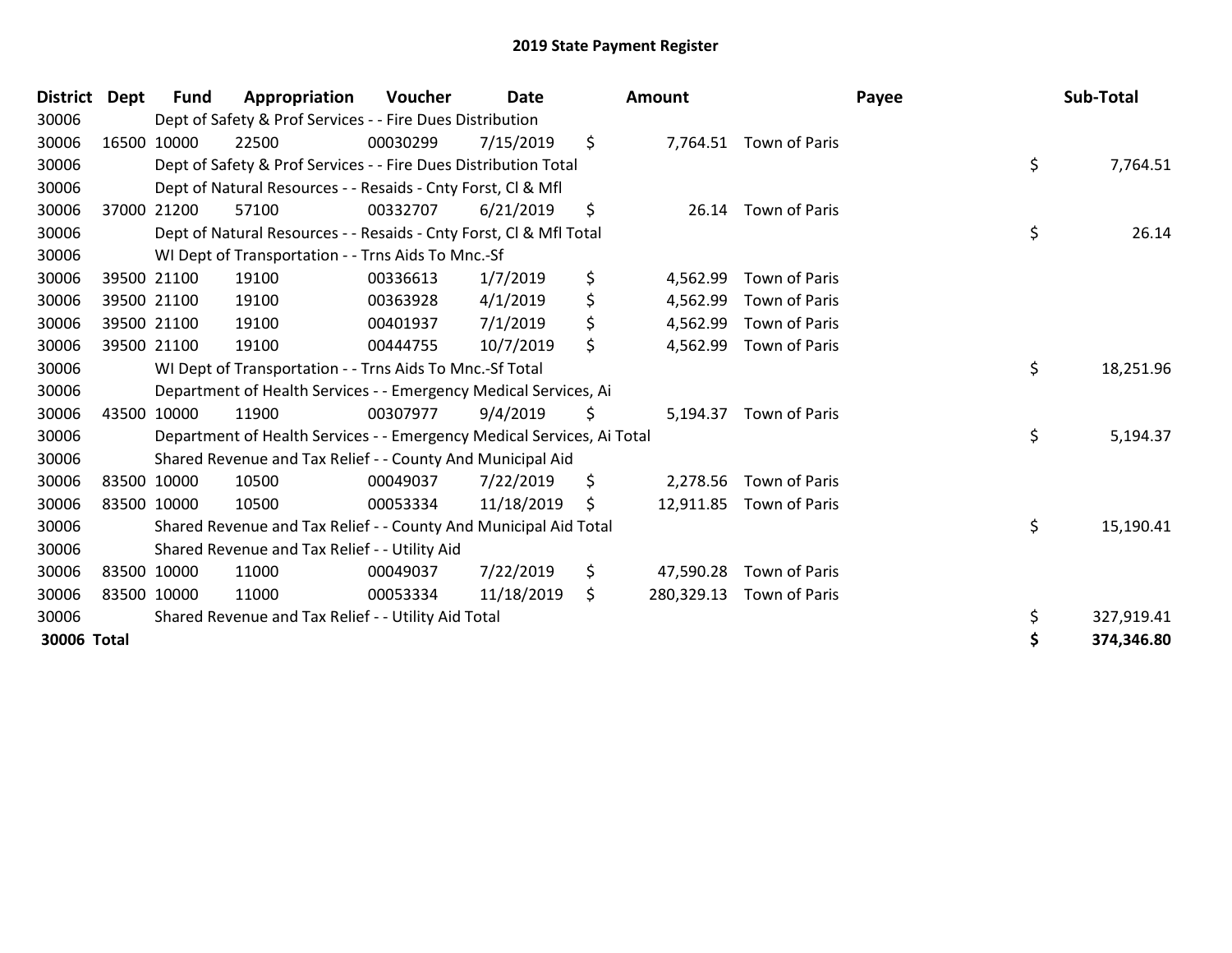# 2019 State Payment Register

| District | Dept | Fund | Appropriation | Voucher | Date | Amount | Payee | Sub-Total |
|---|---|---|---|---|---|---|---|---|
| 30006 | | Dept of Safety & Prof Services - - Fire Dues Distribution | | | | | | |
| 30006 | 16500 | 10000 | 22500 | 00030299 | 7/15/2019 | $ 7,764.51 | Town of Paris | |
| 30006 | | Dept of Safety & Prof Services - - Fire Dues Distribution Total | | | | | | $ 7,764.51 |
| 30006 | | Dept of Natural Resources - - Resaids - Cnty Forst, Cl & Mfl | | | | | | |
| 30006 | 37000 | 21200 | 57100 | 00332707 | 6/21/2019 | $ 26.14 | Town of Paris | |
| 30006 | | Dept of Natural Resources - - Resaids - Cnty Forst, Cl & Mfl Total | | | | | | $ 26.14 |
| 30006 | | WI Dept of Transportation - - Trns Aids To Mnc.-Sf | | | | | | |
| 30006 | 39500 | 21100 | 19100 | 00336613 | 1/7/2019 | $ 4,562.99 | Town of Paris | |
| 30006 | 39500 | 21100 | 19100 | 00363928 | 4/1/2019 | $ 4,562.99 | Town of Paris | |
| 30006 | 39500 | 21100 | 19100 | 00401937 | 7/1/2019 | $ 4,562.99 | Town of Paris | |
| 30006 | 39500 | 21100 | 19100 | 00444755 | 10/7/2019 | $ 4,562.99 | Town of Paris | |
| 30006 | | WI Dept of Transportation - - Trns Aids To Mnc.-Sf Total | | | | | | $ 18,251.96 |
| 30006 | | Department of Health Services - - Emergency Medical Services, Ai | | | | | | |
| 30006 | 43500 | 10000 | 11900 | 00307977 | 9/4/2019 | $ 5,194.37 | Town of Paris | |
| 30006 | | Department of Health Services - - Emergency Medical Services, Ai Total | | | | | | $ 5,194.37 |
| 30006 | | Shared Revenue and Tax Relief - - County And Municipal Aid | | | | | | |
| 30006 | 83500 | 10000 | 10500 | 00049037 | 7/22/2019 | $ 2,278.56 | Town of Paris | |
| 30006 | 83500 | 10000 | 10500 | 00053334 | 11/18/2019 | $ 12,911.85 | Town of Paris | |
| 30006 | | Shared Revenue and Tax Relief - - County And Municipal Aid Total | | | | | | $ 15,190.41 |
| 30006 | | Shared Revenue and Tax Relief - - Utility Aid | | | | | | |
| 30006 | 83500 | 10000 | 11000 | 00049037 | 7/22/2019 | $ 47,590.28 | Town of Paris | |
| 30006 | 83500 | 10000 | 11000 | 00053334 | 11/18/2019 | $ 280,329.13 | Town of Paris | |
| 30006 | | Shared Revenue and Tax Relief - - Utility Aid Total | | | | | | $ 327,919.41 |
| **30006 Total** | | | | | | | | **$ 374,346.80** |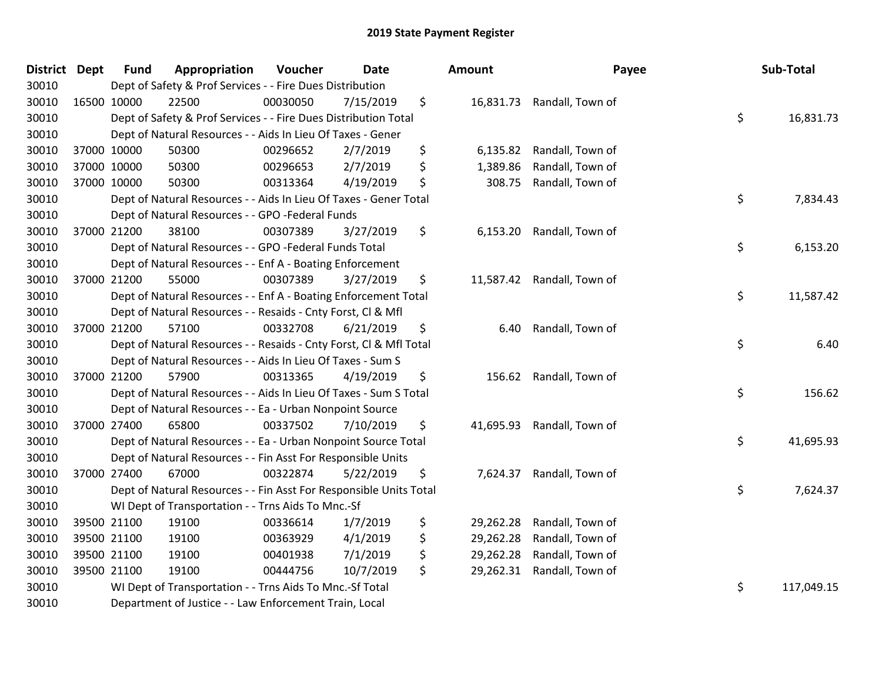# 2019 State Payment Register

| District | Dept | Fund | Appropriation | Voucher | Date | Amount | Payee | Sub-Total |
|---|---|---|---|---|---|---|---|---|
| 30010 | | Dept of Safety & Prof Services - - Fire Dues Distribution | | | | | | |
| 30010 | 16500 | 10000 | 22500 | 00030050 | 7/15/2019 | $ 16,831.73 | Randall, Town of | |
| 30010 | | Dept of Safety & Prof Services - - Fire Dues Distribution Total | | | | | | $ 16,831.73 |
| 30010 | | Dept of Natural Resources - - Aids In Lieu Of Taxes - Gener | | | | | | |
| 30010 | 37000 | 10000 | 50300 | 00296652 | 2/7/2019 | $ 6,135.82 | Randall, Town of | |
| 30010 | 37000 | 10000 | 50300 | 00296653 | 2/7/2019 | $ 1,389.86 | Randall, Town of | |
| 30010 | 37000 | 10000 | 50300 | 00313364 | 4/19/2019 | $ 308.75 | Randall, Town of | |
| 30010 | | Dept of Natural Resources - - Aids In Lieu Of Taxes - Gener Total | | | | | | $ 7,834.43 |
| 30010 | | Dept of Natural Resources - - GPO -Federal Funds | | | | | | |
| 30010 | 37000 | 21200 | 38100 | 00307389 | 3/27/2019 | $ 6,153.20 | Randall, Town of | |
| 30010 | | Dept of Natural Resources - - GPO -Federal Funds Total | | | | | | $ 6,153.20 |
| 30010 | | Dept of Natural Resources - - Enf A - Boating Enforcement | | | | | | |
| 30010 | 37000 | 21200 | 55000 | 00307389 | 3/27/2019 | $ 11,587.42 | Randall, Town of | |
| 30010 | | Dept of Natural Resources - - Enf A - Boating Enforcement Total | | | | | | $ 11,587.42 |
| 30010 | | Dept of Natural Resources - - Resaids - Cnty Forst, Cl & Mfl | | | | | | |
| 30010 | 37000 | 21200 | 57100 | 00332708 | 6/21/2019 | $ 6.40 | Randall, Town of | |
| 30010 | | Dept of Natural Resources - - Resaids - Cnty Forst, Cl & Mfl Total | | | | | | $ 6.40 |
| 30010 | | Dept of Natural Resources - - Aids In Lieu Of Taxes - Sum S | | | | | | |
| 30010 | 37000 | 21200 | 57900 | 00313365 | 4/19/2019 | $ 156.62 | Randall, Town of | |
| 30010 | | Dept of Natural Resources - - Aids In Lieu Of Taxes - Sum S Total | | | | | | $ 156.62 |
| 30010 | | Dept of Natural Resources - - Ea - Urban Nonpoint Source | | | | | | |
| 30010 | 37000 | 27400 | 65800 | 00337502 | 7/10/2019 | $ 41,695.93 | Randall, Town of | |
| 30010 | | Dept of Natural Resources - - Ea - Urban Nonpoint Source Total | | | | | | $ 41,695.93 |
| 30010 | | Dept of Natural Resources - - Fin Asst For Responsible Units | | | | | | |
| 30010 | 37000 | 27400 | 67000 | 00322874 | 5/22/2019 | $ 7,624.37 | Randall, Town of | |
| 30010 | | Dept of Natural Resources - - Fin Asst For Responsible Units Total | | | | | | $ 7,624.37 |
| 30010 | | WI Dept of Transportation - - Trns Aids To Mnc.-Sf | | | | | | |
| 30010 | 39500 | 21100 | 19100 | 00336614 | 1/7/2019 | $ 29,262.28 | Randall, Town of | |
| 30010 | 39500 | 21100 | 19100 | 00363929 | 4/1/2019 | $ 29,262.28 | Randall, Town of | |
| 30010 | 39500 | 21100 | 19100 | 00401938 | 7/1/2019 | $ 29,262.28 | Randall, Town of | |
| 30010 | 39500 | 21100 | 19100 | 00444756 | 10/7/2019 | $ 29,262.31 | Randall, Town of | |
| 30010 | | WI Dept of Transportation - - Trns Aids To Mnc.-Sf Total | | | | | | $ 117,049.15 |
| 30010 | | Department of Justice - - Law Enforcement Train, Local | | | | | | |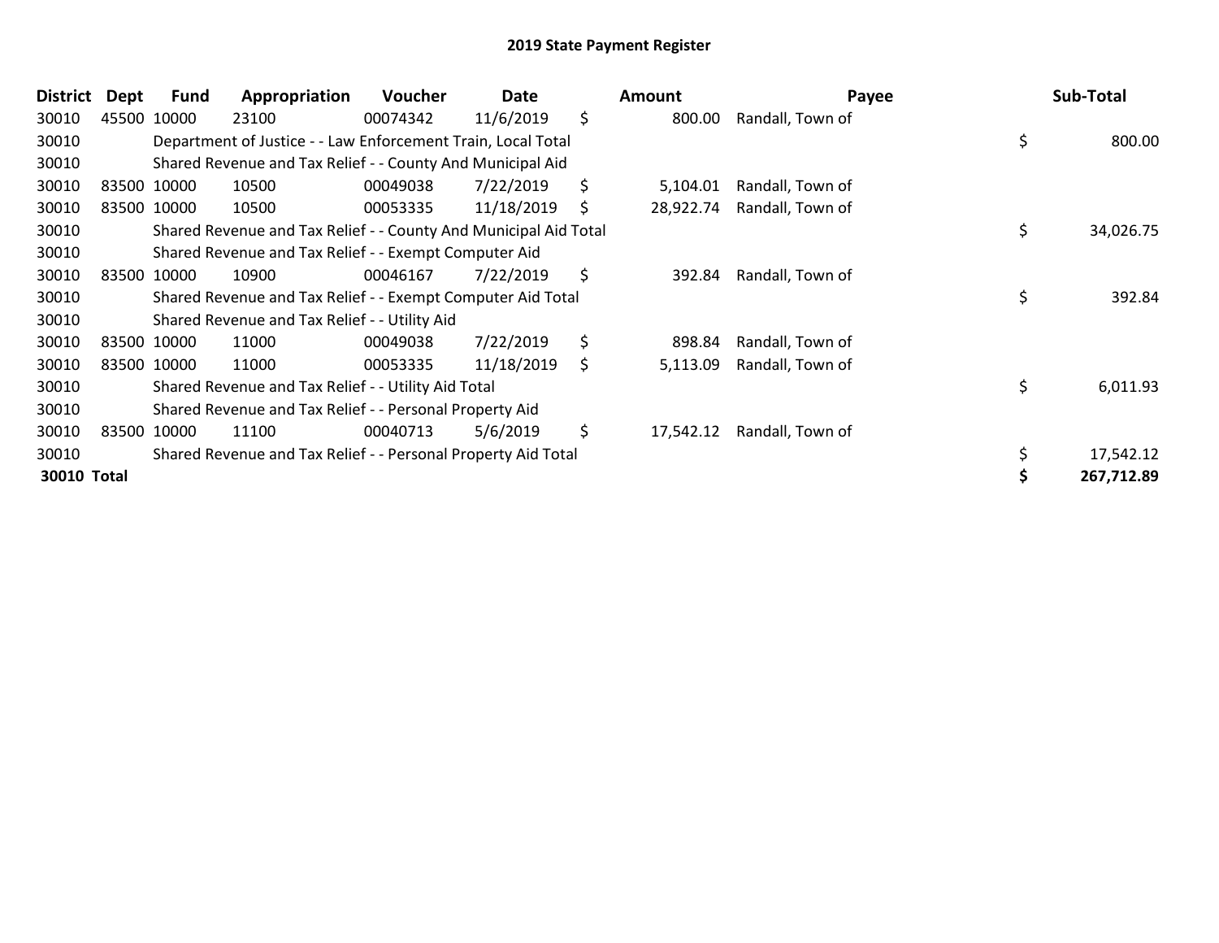## 2019 State Payment Register

| District | Dept | Fund | Appropriation | Voucher | Date | Amount | Payee | Sub-Total |
|---|---|---|---|---|---|---|---|---|
| 30010 | 45500 | 10000 | 23100 | 00074342 | 11/6/2019 | $ 800.00 | Randall, Town of | |
| 30010 | | Department of Justice - - Law Enforcement Train, Local Total | | | | | | $ 800.00 |
| 30010 | | Shared Revenue and Tax Relief - - County And Municipal Aid | | | | | | |
| 30010 | 83500 | 10000 | 10500 | 00049038 | 7/22/2019 | $ 5,104.01 | Randall, Town of | |
| 30010 | 83500 | 10000 | 10500 | 00053335 | 11/18/2019 | $ 28,922.74 | Randall, Town of | |
| 30010 | | Shared Revenue and Tax Relief - - County And Municipal Aid Total | | | | | | $ 34,026.75 |
| 30010 | | Shared Revenue and Tax Relief - - Exempt Computer Aid | | | | | | |
| 30010 | 83500 | 10000 | 10900 | 00046167 | 7/22/2019 | $ 392.84 | Randall, Town of | |
| 30010 | | Shared Revenue and Tax Relief - - Exempt Computer Aid Total | | | | | | $ 392.84 |
| 30010 | | Shared Revenue and Tax Relief - - Utility Aid | | | | | | |
| 30010 | 83500 | 10000 | 11000 | 00049038 | 7/22/2019 | $ 898.84 | Randall, Town of | |
| 30010 | 83500 | 10000 | 11000 | 00053335 | 11/18/2019 | $ 5,113.09 | Randall, Town of | |
| 30010 | | Shared Revenue and Tax Relief - - Utility Aid Total | | | | | | $ 6,011.93 |
| 30010 | | Shared Revenue and Tax Relief - - Personal Property Aid | | | | | | |
| 30010 | 83500 | 10000 | 11100 | 00040713 | 5/6/2019 | $ 17,542.12 | Randall, Town of | |
| 30010 | | Shared Revenue and Tax Relief - - Personal Property Aid Total | | | | | | $ 17,542.12 |
| **30010 Total** | | | | | | | | **$ 267,712.89** |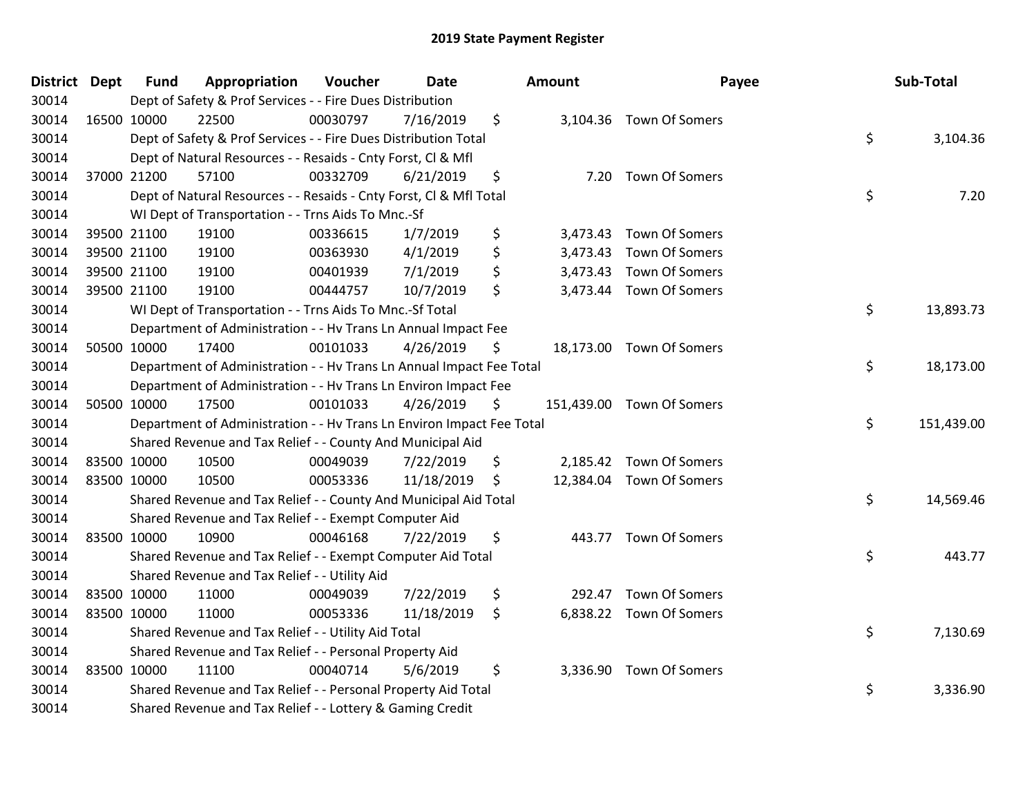# 2019 State Payment Register

| District | Dept | Fund | Appropriation | Voucher | Date | Amount | Payee | Sub-Total |
|---|---|---|---|---|---|---|---|---|
| 30014 | | Dept of Safety & Prof Services - - Fire Dues Distribution | | | | | | |
| 30014 | 16500 | 10000 | 22500 | 00030797 | 7/16/2019 | $ 3,104.36 | Town Of Somers | |
| 30014 | | Dept of Safety & Prof Services - - Fire Dues Distribution Total | | | | | | $ 3,104.36 |
| 30014 | | Dept of Natural Resources - - Resaids - Cnty Forst, Cl & Mfl | | | | | | |
| 30014 | 37000 | 21200 | 57100 | 00332709 | 6/21/2019 | $ 7.20 | Town Of Somers | |
| 30014 | | Dept of Natural Resources - - Resaids - Cnty Forst, Cl & Mfl Total | | | | | | $ 7.20 |
| 30014 | | WI Dept of Transportation - - Trns Aids To Mnc.-Sf | | | | | | |
| 30014 | 39500 | 21100 | 19100 | 00336615 | 1/7/2019 | $ 3,473.43 | Town Of Somers | |
| 30014 | 39500 | 21100 | 19100 | 00363930 | 4/1/2019 | $ 3,473.43 | Town Of Somers | |
| 30014 | 39500 | 21100 | 19100 | 00401939 | 7/1/2019 | $ 3,473.43 | Town Of Somers | |
| 30014 | 39500 | 21100 | 19100 | 00444757 | 10/7/2019 | $ 3,473.44 | Town Of Somers | |
| 30014 | | WI Dept of Transportation - - Trns Aids To Mnc.-Sf Total | | | | | | $ 13,893.73 |
| 30014 | | Department of Administration - - Hv Trans Ln Annual Impact Fee | | | | | | |
| 30014 | 50500 | 10000 | 17400 | 00101033 | 4/26/2019 | $ 18,173.00 | Town Of Somers | |
| 30014 | | Department of Administration - - Hv Trans Ln Annual Impact Fee Total | | | | | | $ 18,173.00 |
| 30014 | | Department of Administration - - Hv Trans Ln Environ Impact Fee | | | | | | |
| 30014 | 50500 | 10000 | 17500 | 00101033 | 4/26/2019 | $ 151,439.00 | Town Of Somers | |
| 30014 | | Department of Administration - - Hv Trans Ln Environ Impact Fee Total | | | | | | $ 151,439.00 |
| 30014 | | Shared Revenue and Tax Relief - - County And Municipal Aid | | | | | | |
| 30014 | 83500 | 10000 | 10500 | 00049039 | 7/22/2019 | $ 2,185.42 | Town Of Somers | |
| 30014 | 83500 | 10000 | 10500 | 00053336 | 11/18/2019 | $ 12,384.04 | Town Of Somers | |
| 30014 | | Shared Revenue and Tax Relief - - County And Municipal Aid Total | | | | | | $ 14,569.46 |
| 30014 | | Shared Revenue and Tax Relief - - Exempt Computer Aid | | | | | | |
| 30014 | 83500 | 10000 | 10900 | 00046168 | 7/22/2019 | $ 443.77 | Town Of Somers | |
| 30014 | | Shared Revenue and Tax Relief - - Exempt Computer Aid Total | | | | | | $ 443.77 |
| 30014 | | Shared Revenue and Tax Relief - - Utility Aid | | | | | | |
| 30014 | 83500 | 10000 | 11000 | 00049039 | 7/22/2019 | $ 292.47 | Town Of Somers | |
| 30014 | 83500 | 10000 | 11000 | 00053336 | 11/18/2019 | $ 6,838.22 | Town Of Somers | |
| 30014 | | Shared Revenue and Tax Relief - - Utility Aid Total | | | | | | $ 7,130.69 |
| 30014 | | Shared Revenue and Tax Relief - - Personal Property Aid | | | | | | |
| 30014 | 83500 | 10000 | 11100 | 00040714 | 5/6/2019 | $ 3,336.90 | Town Of Somers | |
| 30014 | | Shared Revenue and Tax Relief - - Personal Property Aid Total | | | | | | $ 3,336.90 |
| 30014 | | Shared Revenue and Tax Relief - - Lottery & Gaming Credit | | | | | | |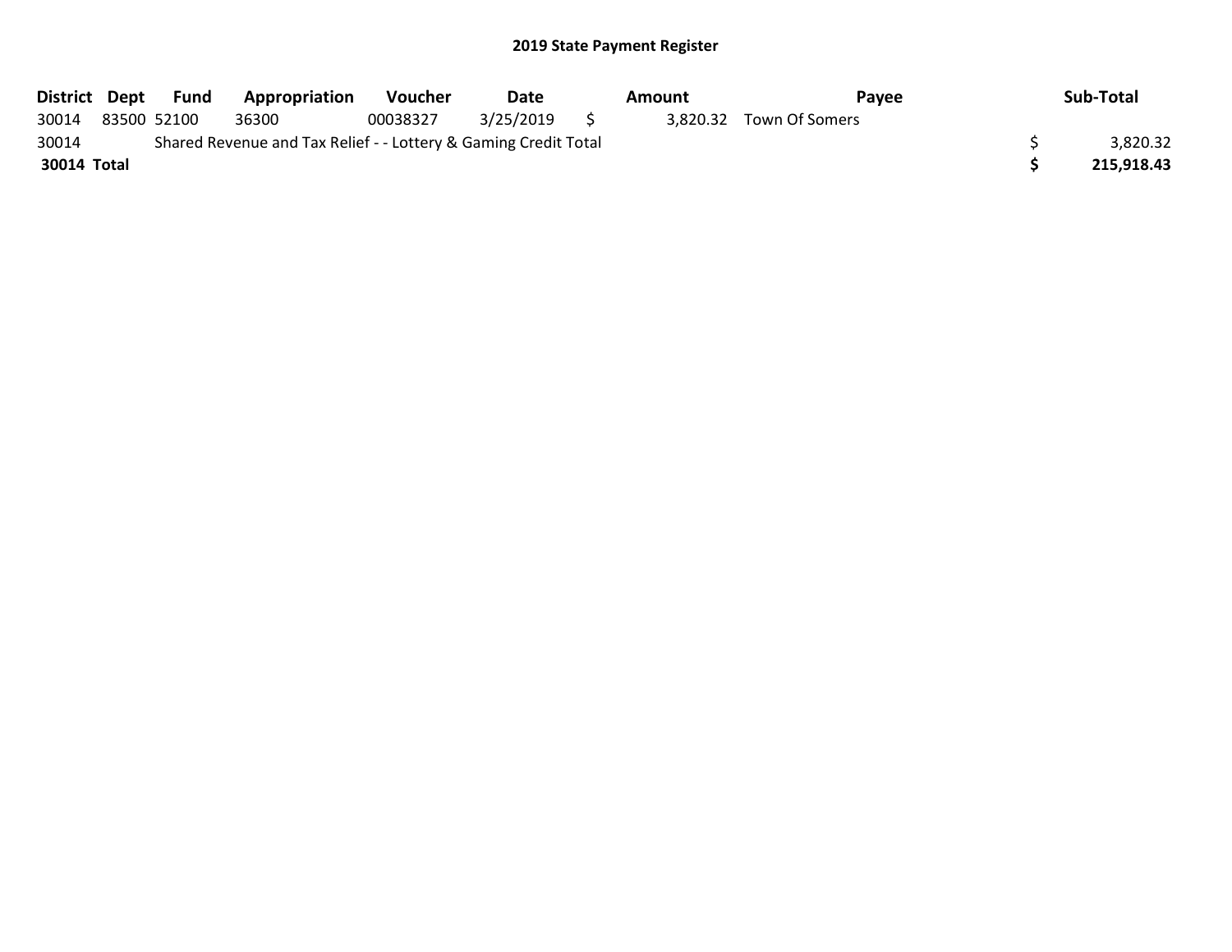## 2019 State Payment Register

| District | Dept | Fund | Appropriation | Voucher | Date | Amount | Payee | Sub-Total |
|---|---|---|---|---|---|---|---|---|
| 30014 | 83500 | 52100 | 36300 | 00038327 | 3/25/2019 | $ 3,820.32 | Town Of Somers | |
| 30014 | | Shared Revenue and Tax Relief - - Lottery & Gaming Credit Total | | | | | | $ 3,820.32 |
| **30014 Total** | | | | | | | | **$ 215,918.43** |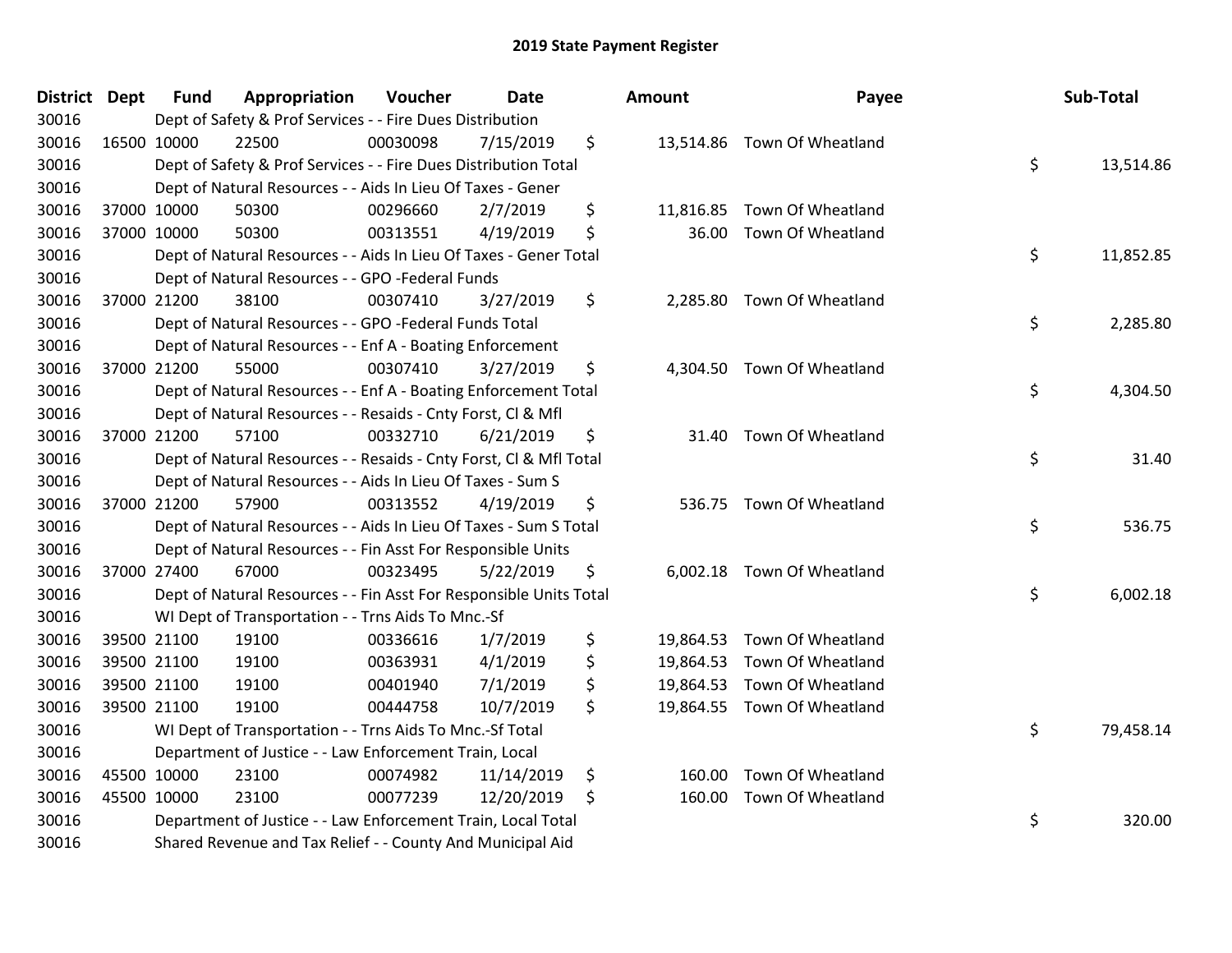# 2019 State Payment Register

| District | Dept | Fund | Appropriation | Voucher | Date | Amount | Payee | Sub-Total |
|---|---|---|---|---|---|---|---|---|
| 30016 | | Dept of Safety & Prof Services - - Fire Dues Distribution | | | | | | |
| 30016 | 16500 | 10000 | 22500 | 00030098 | 7/15/2019 | $ 13,514.86 | Town Of Wheatland | |
| 30016 | | Dept of Safety & Prof Services - - Fire Dues Distribution Total | | | | | | $ 13,514.86 |
| 30016 | | Dept of Natural Resources - - Aids In Lieu Of Taxes - Gener | | | | | | |
| 30016 | 37000 | 10000 | 50300 | 00296660 | 2/7/2019 | $ 11,816.85 | Town Of Wheatland | |
| 30016 | 37000 | 10000 | 50300 | 00313551 | 4/19/2019 | $ 36.00 | Town Of Wheatland | |
| 30016 | | Dept of Natural Resources - - Aids In Lieu Of Taxes - Gener Total | | | | | | $ 11,852.85 |
| 30016 | | Dept of Natural Resources - - GPO -Federal Funds | | | | | | |
| 30016 | 37000 | 21200 | 38100 | 00307410 | 3/27/2019 | $ 2,285.80 | Town Of Wheatland | |
| 30016 | | Dept of Natural Resources - - GPO -Federal Funds Total | | | | | | $ 2,285.80 |
| 30016 | | Dept of Natural Resources - - Enf A - Boating Enforcement | | | | | | |
| 30016 | 37000 | 21200 | 55000 | 00307410 | 3/27/2019 | $ 4,304.50 | Town Of Wheatland | |
| 30016 | | Dept of Natural Resources - - Enf A - Boating Enforcement Total | | | | | | $ 4,304.50 |
| 30016 | | Dept of Natural Resources - - Resaids - Cnty Forst, Cl & Mfl | | | | | | |
| 30016 | 37000 | 21200 | 57100 | 00332710 | 6/21/2019 | $ 31.40 | Town Of Wheatland | |
| 30016 | | Dept of Natural Resources - - Resaids - Cnty Forst, Cl & Mfl Total | | | | | | $ 31.40 |
| 30016 | | Dept of Natural Resources - - Aids In Lieu Of Taxes - Sum S | | | | | | |
| 30016 | 37000 | 21200 | 57900 | 00313552 | 4/19/2019 | $ 536.75 | Town Of Wheatland | |
| 30016 | | Dept of Natural Resources - - Aids In Lieu Of Taxes - Sum S Total | | | | | | $ 536.75 |
| 30016 | | Dept of Natural Resources - - Fin Asst For Responsible Units | | | | | | |
| 30016 | 37000 | 27400 | 67000 | 00323495 | 5/22/2019 | $ 6,002.18 | Town Of Wheatland | |
| 30016 | | Dept of Natural Resources - - Fin Asst For Responsible Units Total | | | | | | $ 6,002.18 |
| 30016 | | WI Dept of Transportation - - Trns Aids To Mnc.-Sf | | | | | | |
| 30016 | 39500 | 21100 | 19100 | 00336616 | 1/7/2019 | $ 19,864.53 | Town Of Wheatland | |
| 30016 | 39500 | 21100 | 19100 | 00363931 | 4/1/2019 | $ 19,864.53 | Town Of Wheatland | |
| 30016 | 39500 | 21100 | 19100 | 00401940 | 7/1/2019 | $ 19,864.53 | Town Of Wheatland | |
| 30016 | 39500 | 21100 | 19100 | 00444758 | 10/7/2019 | $ 19,864.55 | Town Of Wheatland | |
| 30016 | | WI Dept of Transportation - - Trns Aids To Mnc.-Sf Total | | | | | | $ 79,458.14 |
| 30016 | | Department of Justice - - Law Enforcement Train, Local | | | | | | |
| 30016 | 45500 | 10000 | 23100 | 00074982 | 11/14/2019 | $ 160.00 | Town Of Wheatland | |
| 30016 | 45500 | 10000 | 23100 | 00077239 | 12/20/2019 | $ 160.00 | Town Of Wheatland | |
| 30016 | | Department of Justice - - Law Enforcement Train, Local Total | | | | | | $ 320.00 |
| 30016 | | Shared Revenue and Tax Relief - - County And Municipal Aid | | | | | | |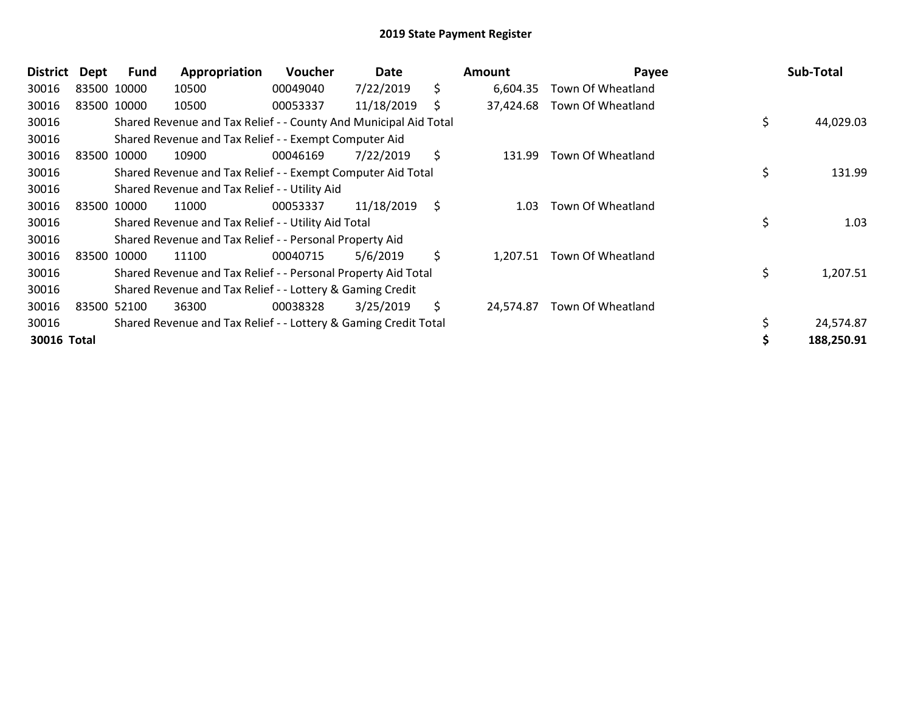# 2019 State Payment Register

| District | Dept | Fund | Appropriation | Voucher | Date | Amount | Payee | Sub-Total |
|---|---|---|---|---|---|---|---|---|
| 30016 | 83500 | 10000 | 10500 | 00049040 | 7/22/2019 | $ 6,604.35 | Town Of Wheatland | |
| 30016 | 83500 | 10000 | 10500 | 00053337 | 11/18/2019 | $ 37,424.68 | Town Of Wheatland | |
| 30016 | | Shared Revenue and Tax Relief - - County And Municipal Aid Total | | | | | | $ 44,029.03 |
| 30016 | | Shared Revenue and Tax Relief - - Exempt Computer Aid | | | | | | |
| 30016 | 83500 | 10000 | 10900 | 00046169 | 7/22/2019 | $ 131.99 | Town Of Wheatland | |
| 30016 | | Shared Revenue and Tax Relief - - Exempt Computer Aid Total | | | | | | $ 131.99 |
| 30016 | | Shared Revenue and Tax Relief - - Utility Aid | | | | | | |
| 30016 | 83500 | 10000 | 11000 | 00053337 | 11/18/2019 | $ 1.03 | Town Of Wheatland | |
| 30016 | | Shared Revenue and Tax Relief - - Utility Aid Total | | | | | | $ 1.03 |
| 30016 | | Shared Revenue and Tax Relief - - Personal Property Aid | | | | | | |
| 30016 | 83500 | 10000 | 11100 | 00040715 | 5/6/2019 | $ 1,207.51 | Town Of Wheatland | |
| 30016 | | Shared Revenue and Tax Relief - - Personal Property Aid Total | | | | | | $ 1,207.51 |
| 30016 | | Shared Revenue and Tax Relief - - Lottery & Gaming Credit | | | | | | |
| 30016 | 83500 | 52100 | 36300 | 00038328 | 3/25/2019 | $ 24,574.87 | Town Of Wheatland | |
| 30016 | | Shared Revenue and Tax Relief - - Lottery & Gaming Credit Total | | | | | | $ 24,574.87 |
| **30016 Total** | | | | | | | | **$ 188,250.91** |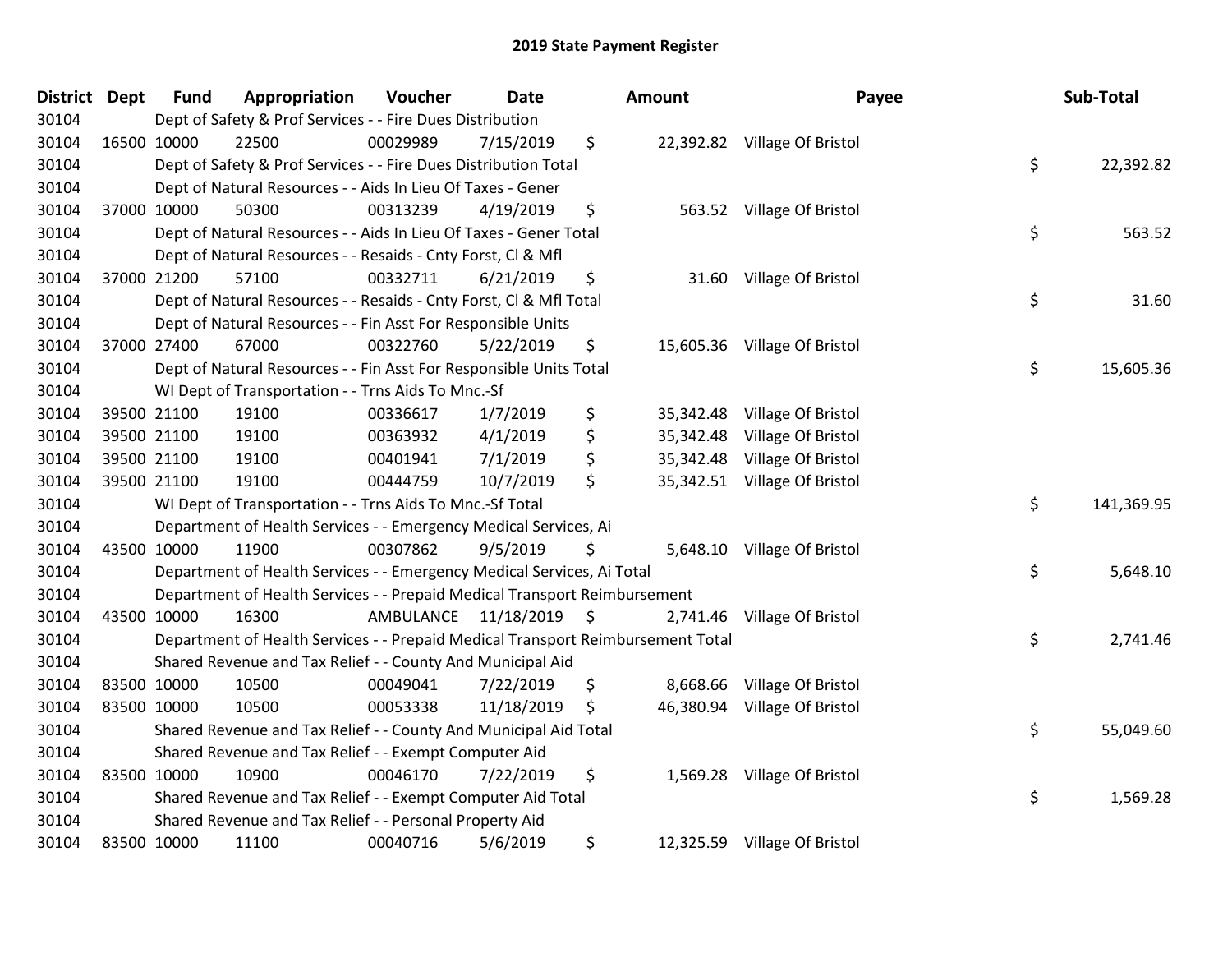# 2019 State Payment Register

| District | Dept | Fund | Appropriation | Voucher | Date | Amount | Payee | Sub-Total |
|---|---|---|---|---|---|---|---|---|
| 30104 | | Dept of Safety & Prof Services - - Fire Dues Distribution | | | | | | |
| 30104 | 16500 | 10000 | 22500 | 00029989 | 7/15/2019 | $ 22,392.82 | Village Of Bristol | |
| 30104 | | Dept of Safety & Prof Services - - Fire Dues Distribution Total | | | | | | $ 22,392.82 |
| 30104 | | Dept of Natural Resources - - Aids In Lieu Of Taxes - Gener | | | | | | |
| 30104 | 37000 | 10000 | 50300 | 00313239 | 4/19/2019 | $ 563.52 | Village Of Bristol | |
| 30104 | | Dept of Natural Resources - - Aids In Lieu Of Taxes - Gener Total | | | | | | $ 563.52 |
| 30104 | | Dept of Natural Resources - - Resaids - Cnty Forst, Cl & Mfl | | | | | | |
| 30104 | 37000 | 21200 | 57100 | 00332711 | 6/21/2019 | $ 31.60 | Village Of Bristol | |
| 30104 | | Dept of Natural Resources - - Resaids - Cnty Forst, Cl & Mfl Total | | | | | | $ 31.60 |
| 30104 | | Dept of Natural Resources - - Fin Asst For Responsible Units | | | | | | |
| 30104 | 37000 | 27400 | 67000 | 00322760 | 5/22/2019 | $ 15,605.36 | Village Of Bristol | |
| 30104 | | Dept of Natural Resources - - Fin Asst For Responsible Units Total | | | | | | $ 15,605.36 |
| 30104 | | WI Dept of Transportation - - Trns Aids To Mnc.-Sf | | | | | | |
| 30104 | 39500 | 21100 | 19100 | 00336617 | 1/7/2019 | $ 35,342.48 | Village Of Bristol | |
| 30104 | 39500 | 21100 | 19100 | 00363932 | 4/1/2019 | $ 35,342.48 | Village Of Bristol | |
| 30104 | 39500 | 21100 | 19100 | 00401941 | 7/1/2019 | $ 35,342.48 | Village Of Bristol | |
| 30104 | 39500 | 21100 | 19100 | 00444759 | 10/7/2019 | $ 35,342.51 | Village Of Bristol | |
| 30104 | | WI Dept of Transportation - - Trns Aids To Mnc.-Sf Total | | | | | | $ 141,369.95 |
| 30104 | | Department of Health Services - - Emergency Medical Services, Ai | | | | | | |
| 30104 | 43500 | 10000 | 11900 | 00307862 | 9/5/2019 | $ 5,648.10 | Village Of Bristol | |
| 30104 | | Department of Health Services - - Emergency Medical Services, Ai Total | | | | | | $ 5,648.10 |
| 30104 | | Department of Health Services - - Prepaid Medical Transport Reimbursement | | | | | | |
| 30104 | 43500 | 10000 | 16300 | AMBULANCE | 11/18/2019 | $ 2,741.46 | Village Of Bristol | |
| 30104 | | Department of Health Services - - Prepaid Medical Transport Reimbursement Total | | | | | | $ 2,741.46 |
| 30104 | | Shared Revenue and Tax Relief - - County And Municipal Aid | | | | | | |
| 30104 | 83500 | 10000 | 10500 | 00049041 | 7/22/2019 | $ 8,668.66 | Village Of Bristol | |
| 30104 | 83500 | 10000 | 10500 | 00053338 | 11/18/2019 | $ 46,380.94 | Village Of Bristol | |
| 30104 | | Shared Revenue and Tax Relief - - County And Municipal Aid Total | | | | | | $ 55,049.60 |
| 30104 | | Shared Revenue and Tax Relief - - Exempt Computer Aid | | | | | | |
| 30104 | 83500 | 10000 | 10900 | 00046170 | 7/22/2019 | $ 1,569.28 | Village Of Bristol | |
| 30104 | | Shared Revenue and Tax Relief - - Exempt Computer Aid Total | | | | | | $ 1,569.28 |
| 30104 | | Shared Revenue and Tax Relief - - Personal Property Aid | | | | | | |
| 30104 | 83500 | 10000 | 11100 | 00040716 | 5/6/2019 | $ 12,325.59 | Village Of Bristol | |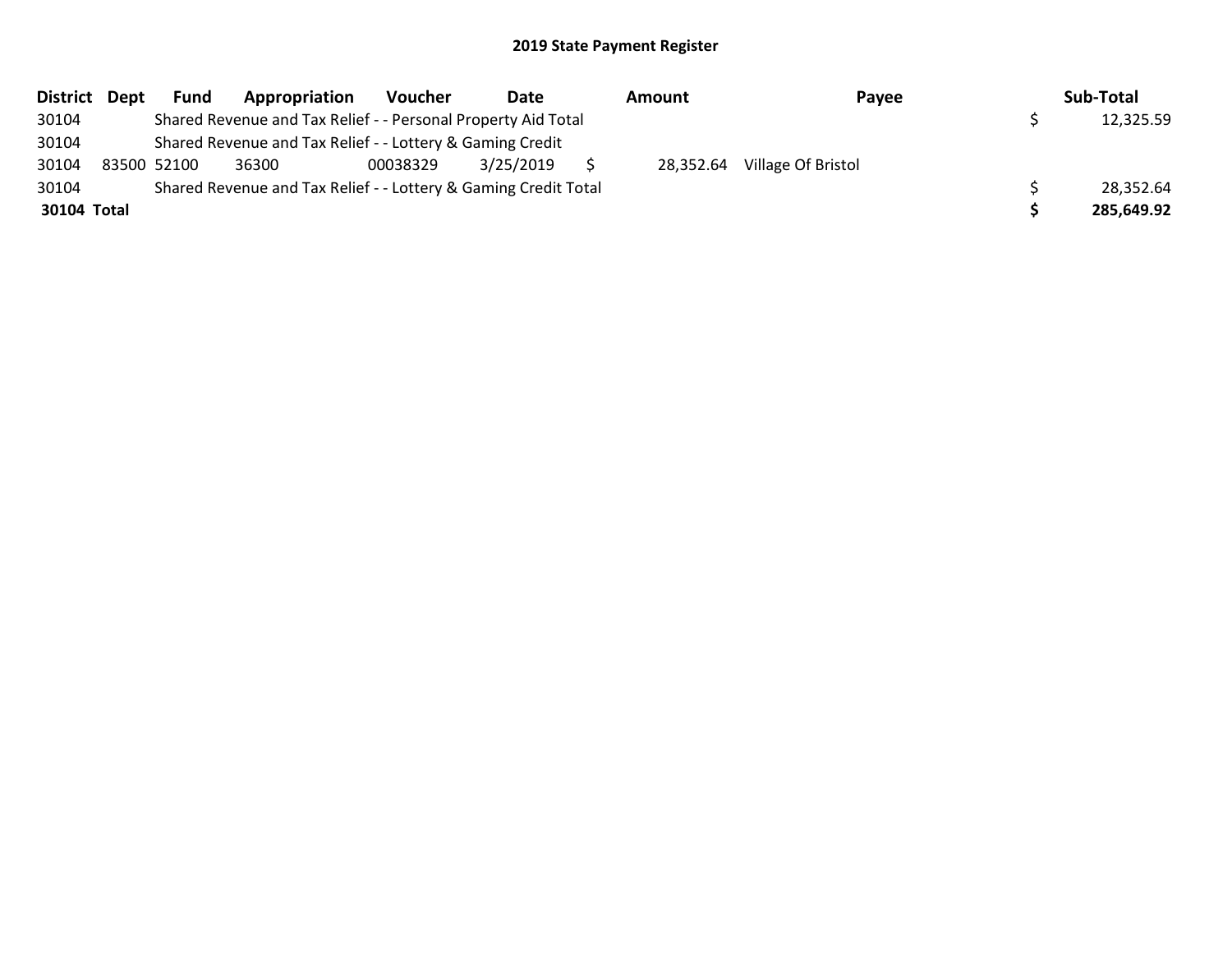## 2019 State Payment Register

| District | Dept | Fund | Appropriation | Voucher | Date | Amount | Payee | Sub-Total |
|---|---|---|---|---|---|---|---|---|
| 30104 | | Shared Revenue and Tax Relief - - Personal Property Aid Total | | | | | | $ 12,325.59 |
| 30104 | | Shared Revenue and Tax Relief - - Lottery & Gaming Credit | | | | | | |
| 30104 | 83500 | 52100 | 36300 | 00038329 | 3/25/2019 | $ 28,352.64 | Village Of Bristol | |
| 30104 | | Shared Revenue and Tax Relief - - Lottery & Gaming Credit Total | | | | | | $ 28,352.64 |
| **30104 Total** | | | | | | | | **$ 285,649.92** |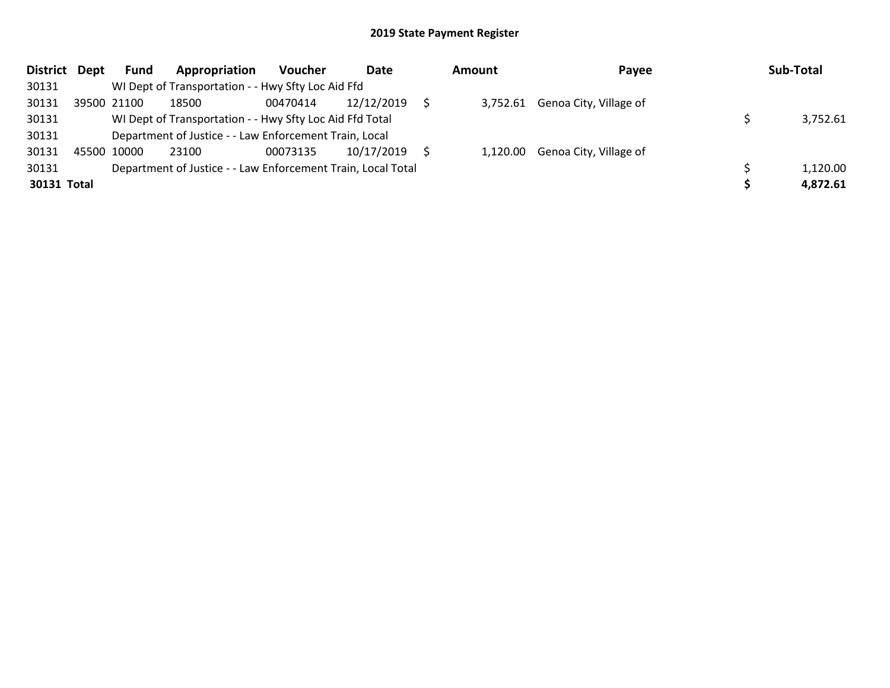**2019 State Payment Register**

| District | Dept | Fund | Appropriation | Voucher | Date | Amount | Payee | Sub-Total |
|---|---|---|---|---|---|---|---|---|
| 30131 | | WI Dept of Transportation - - Hwy Sfty Loc Aid Ffd | | | | | | |
| 30131 | 39500 | 21100 | 18500 | 00470414 | 12/12/2019 | $ 3,752.61 | Genoa City, Village of | |
| 30131 | | WI Dept of Transportation - - Hwy Sfty Loc Aid Ffd Total | | | | | | $ 3,752.61 |
| 30131 | | Department of Justice - - Law Enforcement Train, Local | | | | | | |
| 30131 | 45500 | 10000 | 23100 | 00073135 | 10/17/2019 | $ 1,120.00 | Genoa City, Village of | |
| 30131 | | Department of Justice - - Law Enforcement Train, Local Total | | | | | | $ 1,120.00 |
| **30131** | **Total** | | | | | | | **$ 4,872.61** |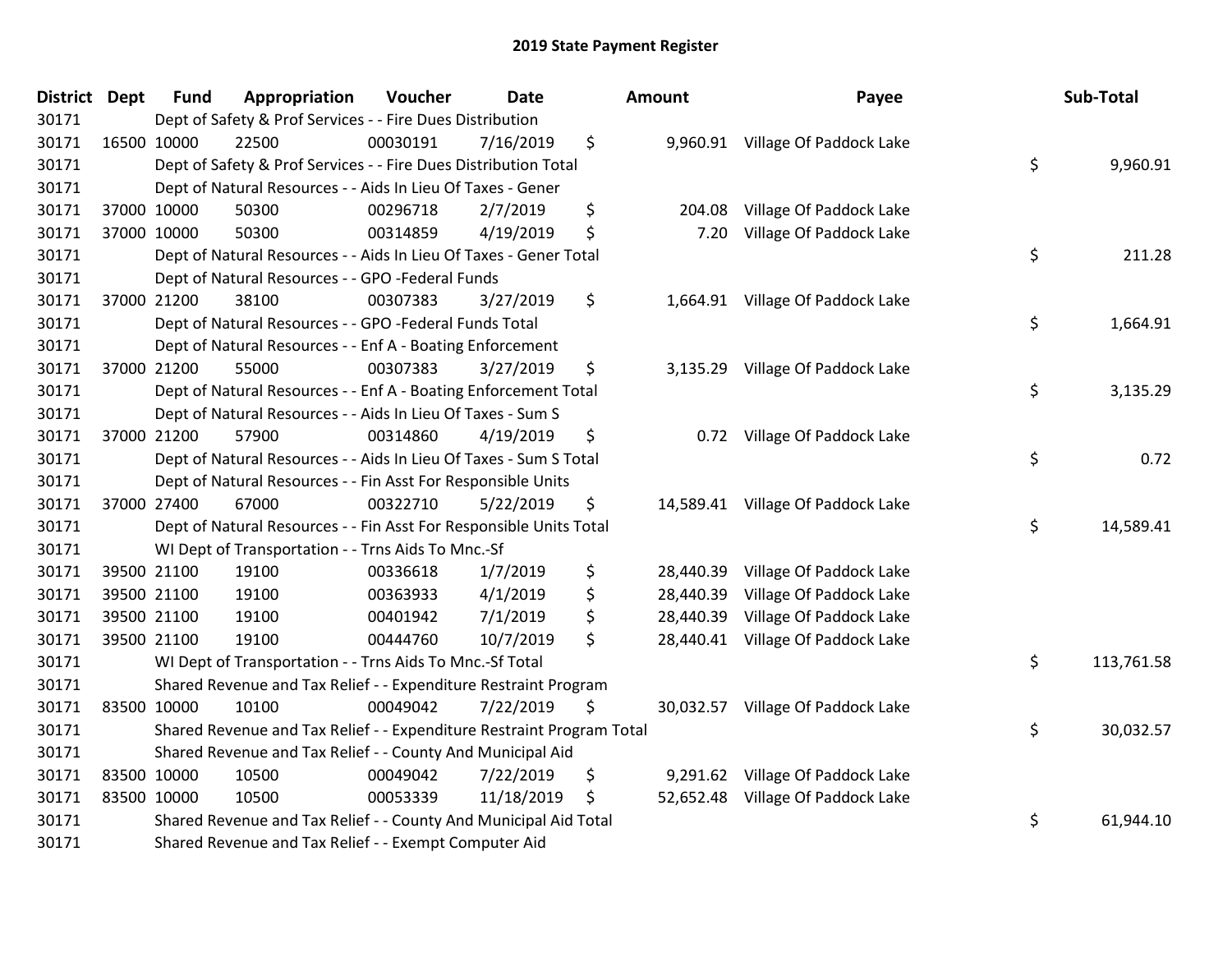# 2019 State Payment Register

| District | Dept | Fund | Appropriation | Voucher | Date | Amount | Payee | Sub-Total |
|---|---|---|---|---|---|---|---|---|
| 30171 | | Dept of Safety & Prof Services - - Fire Dues Distribution | | | | | | |
| 30171 | 16500 | 10000 | 22500 | 00030191 | 7/16/2019 | $ 9,960.91 | Village Of Paddock Lake | |
| 30171 | | Dept of Safety & Prof Services - - Fire Dues Distribution Total | | | | | | $ 9,960.91 |
| 30171 | | Dept of Natural Resources - - Aids In Lieu Of Taxes - Gener | | | | | | |
| 30171 | 37000 | 10000 | 50300 | 00296718 | 2/7/2019 | $ 204.08 | Village Of Paddock Lake | |
| 30171 | 37000 | 10000 | 50300 | 00314859 | 4/19/2019 | $ 7.20 | Village Of Paddock Lake | |
| 30171 | | Dept of Natural Resources - - Aids In Lieu Of Taxes - Gener Total | | | | | | $ 211.28 |
| 30171 | | Dept of Natural Resources - - GPO -Federal Funds | | | | | | |
| 30171 | 37000 | 21200 | 38100 | 00307383 | 3/27/2019 | $ 1,664.91 | Village Of Paddock Lake | |
| 30171 | | Dept of Natural Resources - - GPO -Federal Funds Total | | | | | | $ 1,664.91 |
| 30171 | | Dept of Natural Resources - - Enf A - Boating Enforcement | | | | | | |
| 30171 | 37000 | 21200 | 55000 | 00307383 | 3/27/2019 | $ 3,135.29 | Village Of Paddock Lake | |
| 30171 | | Dept of Natural Resources - - Enf A - Boating Enforcement Total | | | | | | $ 3,135.29 |
| 30171 | | Dept of Natural Resources - - Aids In Lieu Of Taxes - Sum S | | | | | | |
| 30171 | 37000 | 21200 | 57900 | 00314860 | 4/19/2019 | $ 0.72 | Village Of Paddock Lake | |
| 30171 | | Dept of Natural Resources - - Aids In Lieu Of Taxes - Sum S Total | | | | | | $ 0.72 |
| 30171 | | Dept of Natural Resources - - Fin Asst For Responsible Units | | | | | | |
| 30171 | 37000 | 27400 | 67000 | 00322710 | 5/22/2019 | $ 14,589.41 | Village Of Paddock Lake | |
| 30171 | | Dept of Natural Resources - - Fin Asst For Responsible Units Total | | | | | | $ 14,589.41 |
| 30171 | | WI Dept of Transportation - - Trns Aids To Mnc.-Sf | | | | | | |
| 30171 | 39500 | 21100 | 19100 | 00336618 | 1/7/2019 | $ 28,440.39 | Village Of Paddock Lake | |
| 30171 | 39500 | 21100 | 19100 | 00363933 | 4/1/2019 | $ 28,440.39 | Village Of Paddock Lake | |
| 30171 | 39500 | 21100 | 19100 | 00401942 | 7/1/2019 | $ 28,440.39 | Village Of Paddock Lake | |
| 30171 | 39500 | 21100 | 19100 | 00444760 | 10/7/2019 | $ 28,440.41 | Village Of Paddock Lake | |
| 30171 | | WI Dept of Transportation - - Trns Aids To Mnc.-Sf Total | | | | | | $ 113,761.58 |
| 30171 | | Shared Revenue and Tax Relief - - Expenditure Restraint Program | | | | | | |
| 30171 | 83500 | 10000 | 10100 | 00049042 | 7/22/2019 | $ 30,032.57 | Village Of Paddock Lake | |
| 30171 | | Shared Revenue and Tax Relief - - Expenditure Restraint Program Total | | | | | | $ 30,032.57 |
| 30171 | | Shared Revenue and Tax Relief - - County And Municipal Aid | | | | | | |
| 30171 | 83500 | 10000 | 10500 | 00049042 | 7/22/2019 | $ 9,291.62 | Village Of Paddock Lake | |
| 30171 | 83500 | 10000 | 10500 | 00053339 | 11/18/2019 | $ 52,652.48 | Village Of Paddock Lake | |
| 30171 | | Shared Revenue and Tax Relief - - County And Municipal Aid Total | | | | | | $ 61,944.10 |
| 30171 | | Shared Revenue and Tax Relief - - Exempt Computer Aid | | | | | | |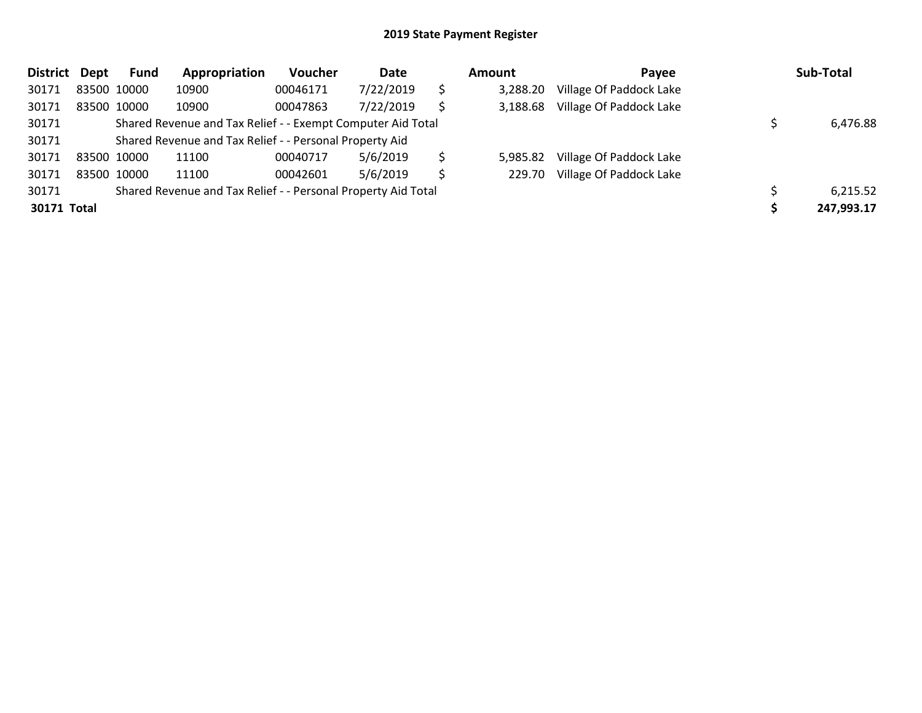## 2019 State Payment Register

| District | Dept | Fund | Appropriation | Voucher | Date | | Amount | Payee | | Sub-Total |
|---|---|---|---|---|---|---|---|---|---|---|
| 30171 | 83500 | 10000 | 10900 | 00046171 | 7/22/2019 | $ | 3,288.20 | Village Of Paddock Lake | | |
| 30171 | 83500 | 10000 | 10900 | 00047863 | 7/22/2019 | $ | 3,188.68 | Village Of Paddock Lake | | |
| 30171 | | Shared Revenue and Tax Relief - - Exempt Computer Aid Total | | | | | | | $ | 6,476.88 |
| 30171 | | Shared Revenue and Tax Relief - - Personal Property Aid | | | | | | | | |
| 30171 | 83500 | 10000 | 11100 | 00040717 | 5/6/2019 | $ | 5,985.82 | Village Of Paddock Lake | | |
| 30171 | 83500 | 10000 | 11100 | 00042601 | 5/6/2019 | $ | 229.70 | Village Of Paddock Lake | | |
| 30171 | | Shared Revenue and Tax Relief - - Personal Property Aid Total | | | | | | | $ | 6,215.52 |
| **30171** | **Total** | | | | | | | | **$** | **247,993.17** |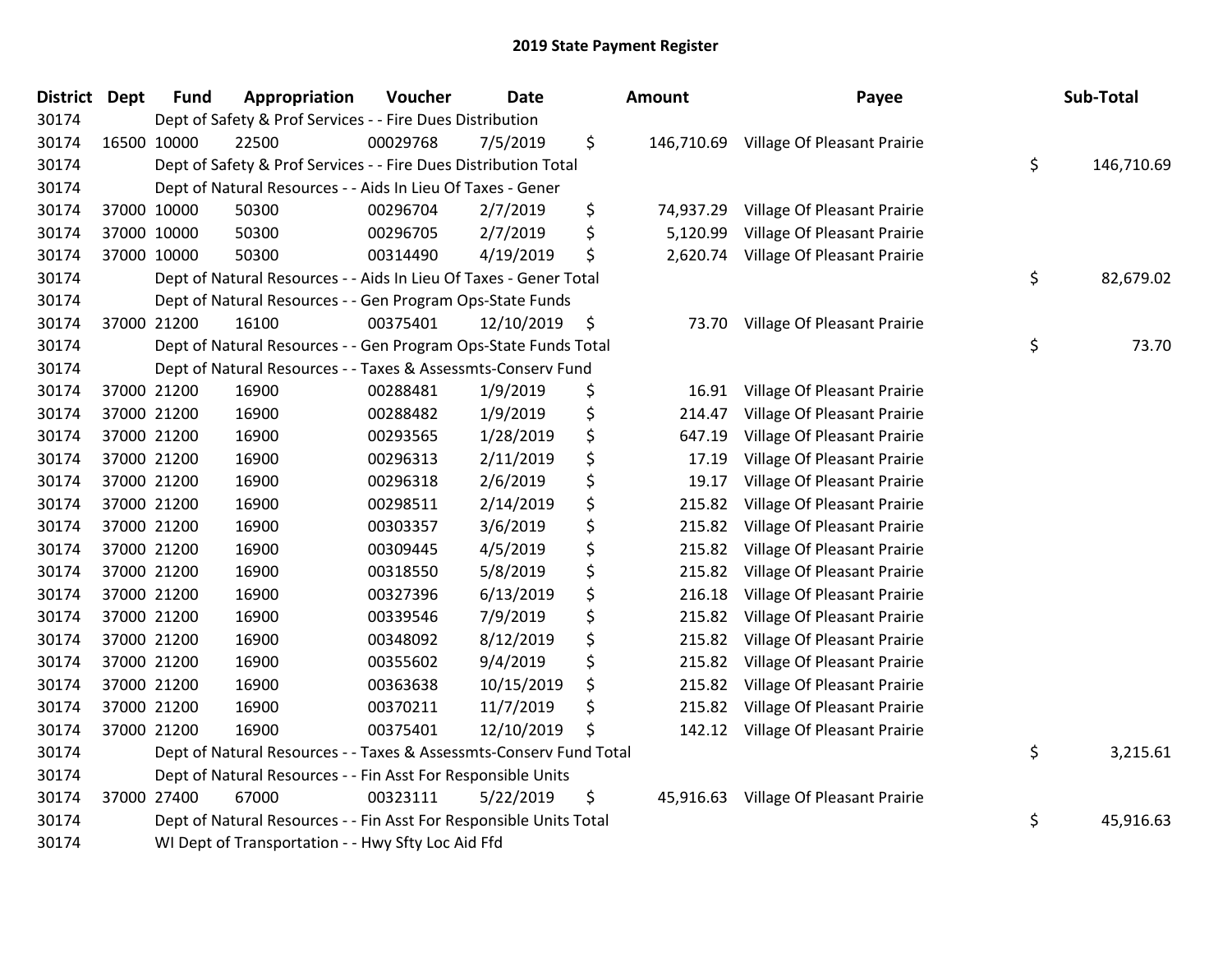## 2019 State Payment Register

| District | Dept | Fund | Appropriation | Voucher | Date | Amount | Payee | Sub-Total |
|---|---|---|---|---|---|---|---|---|
| 30174 | | Dept of Safety & Prof Services - - Fire Dues Distribution | | | | | | |
| 30174 | 16500 | 10000 | 22500 | 00029768 | 7/5/2019 | $ 146,710.69 | Village Of Pleasant Prairie | |
| 30174 | | Dept of Safety & Prof Services - - Fire Dues Distribution Total | | | | | | $ 146,710.69 |
| 30174 | | Dept of Natural Resources - - Aids In Lieu Of Taxes - Gener | | | | | | |
| 30174 | 37000 | 10000 | 50300 | 00296704 | 2/7/2019 | $ 74,937.29 | Village Of Pleasant Prairie | |
| 30174 | 37000 | 10000 | 50300 | 00296705 | 2/7/2019 | $ 5,120.99 | Village Of Pleasant Prairie | |
| 30174 | 37000 | 10000 | 50300 | 00314490 | 4/19/2019 | $ 2,620.74 | Village Of Pleasant Prairie | |
| 30174 | | Dept of Natural Resources - - Aids In Lieu Of Taxes - Gener Total | | | | | | $ 82,679.02 |
| 30174 | | Dept of Natural Resources - - Gen Program Ops-State Funds | | | | | | |
| 30174 | 37000 | 21200 | 16100 | 00375401 | 12/10/2019 | $ 73.70 | Village Of Pleasant Prairie | |
| 30174 | | Dept of Natural Resources - - Gen Program Ops-State Funds Total | | | | | | $ 73.70 |
| 30174 | | Dept of Natural Resources - - Taxes & Assessmts-Conserv Fund | | | | | | |
| 30174 | 37000 | 21200 | 16900 | 00288481 | 1/9/2019 | $ 16.91 | Village Of Pleasant Prairie | |
| 30174 | 37000 | 21200 | 16900 | 00288482 | 1/9/2019 | $ 214.47 | Village Of Pleasant Prairie | |
| 30174 | 37000 | 21200 | 16900 | 00293565 | 1/28/2019 | $ 647.19 | Village Of Pleasant Prairie | |
| 30174 | 37000 | 21200 | 16900 | 00296313 | 2/11/2019 | $ 17.19 | Village Of Pleasant Prairie | |
| 30174 | 37000 | 21200 | 16900 | 00296318 | 2/6/2019 | $ 19.17 | Village Of Pleasant Prairie | |
| 30174 | 37000 | 21200 | 16900 | 00298511 | 2/14/2019 | $ 215.82 | Village Of Pleasant Prairie | |
| 30174 | 37000 | 21200 | 16900 | 00303357 | 3/6/2019 | $ 215.82 | Village Of Pleasant Prairie | |
| 30174 | 37000 | 21200 | 16900 | 00309445 | 4/5/2019 | $ 215.82 | Village Of Pleasant Prairie | |
| 30174 | 37000 | 21200 | 16900 | 00318550 | 5/8/2019 | $ 215.82 | Village Of Pleasant Prairie | |
| 30174 | 37000 | 21200 | 16900 | 00327396 | 6/13/2019 | $ 216.18 | Village Of Pleasant Prairie | |
| 30174 | 37000 | 21200 | 16900 | 00339546 | 7/9/2019 | $ 215.82 | Village Of Pleasant Prairie | |
| 30174 | 37000 | 21200 | 16900 | 00348092 | 8/12/2019 | $ 215.82 | Village Of Pleasant Prairie | |
| 30174 | 37000 | 21200 | 16900 | 00355602 | 9/4/2019 | $ 215.82 | Village Of Pleasant Prairie | |
| 30174 | 37000 | 21200 | 16900 | 00363638 | 10/15/2019 | $ 215.82 | Village Of Pleasant Prairie | |
| 30174 | 37000 | 21200 | 16900 | 00370211 | 11/7/2019 | $ 215.82 | Village Of Pleasant Prairie | |
| 30174 | 37000 | 21200 | 16900 | 00375401 | 12/10/2019 | $ 142.12 | Village Of Pleasant Prairie | |
| 30174 | | Dept of Natural Resources - - Taxes & Assessmts-Conserv Fund Total | | | | | | $ 3,215.61 |
| 30174 | | Dept of Natural Resources - - Fin Asst For Responsible Units | | | | | | |
| 30174 | 37000 | 27400 | 67000 | 00323111 | 5/22/2019 | $ 45,916.63 | Village Of Pleasant Prairie | |
| 30174 | | Dept of Natural Resources - - Fin Asst For Responsible Units Total | | | | | | $ 45,916.63 |
| 30174 | | WI Dept of Transportation - - Hwy Sfty Loc Aid Ffd | | | | | | |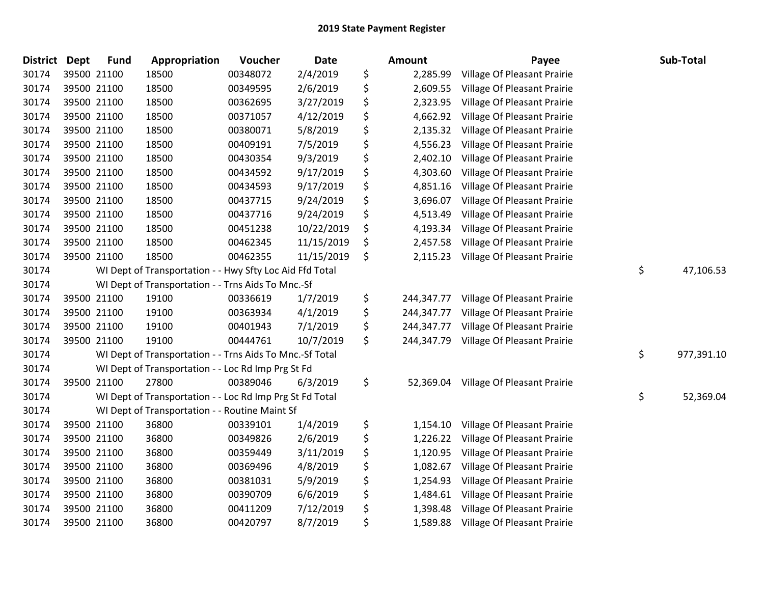# 2019 State Payment Register

| District | Dept | Fund | Appropriation | Voucher | Date | | Amount | Payee | | Sub-Total |
|---|---|---|---|---|---|---|---|---|---|---|
| 30174 | 39500 | 21100 | 18500 | 00348072 | 2/4/2019 | $ | 2,285.99 | Village Of Pleasant Prairie | | |
| 30174 | 39500 | 21100 | 18500 | 00349595 | 2/6/2019 | $ | 2,609.55 | Village Of Pleasant Prairie | | |
| 30174 | 39500 | 21100 | 18500 | 00362695 | 3/27/2019 | $ | 2,323.95 | Village Of Pleasant Prairie | | |
| 30174 | 39500 | 21100 | 18500 | 00371057 | 4/12/2019 | $ | 4,662.92 | Village Of Pleasant Prairie | | |
| 30174 | 39500 | 21100 | 18500 | 00380071 | 5/8/2019 | $ | 2,135.32 | Village Of Pleasant Prairie | | |
| 30174 | 39500 | 21100 | 18500 | 00409191 | 7/5/2019 | $ | 4,556.23 | Village Of Pleasant Prairie | | |
| 30174 | 39500 | 21100 | 18500 | 00430354 | 9/3/2019 | $ | 2,402.10 | Village Of Pleasant Prairie | | |
| 30174 | 39500 | 21100 | 18500 | 00434592 | 9/17/2019 | $ | 4,303.60 | Village Of Pleasant Prairie | | |
| 30174 | 39500 | 21100 | 18500 | 00434593 | 9/17/2019 | $ | 4,851.16 | Village Of Pleasant Prairie | | |
| 30174 | 39500 | 21100 | 18500 | 00437715 | 9/24/2019 | $ | 3,696.07 | Village Of Pleasant Prairie | | |
| 30174 | 39500 | 21100 | 18500 | 00437716 | 9/24/2019 | $ | 4,513.49 | Village Of Pleasant Prairie | | |
| 30174 | 39500 | 21100 | 18500 | 00451238 | 10/22/2019 | $ | 4,193.34 | Village Of Pleasant Prairie | | |
| 30174 | 39500 | 21100 | 18500 | 00462345 | 11/15/2019 | $ | 2,457.58 | Village Of Pleasant Prairie | | |
| 30174 | 39500 | 21100 | 18500 | 00462355 | 11/15/2019 | $ | 2,115.23 | Village Of Pleasant Prairie | | |
| 30174 | | WI Dept of Transportation - - Hwy Sfty Loc Aid Ffd Total | | | | | | | $ | 47,106.53 |
| 30174 | | WI Dept of Transportation - - Trns Aids To Mnc.-Sf | | | | | | | | |
| 30174 | 39500 | 21100 | 19100 | 00336619 | 1/7/2019 | $ | 244,347.77 | Village Of Pleasant Prairie | | |
| 30174 | 39500 | 21100 | 19100 | 00363934 | 4/1/2019 | $ | 244,347.77 | Village Of Pleasant Prairie | | |
| 30174 | 39500 | 21100 | 19100 | 00401943 | 7/1/2019 | $ | 244,347.77 | Village Of Pleasant Prairie | | |
| 30174 | 39500 | 21100 | 19100 | 00444761 | 10/7/2019 | $ | 244,347.79 | Village Of Pleasant Prairie | | |
| 30174 | | WI Dept of Transportation - - Trns Aids To Mnc.-Sf Total | | | | | | | $ | 977,391.10 |
| 30174 | | WI Dept of Transportation - - Loc Rd Imp Prg St Fd | | | | | | | | |
| 30174 | 39500 | 21100 | 27800 | 00389046 | 6/3/2019 | $ | 52,369.04 | Village Of Pleasant Prairie | | |
| 30174 | | WI Dept of Transportation - - Loc Rd Imp Prg St Fd Total | | | | | | | $ | 52,369.04 |
| 30174 | | WI Dept of Transportation - - Routine Maint Sf | | | | | | | | |
| 30174 | 39500 | 21100 | 36800 | 00339101 | 1/4/2019 | $ | 1,154.10 | Village Of Pleasant Prairie | | |
| 30174 | 39500 | 21100 | 36800 | 00349826 | 2/6/2019 | $ | 1,226.22 | Village Of Pleasant Prairie | | |
| 30174 | 39500 | 21100 | 36800 | 00359449 | 3/11/2019 | $ | 1,120.95 | Village Of Pleasant Prairie | | |
| 30174 | 39500 | 21100 | 36800 | 00369496 | 4/8/2019 | $ | 1,082.67 | Village Of Pleasant Prairie | | |
| 30174 | 39500 | 21100 | 36800 | 00381031 | 5/9/2019 | $ | 1,254.93 | Village Of Pleasant Prairie | | |
| 30174 | 39500 | 21100 | 36800 | 00390709 | 6/6/2019 | $ | 1,484.61 | Village Of Pleasant Prairie | | |
| 30174 | 39500 | 21100 | 36800 | 00411209 | 7/12/2019 | $ | 1,398.48 | Village Of Pleasant Prairie | | |
| 30174 | 39500 | 21100 | 36800 | 00420797 | 8/7/2019 | $ | 1,589.88 | Village Of Pleasant Prairie | | |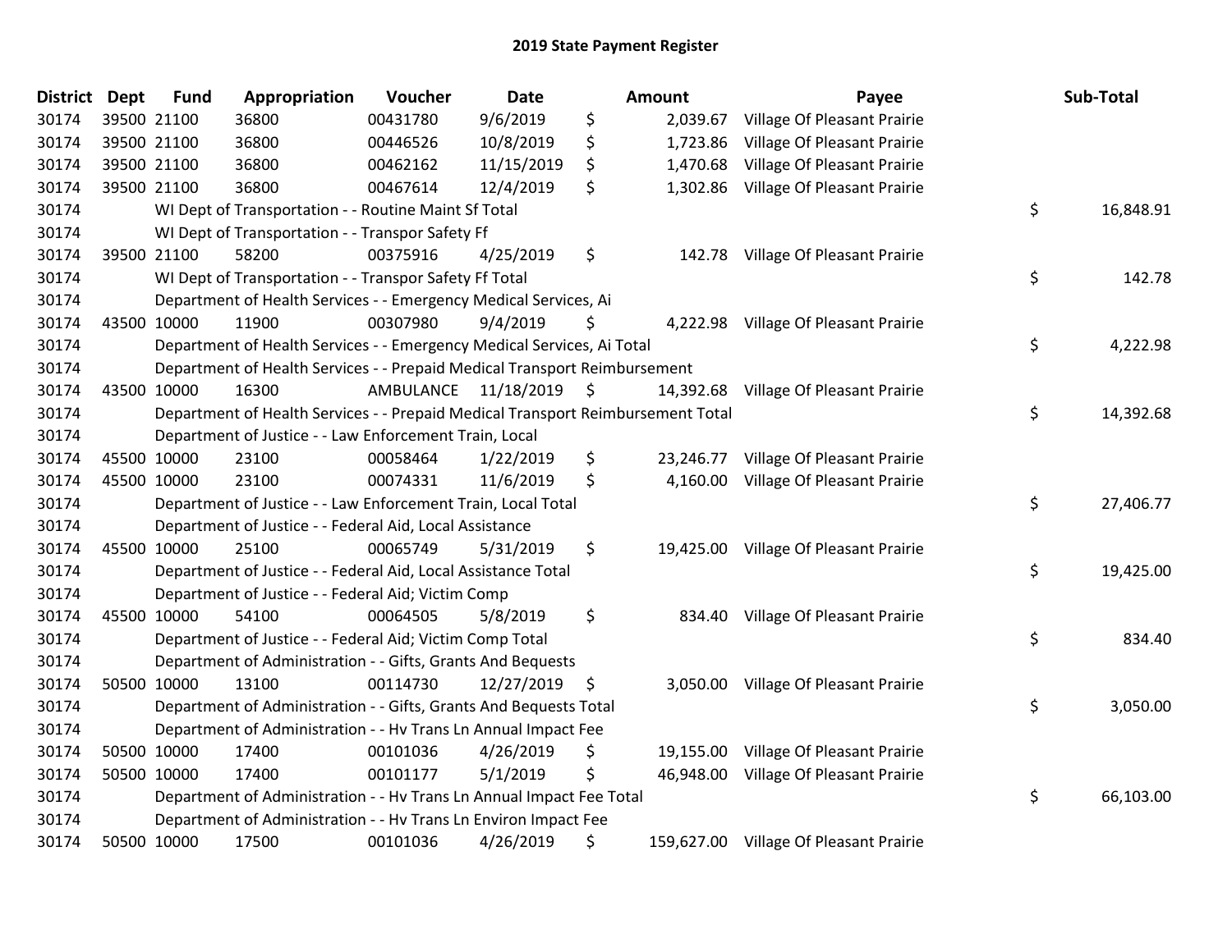## 2019 State Payment Register

| District | Dept | Fund | Appropriation | Voucher | Date | Amount | Payee | Sub-Total |
|---|---|---|---|---|---|---|---|---|
| 30174 | 39500 | 21100 | 36800 | 00431780 | 9/6/2019 | $ 2,039.67 | Village Of Pleasant Prairie | |
| 30174 | 39500 | 21100 | 36800 | 00446526 | 10/8/2019 | $ 1,723.86 | Village Of Pleasant Prairie | |
| 30174 | 39500 | 21100 | 36800 | 00462162 | 11/15/2019 | $ 1,470.68 | Village Of Pleasant Prairie | |
| 30174 | 39500 | 21100 | 36800 | 00467614 | 12/4/2019 | $ 1,302.86 | Village Of Pleasant Prairie | |
| 30174 | | | WI Dept of Transportation - - Routine Maint Sf Total | | | | | $ 16,848.91 |
| 30174 | | | WI Dept of Transportation - - Transpor Safety Ff | | | | | |
| 30174 | 39500 | 21100 | 58200 | 00375916 | 4/25/2019 | $ 142.78 | Village Of Pleasant Prairie | |
| 30174 | | | WI Dept of Transportation - - Transpor Safety Ff Total | | | | | $ 142.78 |
| 30174 | | | Department of Health Services - - Emergency Medical Services, Ai | | | | | |
| 30174 | 43500 | 10000 | 11900 | 00307980 | 9/4/2019 | $ 4,222.98 | Village Of Pleasant Prairie | |
| 30174 | | | Department of Health Services - - Emergency Medical Services, Ai Total | | | | | $ 4,222.98 |
| 30174 | | | Department of Health Services - - Prepaid Medical Transport Reimbursement | | | | | |
| 30174 | 43500 | 10000 | 16300 | AMBULANCE | 11/18/2019 | $ 14,392.68 | Village Of Pleasant Prairie | |
| 30174 | | | Department of Health Services - - Prepaid Medical Transport Reimbursement Total | | | | | $ 14,392.68 |
| 30174 | | | Department of Justice - - Law Enforcement Train, Local | | | | | |
| 30174 | 45500 | 10000 | 23100 | 00058464 | 1/22/2019 | $ 23,246.77 | Village Of Pleasant Prairie | |
| 30174 | 45500 | 10000 | 23100 | 00074331 | 11/6/2019 | $ 4,160.00 | Village Of Pleasant Prairie | |
| 30174 | | | Department of Justice - - Law Enforcement Train, Local Total | | | | | $ 27,406.77 |
| 30174 | | | Department of Justice - - Federal Aid, Local Assistance | | | | | |
| 30174 | 45500 | 10000 | 25100 | 00065749 | 5/31/2019 | $ 19,425.00 | Village Of Pleasant Prairie | |
| 30174 | | | Department of Justice - - Federal Aid, Local Assistance Total | | | | | $ 19,425.00 |
| 30174 | | | Department of Justice - - Federal Aid; Victim Comp | | | | | |
| 30174 | 45500 | 10000 | 54100 | 00064505 | 5/8/2019 | $ 834.40 | Village Of Pleasant Prairie | |
| 30174 | | | Department of Justice - - Federal Aid; Victim Comp Total | | | | | $ 834.40 |
| 30174 | | | Department of Administration - - Gifts, Grants And Bequests | | | | | |
| 30174 | 50500 | 10000 | 13100 | 00114730 | 12/27/2019 | $ 3,050.00 | Village Of Pleasant Prairie | |
| 30174 | | | Department of Administration - - Gifts, Grants And Bequests Total | | | | | $ 3,050.00 |
| 30174 | | | Department of Administration - - Hv Trans Ln Annual Impact Fee | | | | | |
| 30174 | 50500 | 10000 | 17400 | 00101036 | 4/26/2019 | $ 19,155.00 | Village Of Pleasant Prairie | |
| 30174 | 50500 | 10000 | 17400 | 00101177 | 5/1/2019 | $ 46,948.00 | Village Of Pleasant Prairie | |
| 30174 | | | Department of Administration - - Hv Trans Ln Annual Impact Fee Total | | | | | $ 66,103.00 |
| 30174 | | | Department of Administration - - Hv Trans Ln Environ Impact Fee | | | | | |
| 30174 | 50500 | 10000 | 17500 | 00101036 | 4/26/2019 | $ 159,627.00 | Village Of Pleasant Prairie | |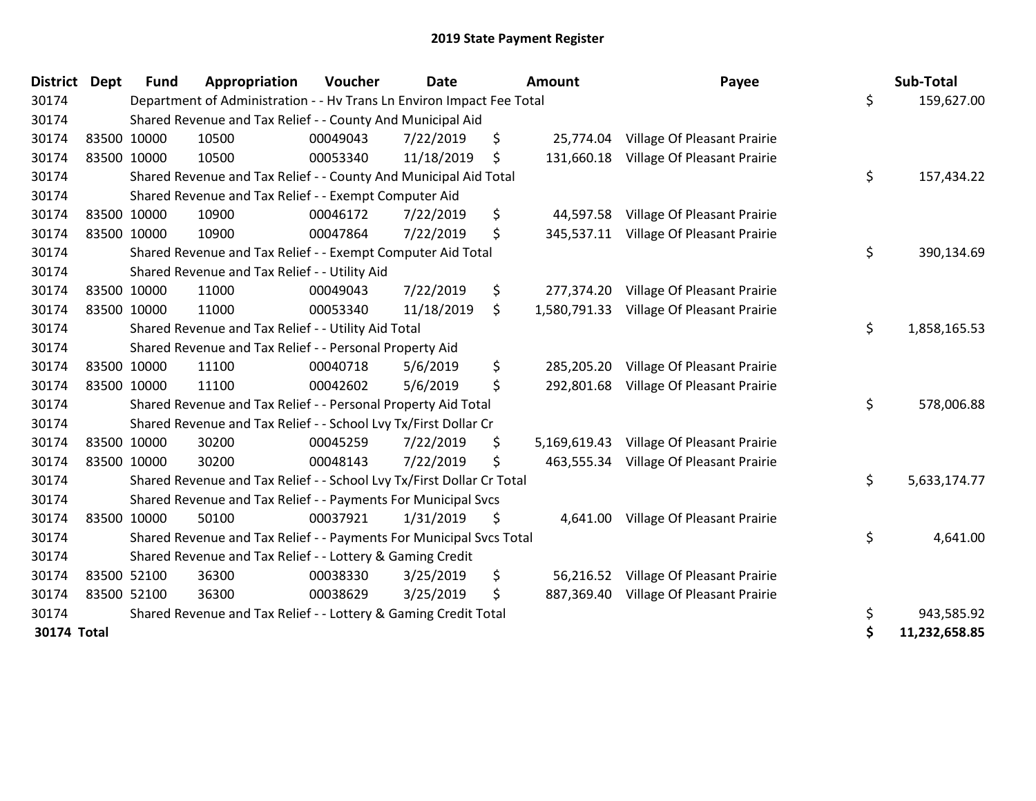# 2019 State Payment Register

| District | Dept | Fund | Appropriation | Voucher | Date | Amount | Payee | Sub-Total |
|---|---|---|---|---|---|---|---|---|
| 30174 | | Department of Administration - - Hv Trans Ln Environ Impact Fee Total | | | | | | $ 159,627.00 |
| 30174 | | Shared Revenue and Tax Relief - - County And Municipal Aid | | | | | | |
| 30174 | 83500 | 10000 | 10500 | 00049043 | 7/22/2019 | $ 25,774.04 | Village Of Pleasant Prairie | |
| 30174 | 83500 | 10000 | 10500 | 00053340 | 11/18/2019 | $ 131,660.18 | Village Of Pleasant Prairie | |
| 30174 | | Shared Revenue and Tax Relief - - County And Municipal Aid Total | | | | | | $ 157,434.22 |
| 30174 | | Shared Revenue and Tax Relief - - Exempt Computer Aid | | | | | | |
| 30174 | 83500 | 10000 | 10900 | 00046172 | 7/22/2019 | $ 44,597.58 | Village Of Pleasant Prairie | |
| 30174 | 83500 | 10000 | 10900 | 00047864 | 7/22/2019 | $ 345,537.11 | Village Of Pleasant Prairie | |
| 30174 | | Shared Revenue and Tax Relief - - Exempt Computer Aid Total | | | | | | $ 390,134.69 |
| 30174 | | Shared Revenue and Tax Relief - - Utility Aid | | | | | | |
| 30174 | 83500 | 10000 | 11000 | 00049043 | 7/22/2019 | $ 277,374.20 | Village Of Pleasant Prairie | |
| 30174 | 83500 | 10000 | 11000 | 00053340 | 11/18/2019 | $ 1,580,791.33 | Village Of Pleasant Prairie | |
| 30174 | | Shared Revenue and Tax Relief - - Utility Aid Total | | | | | | $ 1,858,165.53 |
| 30174 | | Shared Revenue and Tax Relief - - Personal Property Aid | | | | | | |
| 30174 | 83500 | 10000 | 11100 | 00040718 | 5/6/2019 | $ 285,205.20 | Village Of Pleasant Prairie | |
| 30174 | 83500 | 10000 | 11100 | 00042602 | 5/6/2019 | $ 292,801.68 | Village Of Pleasant Prairie | |
| 30174 | | Shared Revenue and Tax Relief - - Personal Property Aid Total | | | | | | $ 578,006.88 |
| 30174 | | Shared Revenue and Tax Relief - - School Lvy Tx/First Dollar Cr | | | | | | |
| 30174 | 83500 | 10000 | 30200 | 00045259 | 7/22/2019 | $ 5,169,619.43 | Village Of Pleasant Prairie | |
| 30174 | 83500 | 10000 | 30200 | 00048143 | 7/22/2019 | $ 463,555.34 | Village Of Pleasant Prairie | |
| 30174 | | Shared Revenue and Tax Relief - - School Lvy Tx/First Dollar Cr Total | | | | | | $ 5,633,174.77 |
| 30174 | | Shared Revenue and Tax Relief - - Payments For Municipal Svcs | | | | | | |
| 30174 | 83500 | 10000 | 50100 | 00037921 | 1/31/2019 | $ 4,641.00 | Village Of Pleasant Prairie | |
| 30174 | | Shared Revenue and Tax Relief - - Payments For Municipal Svcs Total | | | | | | $ 4,641.00 |
| 30174 | | Shared Revenue and Tax Relief - - Lottery & Gaming Credit | | | | | | |
| 30174 | 83500 | 52100 | 36300 | 00038330 | 3/25/2019 | $ 56,216.52 | Village Of Pleasant Prairie | |
| 30174 | 83500 | 52100 | 36300 | 00038629 | 3/25/2019 | $ 887,369.40 | Village Of Pleasant Prairie | |
| 30174 | | Shared Revenue and Tax Relief - - Lottery & Gaming Credit Total | | | | | | $ 943,585.92 |
| **30174 Total** | | | | | | | | **$ 11,232,658.85** |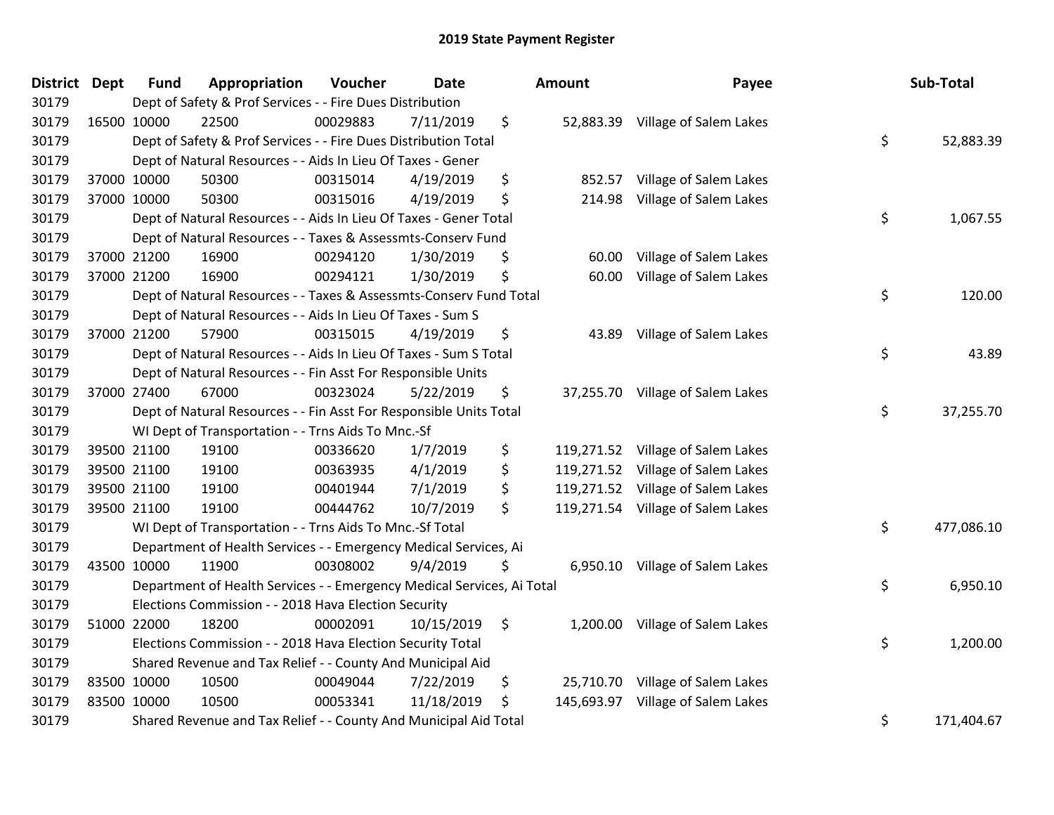# 2019 State Payment Register

| District | Dept | Fund | Appropriation | Voucher | Date | Amount | Payee | Sub-Total |
|---|---|---|---|---|---|---|---|---|
| 30179 | | Dept of Safety & Prof Services - - Fire Dues Distribution | | | | | | |
| 30179 | 16500 | 10000 | 22500 | 00029883 | 7/11/2019 | $ 52,883.39 | Village of Salem Lakes | |
| 30179 | | Dept of Safety & Prof Services - - Fire Dues Distribution Total | | | | | | $ 52,883.39 |
| 30179 | | Dept of Natural Resources - - Aids In Lieu Of Taxes - Gener | | | | | | |
| 30179 | 37000 | 10000 | 50300 | 00315014 | 4/19/2019 | $ 852.57 | Village of Salem Lakes | |
| 30179 | 37000 | 10000 | 50300 | 00315016 | 4/19/2019 | $ 214.98 | Village of Salem Lakes | |
| 30179 | | Dept of Natural Resources - - Aids In Lieu Of Taxes - Gener Total | | | | | | $ 1,067.55 |
| 30179 | | Dept of Natural Resources - - Taxes & Assessmts-Conserv Fund | | | | | | |
| 30179 | 37000 | 21200 | 16900 | 00294120 | 1/30/2019 | $ 60.00 | Village of Salem Lakes | |
| 30179 | 37000 | 21200 | 16900 | 00294121 | 1/30/2019 | $ 60.00 | Village of Salem Lakes | |
| 30179 | | Dept of Natural Resources - - Taxes & Assessmts-Conserv Fund Total | | | | | | $ 120.00 |
| 30179 | | Dept of Natural Resources - - Aids In Lieu Of Taxes - Sum S | | | | | | |
| 30179 | 37000 | 21200 | 57900 | 00315015 | 4/19/2019 | $ 43.89 | Village of Salem Lakes | |
| 30179 | | Dept of Natural Resources - - Aids In Lieu Of Taxes - Sum S Total | | | | | | $ 43.89 |
| 30179 | | Dept of Natural Resources - - Fin Asst For Responsible Units | | | | | | |
| 30179 | 37000 | 27400 | 67000 | 00323024 | 5/22/2019 | $ 37,255.70 | Village of Salem Lakes | |
| 30179 | | Dept of Natural Resources - - Fin Asst For Responsible Units Total | | | | | | $ 37,255.70 |
| 30179 | | WI Dept of Transportation - - Trns Aids To Mnc.-Sf | | | | | | |
| 30179 | 39500 | 21100 | 19100 | 00336620 | 1/7/2019 | $ 119,271.52 | Village of Salem Lakes | |
| 30179 | 39500 | 21100 | 19100 | 00363935 | 4/1/2019 | $ 119,271.52 | Village of Salem Lakes | |
| 30179 | 39500 | 21100 | 19100 | 00401944 | 7/1/2019 | $ 119,271.52 | Village of Salem Lakes | |
| 30179 | 39500 | 21100 | 19100 | 00444762 | 10/7/2019 | $ 119,271.54 | Village of Salem Lakes | |
| 30179 | | WI Dept of Transportation - - Trns Aids To Mnc.-Sf Total | | | | | | $ 477,086.10 |
| 30179 | | Department of Health Services - - Emergency Medical Services, Ai | | | | | | |
| 30179 | 43500 | 10000 | 11900 | 00308002 | 9/4/2019 | $ 6,950.10 | Village of Salem Lakes | |
| 30179 | | Department of Health Services - - Emergency Medical Services, Ai Total | | | | | | $ 6,950.10 |
| 30179 | | Elections Commission - - 2018 Hava Election Security | | | | | | |
| 30179 | 51000 | 22000 | 18200 | 00002091 | 10/15/2019 | $ 1,200.00 | Village of Salem Lakes | |
| 30179 | | Elections Commission - - 2018 Hava Election Security Total | | | | | | $ 1,200.00 |
| 30179 | | Shared Revenue and Tax Relief - - County And Municipal Aid | | | | | | |
| 30179 | 83500 | 10000 | 10500 | 00049044 | 7/22/2019 | $ 25,710.70 | Village of Salem Lakes | |
| 30179 | 83500 | 10000 | 10500 | 00053341 | 11/18/2019 | $ 145,693.97 | Village of Salem Lakes | |
| 30179 | | Shared Revenue and Tax Relief - - County And Municipal Aid Total | | | | | | $ 171,404.67 |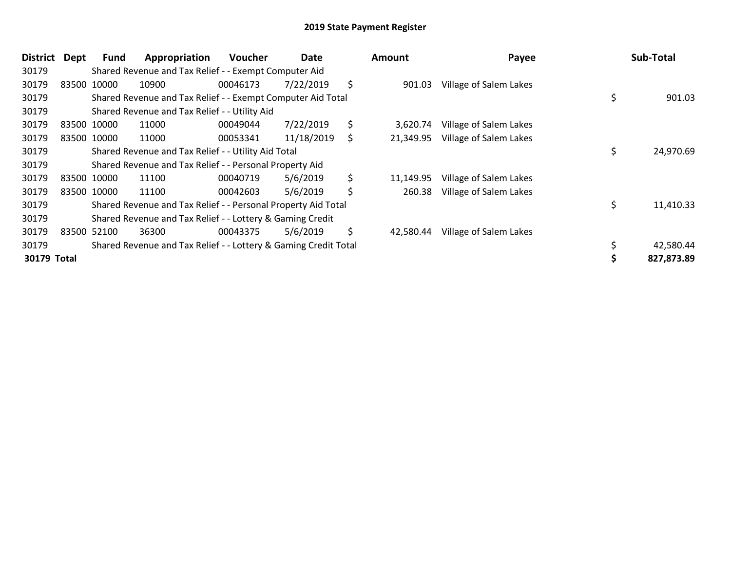## 2019 State Payment Register

| District | Dept | Fund | Appropriation | Voucher | Date | Amount | Payee | Sub-Total |
|---|---|---|---|---|---|---|---|---|
| 30179 | | Shared Revenue and Tax Relief - - Exempt Computer Aid | | | | | | |
| 30179 | 83500 | 10000 | 10900 | 00046173 | 7/22/2019 | $ 901.03 | Village of Salem Lakes | |
| 30179 | | Shared Revenue and Tax Relief - - Exempt Computer Aid Total | | | | | | $ 901.03 |
| 30179 | | Shared Revenue and Tax Relief - - Utility Aid | | | | | | |
| 30179 | 83500 | 10000 | 11000 | 00049044 | 7/22/2019 | $ 3,620.74 | Village of Salem Lakes | |
| 30179 | 83500 | 10000 | 11000 | 00053341 | 11/18/2019 | $ 21,349.95 | Village of Salem Lakes | |
| 30179 | | Shared Revenue and Tax Relief - - Utility Aid Total | | | | | | $ 24,970.69 |
| 30179 | | Shared Revenue and Tax Relief - - Personal Property Aid | | | | | | |
| 30179 | 83500 | 10000 | 11100 | 00040719 | 5/6/2019 | $ 11,149.95 | Village of Salem Lakes | |
| 30179 | 83500 | 10000 | 11100 | 00042603 | 5/6/2019 | $ 260.38 | Village of Salem Lakes | |
| 30179 | | Shared Revenue and Tax Relief - - Personal Property Aid Total | | | | | | $ 11,410.33 |
| 30179 | | Shared Revenue and Tax Relief - - Lottery & Gaming Credit | | | | | | |
| 30179 | 83500 | 52100 | 36300 | 00043375 | 5/6/2019 | $ 42,580.44 | Village of Salem Lakes | |
| 30179 | | Shared Revenue and Tax Relief - - Lottery & Gaming Credit Total | | | | | | $ 42,580.44 |
| **30179 Total** | | | | | | | | **$ 827,873.89** |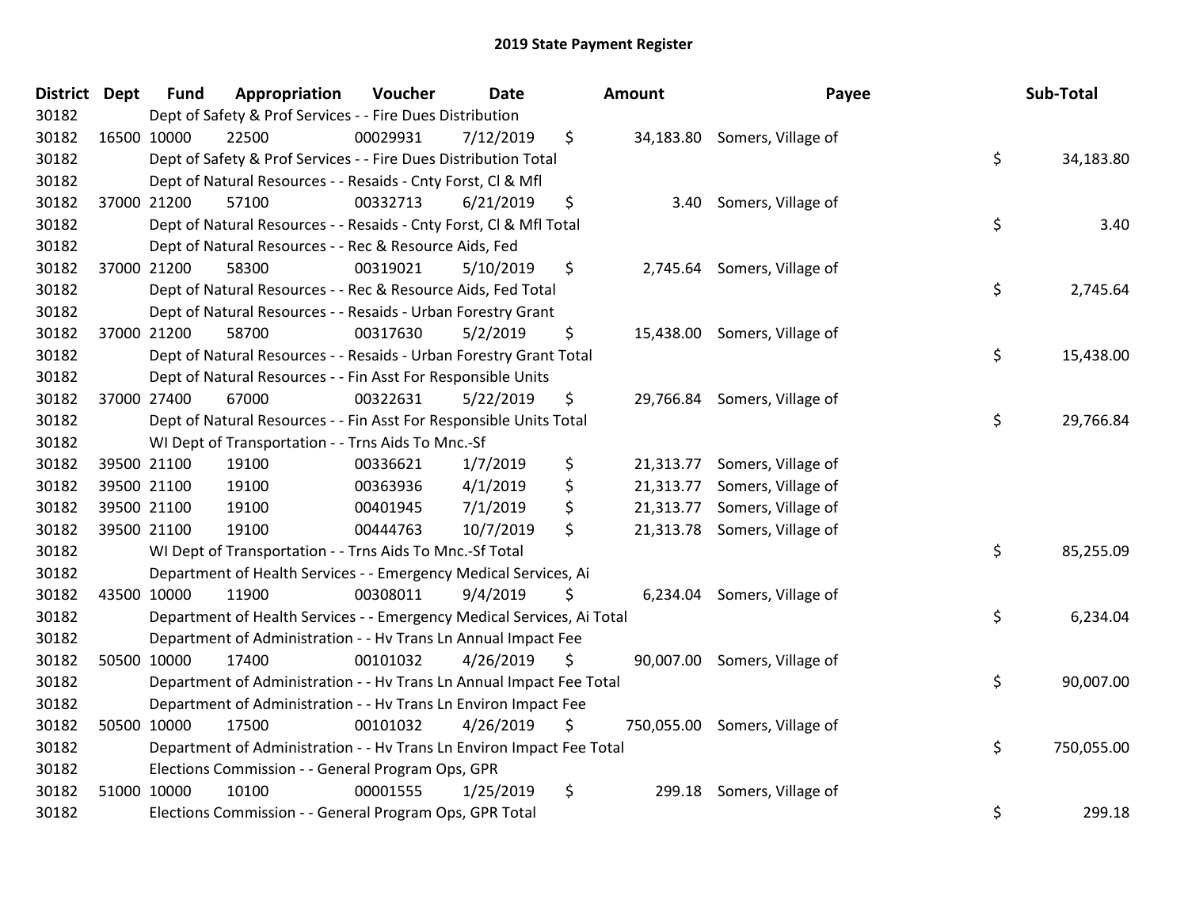# 2019 State Payment Register

| District | Dept | Fund | Appropriation | Voucher | Date | Amount | Payee | Sub-Total |
|---|---|---|---|---|---|---|---|---|
| 30182 | | Dept of Safety & Prof Services - - Fire Dues Distribution | | | | | | |
| 30182 | 16500 | 10000 | 22500 | 00029931 | 7/12/2019 | $ 34,183.80 | Somers, Village of | |
| 30182 | | Dept of Safety & Prof Services - - Fire Dues Distribution Total | | | | | | $ 34,183.80 |
| 30182 | | Dept of Natural Resources - - Resaids - Cnty Forst, Cl & Mfl | | | | | | |
| 30182 | 37000 | 21200 | 57100 | 00332713 | 6/21/2019 | $ 3.40 | Somers, Village of | |
| 30182 | | Dept of Natural Resources - - Resaids - Cnty Forst, Cl & Mfl Total | | | | | | $ 3.40 |
| 30182 | | Dept of Natural Resources - - Rec & Resource Aids, Fed | | | | | | |
| 30182 | 37000 | 21200 | 58300 | 00319021 | 5/10/2019 | $ 2,745.64 | Somers, Village of | |
| 30182 | | Dept of Natural Resources - - Rec & Resource Aids, Fed Total | | | | | | $ 2,745.64 |
| 30182 | | Dept of Natural Resources - - Resaids - Urban Forestry Grant | | | | | | |
| 30182 | 37000 | 21200 | 58700 | 00317630 | 5/2/2019 | $ 15,438.00 | Somers, Village of | |
| 30182 | | Dept of Natural Resources - - Resaids - Urban Forestry Grant Total | | | | | | $ 15,438.00 |
| 30182 | | Dept of Natural Resources - - Fin Asst For Responsible Units | | | | | | |
| 30182 | 37000 | 27400 | 67000 | 00322631 | 5/22/2019 | $ 29,766.84 | Somers, Village of | |
| 30182 | | Dept of Natural Resources - - Fin Asst For Responsible Units Total | | | | | | $ 29,766.84 |
| 30182 | | WI Dept of Transportation - - Trns Aids To Mnc.-Sf | | | | | | |
| 30182 | 39500 | 21100 | 19100 | 00336621 | 1/7/2019 | $ 21,313.77 | Somers, Village of | |
| 30182 | 39500 | 21100 | 19100 | 00363936 | 4/1/2019 | $ 21,313.77 | Somers, Village of | |
| 30182 | 39500 | 21100 | 19100 | 00401945 | 7/1/2019 | $ 21,313.77 | Somers, Village of | |
| 30182 | 39500 | 21100 | 19100 | 00444763 | 10/7/2019 | $ 21,313.78 | Somers, Village of | |
| 30182 | | WI Dept of Transportation - - Trns Aids To Mnc.-Sf Total | | | | | | $ 85,255.09 |
| 30182 | | Department of Health Services - - Emergency Medical Services, Ai | | | | | | |
| 30182 | 43500 | 10000 | 11900 | 00308011 | 9/4/2019 | $ 6,234.04 | Somers, Village of | |
| 30182 | | Department of Health Services - - Emergency Medical Services, Ai Total | | | | | | $ 6,234.04 |
| 30182 | | Department of Administration - - Hv Trans Ln Annual Impact Fee | | | | | | |
| 30182 | 50500 | 10000 | 17400 | 00101032 | 4/26/2019 | $ 90,007.00 | Somers, Village of | |
| 30182 | | Department of Administration - - Hv Trans Ln Annual Impact Fee Total | | | | | | $ 90,007.00 |
| 30182 | | Department of Administration - - Hv Trans Ln Environ Impact Fee | | | | | | |
| 30182 | 50500 | 10000 | 17500 | 00101032 | 4/26/2019 | $ 750,055.00 | Somers, Village of | |
| 30182 | | Department of Administration - - Hv Trans Ln Environ Impact Fee Total | | | | | | $ 750,055.00 |
| 30182 | | Elections Commission - - General Program Ops, GPR | | | | | | |
| 30182 | 51000 | 10000 | 10100 | 00001555 | 1/25/2019 | $ 299.18 | Somers, Village of | |
| 30182 | | Elections Commission - - General Program Ops, GPR Total | | | | | | $ 299.18 |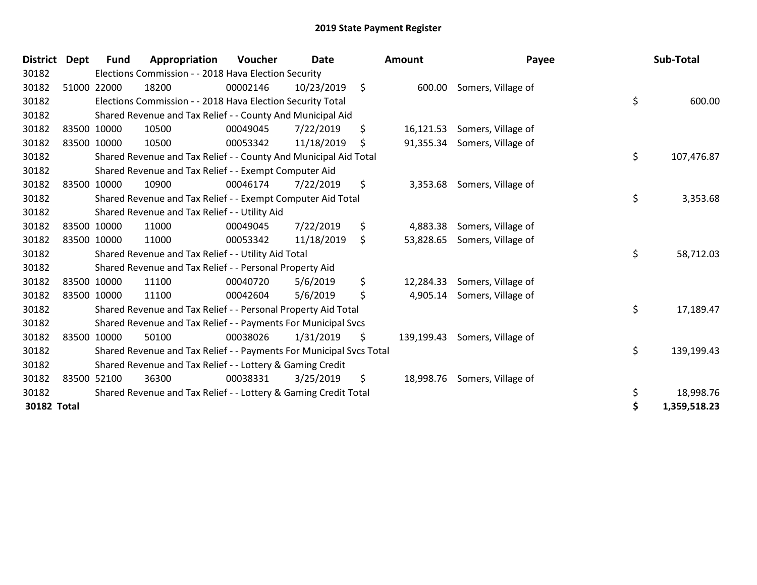# 2019 State Payment Register

| District | Dept | Fund | Appropriation | Voucher | Date | Amount | Payee | Sub-Total |
|---|---|---|---|---|---|---|---|---|
| 30182 | | Elections Commission - - 2018 Hava Election Security | | | | | | |
| 30182 | 51000 | 22000 | 18200 | 00002146 | 10/23/2019 | $ 600.00 | Somers, Village of | |
| 30182 | | Elections Commission - - 2018 Hava Election Security Total | | | | | | $ 600.00 |
| 30182 | | Shared Revenue and Tax Relief - - County And Municipal Aid | | | | | | |
| 30182 | 83500 | 10000 | 10500 | 00049045 | 7/22/2019 | $ 16,121.53 | Somers, Village of | |
| 30182 | 83500 | 10000 | 10500 | 00053342 | 11/18/2019 | $ 91,355.34 | Somers, Village of | |
| 30182 | | Shared Revenue and Tax Relief - - County And Municipal Aid Total | | | | | | $ 107,476.87 |
| 30182 | | Shared Revenue and Tax Relief - - Exempt Computer Aid | | | | | | |
| 30182 | 83500 | 10000 | 10900 | 00046174 | 7/22/2019 | $ 3,353.68 | Somers, Village of | |
| 30182 | | Shared Revenue and Tax Relief - - Exempt Computer Aid Total | | | | | | $ 3,353.68 |
| 30182 | | Shared Revenue and Tax Relief - - Utility Aid | | | | | | |
| 30182 | 83500 | 10000 | 11000 | 00049045 | 7/22/2019 | $ 4,883.38 | Somers, Village of | |
| 30182 | 83500 | 10000 | 11000 | 00053342 | 11/18/2019 | $ 53,828.65 | Somers, Village of | |
| 30182 | | Shared Revenue and Tax Relief - - Utility Aid Total | | | | | | $ 58,712.03 |
| 30182 | | Shared Revenue and Tax Relief - - Personal Property Aid | | | | | | |
| 30182 | 83500 | 10000 | 11100 | 00040720 | 5/6/2019 | $ 12,284.33 | Somers, Village of | |
| 30182 | 83500 | 10000 | 11100 | 00042604 | 5/6/2019 | $ 4,905.14 | Somers, Village of | |
| 30182 | | Shared Revenue and Tax Relief - - Personal Property Aid Total | | | | | | $ 17,189.47 |
| 30182 | | Shared Revenue and Tax Relief - - Payments For Municipal Svcs | | | | | | |
| 30182 | 83500 | 10000 | 50100 | 00038026 | 1/31/2019 | $ 139,199.43 | Somers, Village of | |
| 30182 | | Shared Revenue and Tax Relief - - Payments For Municipal Svcs Total | | | | | | $ 139,199.43 |
| 30182 | | Shared Revenue and Tax Relief - - Lottery & Gaming Credit | | | | | | |
| 30182 | 83500 | 52100 | 36300 | 00038331 | 3/25/2019 | $ 18,998.76 | Somers, Village of | |
| 30182 | | Shared Revenue and Tax Relief - - Lottery & Gaming Credit Total | | | | | | $ 18,998.76 |
| **30182 Total** | | | | | | | | **$ 1,359,518.23** |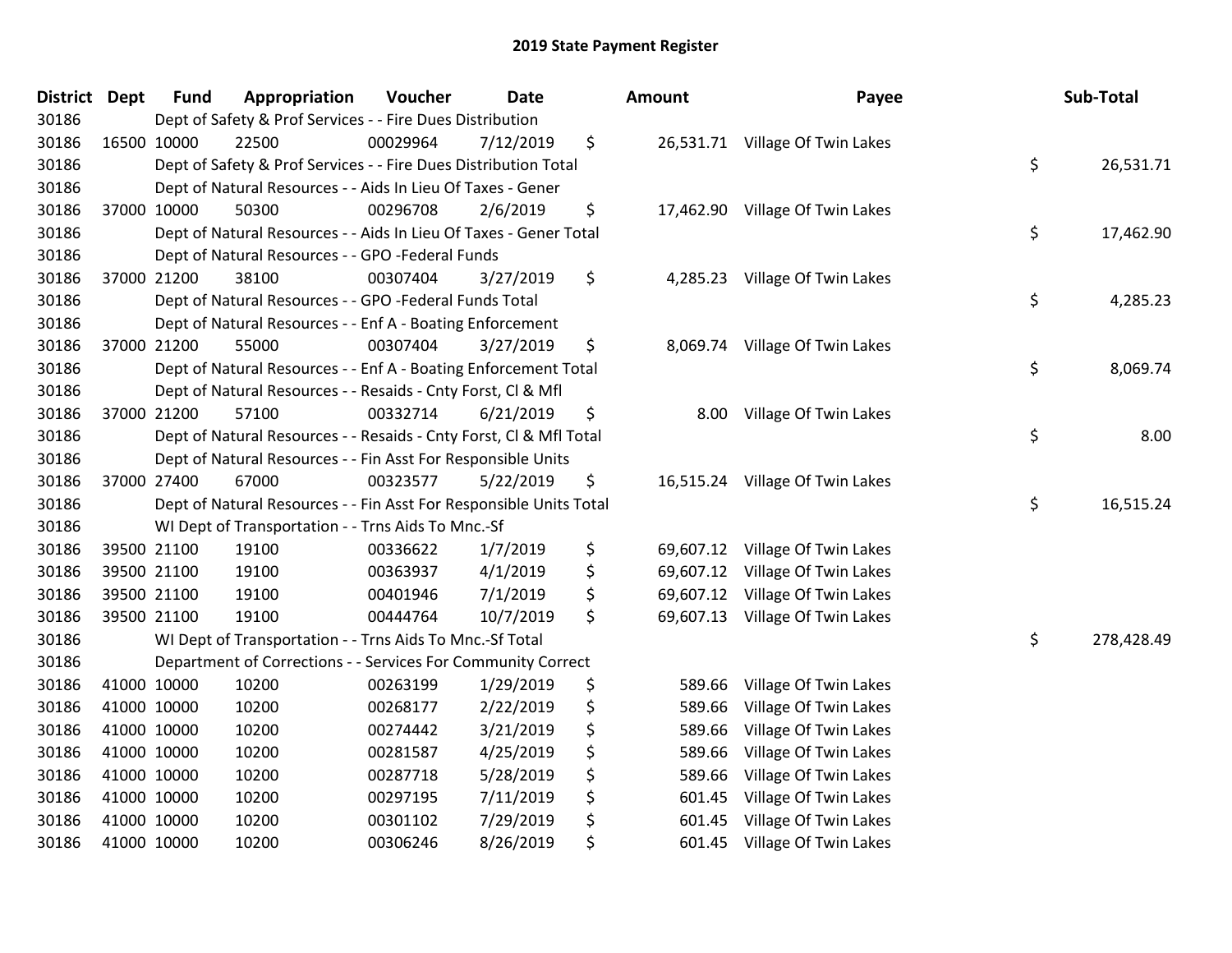# 2019 State Payment Register

| District | Dept | Fund | Appropriation | Voucher | Date | Amount | Payee | Sub-Total |
|---|---|---|---|---|---|---|---|---|
| 30186 | | Dept of Safety & Prof Services - - Fire Dues Distribution | | | | | | |
| 30186 | 16500 | 10000 | 22500 | 00029964 | 7/12/2019 | $ 26,531.71 | Village Of Twin Lakes | |
| 30186 | | Dept of Safety & Prof Services - - Fire Dues Distribution Total | | | | | | $ 26,531.71 |
| 30186 | | Dept of Natural Resources - - Aids In Lieu Of Taxes - Gener | | | | | | |
| 30186 | 37000 | 10000 | 50300 | 00296708 | 2/6/2019 | $ 17,462.90 | Village Of Twin Lakes | |
| 30186 | | Dept of Natural Resources - - Aids In Lieu Of Taxes - Gener Total | | | | | | $ 17,462.90 |
| 30186 | | Dept of Natural Resources - - GPO -Federal Funds | | | | | | |
| 30186 | 37000 | 21200 | 38100 | 00307404 | 3/27/2019 | $ 4,285.23 | Village Of Twin Lakes | |
| 30186 | | Dept of Natural Resources - - GPO -Federal Funds Total | | | | | | $ 4,285.23 |
| 30186 | | Dept of Natural Resources - - Enf A - Boating Enforcement | | | | | | |
| 30186 | 37000 | 21200 | 55000 | 00307404 | 3/27/2019 | $ 8,069.74 | Village Of Twin Lakes | |
| 30186 | | Dept of Natural Resources - - Enf A - Boating Enforcement Total | | | | | | $ 8,069.74 |
| 30186 | | Dept of Natural Resources - - Resaids - Cnty Forst, Cl & Mfl | | | | | | |
| 30186 | 37000 | 21200 | 57100 | 00332714 | 6/21/2019 | $ 8.00 | Village Of Twin Lakes | |
| 30186 | | Dept of Natural Resources - - Resaids - Cnty Forst, Cl & Mfl Total | | | | | | $ 8.00 |
| 30186 | | Dept of Natural Resources - - Fin Asst For Responsible Units | | | | | | |
| 30186 | 37000 | 27400 | 67000 | 00323577 | 5/22/2019 | $ 16,515.24 | Village Of Twin Lakes | |
| 30186 | | Dept of Natural Resources - - Fin Asst For Responsible Units Total | | | | | | $ 16,515.24 |
| 30186 | | WI Dept of Transportation - - Trns Aids To Mnc.-Sf | | | | | | |
| 30186 | 39500 | 21100 | 19100 | 00336622 | 1/7/2019 | $ 69,607.12 | Village Of Twin Lakes | |
| 30186 | 39500 | 21100 | 19100 | 00363937 | 4/1/2019 | $ 69,607.12 | Village Of Twin Lakes | |
| 30186 | 39500 | 21100 | 19100 | 00401946 | 7/1/2019 | $ 69,607.12 | Village Of Twin Lakes | |
| 30186 | 39500 | 21100 | 19100 | 00444764 | 10/7/2019 | $ 69,607.13 | Village Of Twin Lakes | |
| 30186 | | WI Dept of Transportation - - Trns Aids To Mnc.-Sf Total | | | | | | $ 278,428.49 |
| 30186 | | Department of Corrections - - Services For Community Correct | | | | | | |
| 30186 | 41000 | 10000 | 10200 | 00263199 | 1/29/2019 | $ 589.66 | Village Of Twin Lakes | |
| 30186 | 41000 | 10000 | 10200 | 00268177 | 2/22/2019 | $ 589.66 | Village Of Twin Lakes | |
| 30186 | 41000 | 10000 | 10200 | 00274442 | 3/21/2019 | $ 589.66 | Village Of Twin Lakes | |
| 30186 | 41000 | 10000 | 10200 | 00281587 | 4/25/2019 | $ 589.66 | Village Of Twin Lakes | |
| 30186 | 41000 | 10000 | 10200 | 00287718 | 5/28/2019 | $ 589.66 | Village Of Twin Lakes | |
| 30186 | 41000 | 10000 | 10200 | 00297195 | 7/11/2019 | $ 601.45 | Village Of Twin Lakes | |
| 30186 | 41000 | 10000 | 10200 | 00301102 | 7/29/2019 | $ 601.45 | Village Of Twin Lakes | |
| 30186 | 41000 | 10000 | 10200 | 00306246 | 8/26/2019 | $ 601.45 | Village Of Twin Lakes | |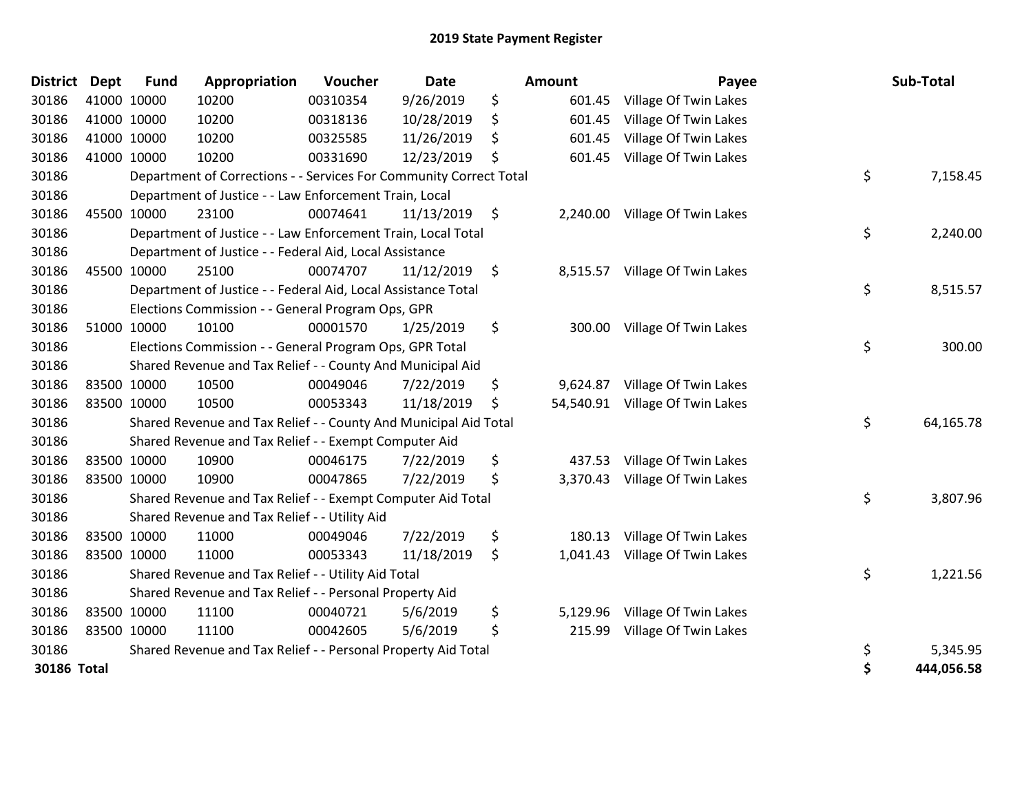# 2019 State Payment Register

| District | Dept | Fund | Appropriation | Voucher | Date | Amount | Payee | Sub-Total |
|---|---|---|---|---|---|---|---|---|
| 30186 | 41000 | 10000 | 10200 | 00310354 | 9/26/2019 | $ 601.45 | Village Of Twin Lakes | |
| 30186 | 41000 | 10000 | 10200 | 00318136 | 10/28/2019 | $ 601.45 | Village Of Twin Lakes | |
| 30186 | 41000 | 10000 | 10200 | 00325585 | 11/26/2019 | $ 601.45 | Village Of Twin Lakes | |
| 30186 | 41000 | 10000 | 10200 | 00331690 | 12/23/2019 | $ 601.45 | Village Of Twin Lakes | |
| 30186 | | Department of Corrections - - Services For Community Correct Total | | | | | | $ 7,158.45 |
| 30186 | | Department of Justice - - Law Enforcement Train, Local | | | | | | |
| 30186 | 45500 | 10000 | 23100 | 00074641 | 11/13/2019 | $ 2,240.00 | Village Of Twin Lakes | |
| 30186 | | Department of Justice - - Law Enforcement Train, Local Total | | | | | | $ 2,240.00 |
| 30186 | | Department of Justice - - Federal Aid, Local Assistance | | | | | | |
| 30186 | 45500 | 10000 | 25100 | 00074707 | 11/12/2019 | $ 8,515.57 | Village Of Twin Lakes | |
| 30186 | | Department of Justice - - Federal Aid, Local Assistance Total | | | | | | $ 8,515.57 |
| 30186 | | Elections Commission - - General Program Ops, GPR | | | | | | |
| 30186 | 51000 | 10000 | 10100 | 00001570 | 1/25/2019 | $ 300.00 | Village Of Twin Lakes | |
| 30186 | | Elections Commission - - General Program Ops, GPR Total | | | | | | $ 300.00 |
| 30186 | | Shared Revenue and Tax Relief - - County And Municipal Aid | | | | | | |
| 30186 | 83500 | 10000 | 10500 | 00049046 | 7/22/2019 | $ 9,624.87 | Village Of Twin Lakes | |
| 30186 | 83500 | 10000 | 10500 | 00053343 | 11/18/2019 | $ 54,540.91 | Village Of Twin Lakes | |
| 30186 | | Shared Revenue and Tax Relief - - County And Municipal Aid Total | | | | | | $ 64,165.78 |
| 30186 | | Shared Revenue and Tax Relief - - Exempt Computer Aid | | | | | | |
| 30186 | 83500 | 10000 | 10900 | 00046175 | 7/22/2019 | $ 437.53 | Village Of Twin Lakes | |
| 30186 | 83500 | 10000 | 10900 | 00047865 | 7/22/2019 | $ 3,370.43 | Village Of Twin Lakes | |
| 30186 | | Shared Revenue and Tax Relief - - Exempt Computer Aid Total | | | | | | $ 3,807.96 |
| 30186 | | Shared Revenue and Tax Relief - - Utility Aid | | | | | | |
| 30186 | 83500 | 10000 | 11000 | 00049046 | 7/22/2019 | $ 180.13 | Village Of Twin Lakes | |
| 30186 | 83500 | 10000 | 11000 | 00053343 | 11/18/2019 | $ 1,041.43 | Village Of Twin Lakes | |
| 30186 | | Shared Revenue and Tax Relief - - Utility Aid Total | | | | | | $ 1,221.56 |
| 30186 | | Shared Revenue and Tax Relief - - Personal Property Aid | | | | | | |
| 30186 | 83500 | 10000 | 11100 | 00040721 | 5/6/2019 | $ 5,129.96 | Village Of Twin Lakes | |
| 30186 | 83500 | 10000 | 11100 | 00042605 | 5/6/2019 | $ 215.99 | Village Of Twin Lakes | |
| 30186 | | Shared Revenue and Tax Relief - - Personal Property Aid Total | | | | | | $ 5,345.95 |
| **30186 Total** | | | | | | | | **$ 444,056.58** |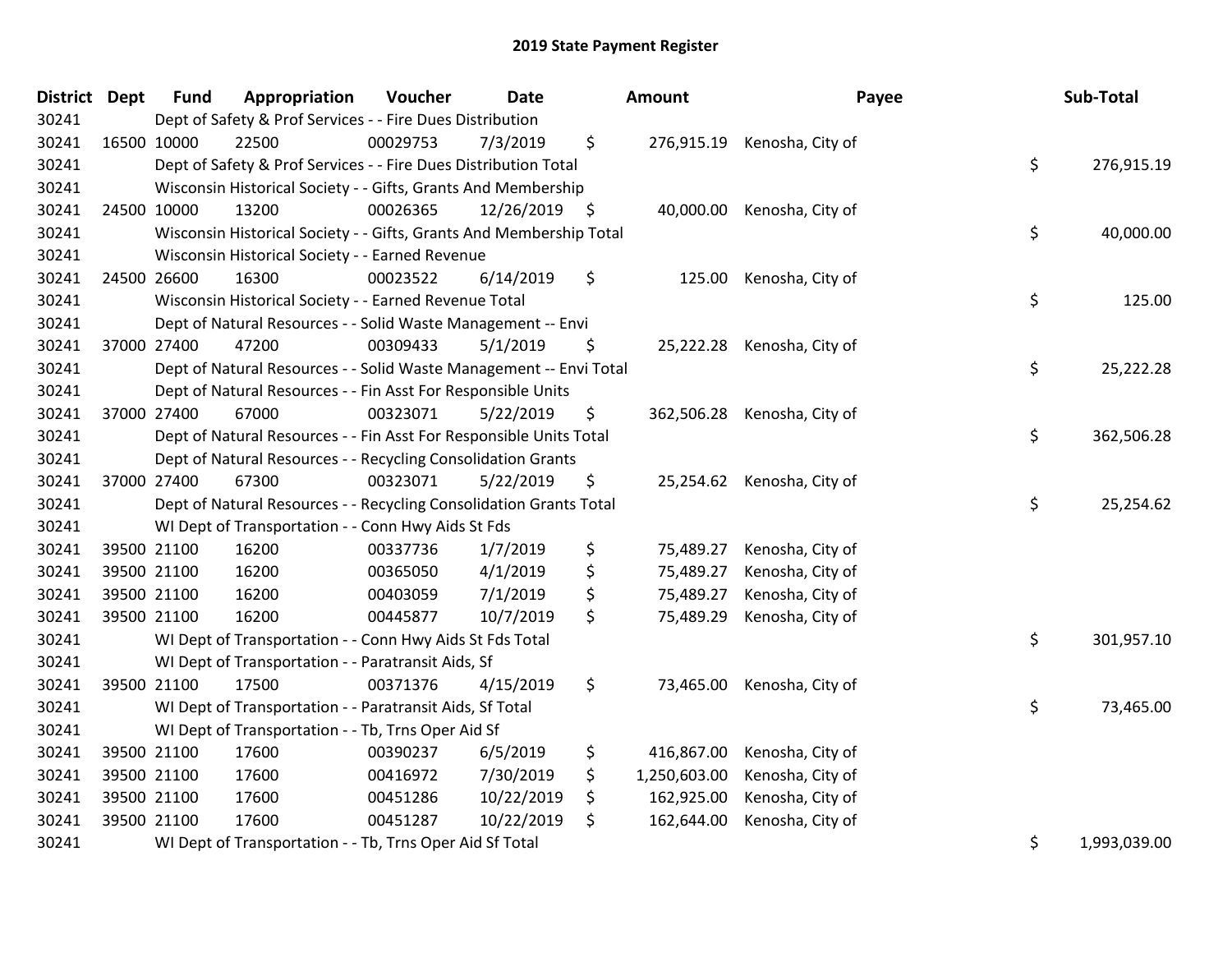# 2019 State Payment Register

| District | Dept | Fund | Appropriation | Voucher | Date | Amount | Payee | Sub-Total |
|---|---|---|---|---|---|---|---|---|
| 30241 | | Dept of Safety & Prof Services - - Fire Dues Distribution | | | | | | |
| 30241 | 16500 | 10000 | 22500 | 00029753 | 7/3/2019 | $ 276,915.19 | Kenosha, City of | |
| 30241 | | Dept of Safety & Prof Services - - Fire Dues Distribution Total | | | | | | $ 276,915.19 |
| 30241 | | Wisconsin Historical Society - - Gifts, Grants And Membership | | | | | | |
| 30241 | 24500 | 10000 | 13200 | 00026365 | 12/26/2019 | $ 40,000.00 | Kenosha, City of | |
| 30241 | | Wisconsin Historical Society - - Gifts, Grants And Membership Total | | | | | | $ 40,000.00 |
| 30241 | | Wisconsin Historical Society - - Earned Revenue | | | | | | |
| 30241 | 24500 | 26600 | 16300 | 00023522 | 6/14/2019 | $ 125.00 | Kenosha, City of | |
| 30241 | | Wisconsin Historical Society - - Earned Revenue Total | | | | | | $ 125.00 |
| 30241 | | Dept of Natural Resources - - Solid Waste Management -- Envi | | | | | | |
| 30241 | 37000 | 27400 | 47200 | 00309433 | 5/1/2019 | $ 25,222.28 | Kenosha, City of | |
| 30241 | | Dept of Natural Resources - - Solid Waste Management -- Envi Total | | | | | | $ 25,222.28 |
| 30241 | | Dept of Natural Resources - - Fin Asst For Responsible Units | | | | | | |
| 30241 | 37000 | 27400 | 67000 | 00323071 | 5/22/2019 | $ 362,506.28 | Kenosha, City of | |
| 30241 | | Dept of Natural Resources - - Fin Asst For Responsible Units Total | | | | | | $ 362,506.28 |
| 30241 | | Dept of Natural Resources - - Recycling Consolidation Grants | | | | | | |
| 30241 | 37000 | 27400 | 67300 | 00323071 | 5/22/2019 | $ 25,254.62 | Kenosha, City of | |
| 30241 | | Dept of Natural Resources - - Recycling Consolidation Grants Total | | | | | | $ 25,254.62 |
| 30241 | | WI Dept of Transportation - - Conn Hwy Aids St Fds | | | | | | |
| 30241 | 39500 | 21100 | 16200 | 00337736 | 1/7/2019 | $ 75,489.27 | Kenosha, City of | |
| 30241 | 39500 | 21100 | 16200 | 00365050 | 4/1/2019 | $ 75,489.27 | Kenosha, City of | |
| 30241 | 39500 | 21100 | 16200 | 00403059 | 7/1/2019 | $ 75,489.27 | Kenosha, City of | |
| 30241 | 39500 | 21100 | 16200 | 00445877 | 10/7/2019 | $ 75,489.29 | Kenosha, City of | |
| 30241 | | WI Dept of Transportation - - Conn Hwy Aids St Fds Total | | | | | | $ 301,957.10 |
| 30241 | | WI Dept of Transportation - - Paratransit Aids, Sf | | | | | | |
| 30241 | 39500 | 21100 | 17500 | 00371376 | 4/15/2019 | $ 73,465.00 | Kenosha, City of | |
| 30241 | | WI Dept of Transportation - - Paratransit Aids, Sf Total | | | | | | $ 73,465.00 |
| 30241 | | WI Dept of Transportation - - Tb, Trns Oper Aid Sf | | | | | | |
| 30241 | 39500 | 21100 | 17600 | 00390237 | 6/5/2019 | $ 416,867.00 | Kenosha, City of | |
| 30241 | 39500 | 21100 | 17600 | 00416972 | 7/30/2019 | $ 1,250,603.00 | Kenosha, City of | |
| 30241 | 39500 | 21100 | 17600 | 00451286 | 10/22/2019 | $ 162,925.00 | Kenosha, City of | |
| 30241 | 39500 | 21100 | 17600 | 00451287 | 10/22/2019 | $ 162,644.00 | Kenosha, City of | |
| 30241 | | WI Dept of Transportation - - Tb, Trns Oper Aid Sf Total | | | | | | $ 1,993,039.00 |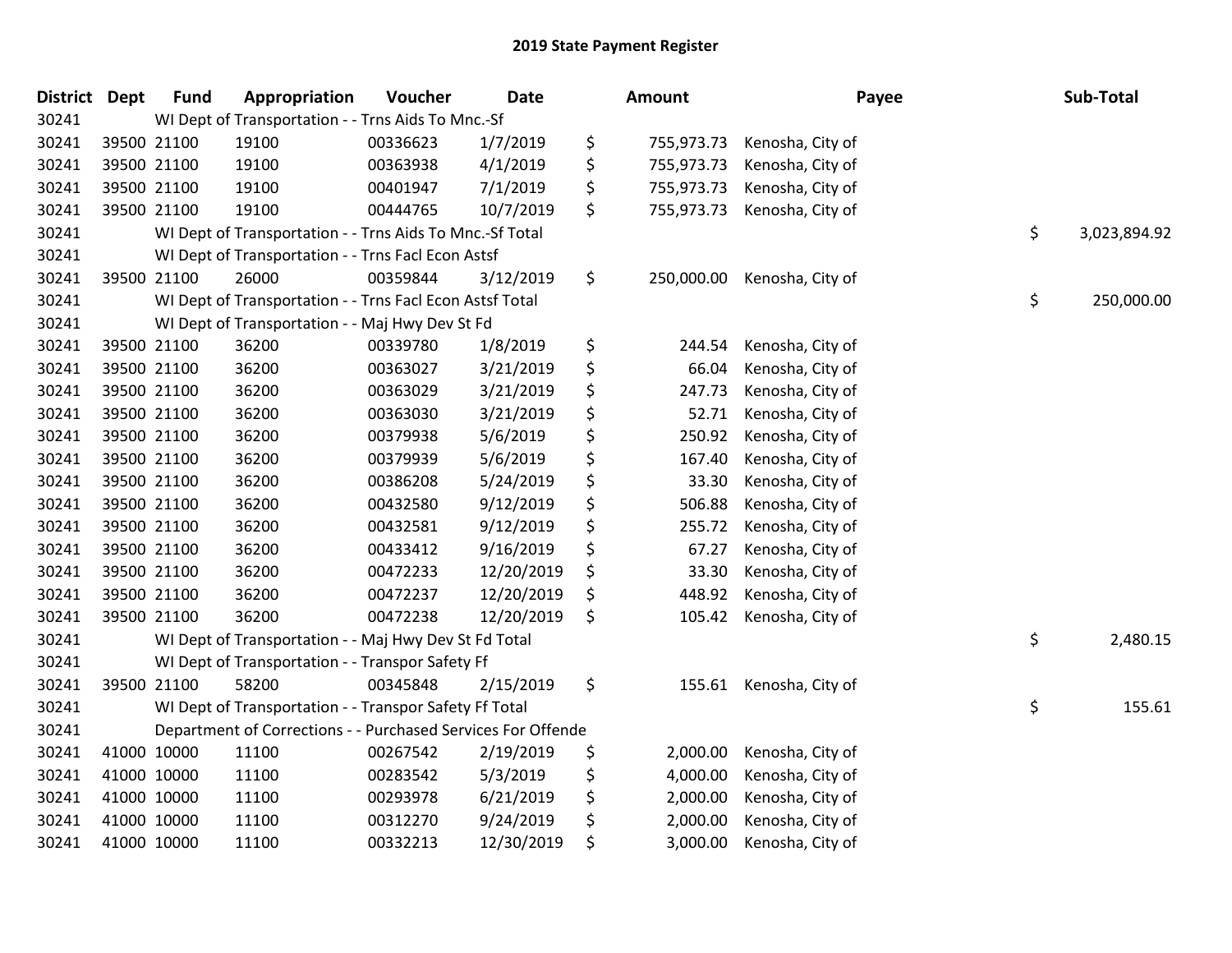# 2019 State Payment Register

| District | Dept | Fund | Appropriation | Voucher | Date | Amount | Payee | Sub-Total |
|---|---|---|---|---|---|---|---|---|
| 30241 | | WI Dept of Transportation - - Trns Aids To Mnc.-Sf | | | | | | |
| 30241 | 39500 | 21100 | 19100 | 00336623 | 1/7/2019 | $ 755,973.73 | Kenosha, City of | |
| 30241 | 39500 | 21100 | 19100 | 00363938 | 4/1/2019 | $ 755,973.73 | Kenosha, City of | |
| 30241 | 39500 | 21100 | 19100 | 00401947 | 7/1/2019 | $ 755,973.73 | Kenosha, City of | |
| 30241 | 39500 | 21100 | 19100 | 00444765 | 10/7/2019 | $ 755,973.73 | Kenosha, City of | |
| 30241 | | WI Dept of Transportation - - Trns Aids To Mnc.-Sf Total | | | | | | $ 3,023,894.92 |
| 30241 | | WI Dept of Transportation - - Trns Facl Econ Astsf | | | | | | |
| 30241 | 39500 | 21100 | 26000 | 00359844 | 3/12/2019 | $ 250,000.00 | Kenosha, City of | |
| 30241 | | WI Dept of Transportation - - Trns Facl Econ Astsf Total | | | | | | $ 250,000.00 |
| 30241 | | WI Dept of Transportation - - Maj Hwy Dev St Fd | | | | | | |
| 30241 | 39500 | 21100 | 36200 | 00339780 | 1/8/2019 | $ 244.54 | Kenosha, City of | |
| 30241 | 39500 | 21100 | 36200 | 00363027 | 3/21/2019 | $ 66.04 | Kenosha, City of | |
| 30241 | 39500 | 21100 | 36200 | 00363029 | 3/21/2019 | $ 247.73 | Kenosha, City of | |
| 30241 | 39500 | 21100 | 36200 | 00363030 | 3/21/2019 | $ 52.71 | Kenosha, City of | |
| 30241 | 39500 | 21100 | 36200 | 00379938 | 5/6/2019 | $ 250.92 | Kenosha, City of | |
| 30241 | 39500 | 21100 | 36200 | 00379939 | 5/6/2019 | $ 167.40 | Kenosha, City of | |
| 30241 | 39500 | 21100 | 36200 | 00386208 | 5/24/2019 | $ 33.30 | Kenosha, City of | |
| 30241 | 39500 | 21100 | 36200 | 00432580 | 9/12/2019 | $ 506.88 | Kenosha, City of | |
| 30241 | 39500 | 21100 | 36200 | 00432581 | 9/12/2019 | $ 255.72 | Kenosha, City of | |
| 30241 | 39500 | 21100 | 36200 | 00433412 | 9/16/2019 | $ 67.27 | Kenosha, City of | |
| 30241 | 39500 | 21100 | 36200 | 00472233 | 12/20/2019 | $ 33.30 | Kenosha, City of | |
| 30241 | 39500 | 21100 | 36200 | 00472237 | 12/20/2019 | $ 448.92 | Kenosha, City of | |
| 30241 | 39500 | 21100 | 36200 | 00472238 | 12/20/2019 | $ 105.42 | Kenosha, City of | |
| 30241 | | WI Dept of Transportation - - Maj Hwy Dev St Fd Total | | | | | | $ 2,480.15 |
| 30241 | | WI Dept of Transportation - - Transpor Safety Ff | | | | | | |
| 30241 | 39500 | 21100 | 58200 | 00345848 | 2/15/2019 | $ 155.61 | Kenosha, City of | |
| 30241 | | WI Dept of Transportation - - Transpor Safety Ff Total | | | | | | $ 155.61 |
| 30241 | | Department of Corrections - - Purchased Services For Offende | | | | | | |
| 30241 | 41000 | 10000 | 11100 | 00267542 | 2/19/2019 | $ 2,000.00 | Kenosha, City of | |
| 30241 | 41000 | 10000 | 11100 | 00283542 | 5/3/2019 | $ 4,000.00 | Kenosha, City of | |
| 30241 | 41000 | 10000 | 11100 | 00293978 | 6/21/2019 | $ 2,000.00 | Kenosha, City of | |
| 30241 | 41000 | 10000 | 11100 | 00312270 | 9/24/2019 | $ 2,000.00 | Kenosha, City of | |
| 30241 | 41000 | 10000 | 11100 | 00332213 | 12/30/2019 | $ 3,000.00 | Kenosha, City of | |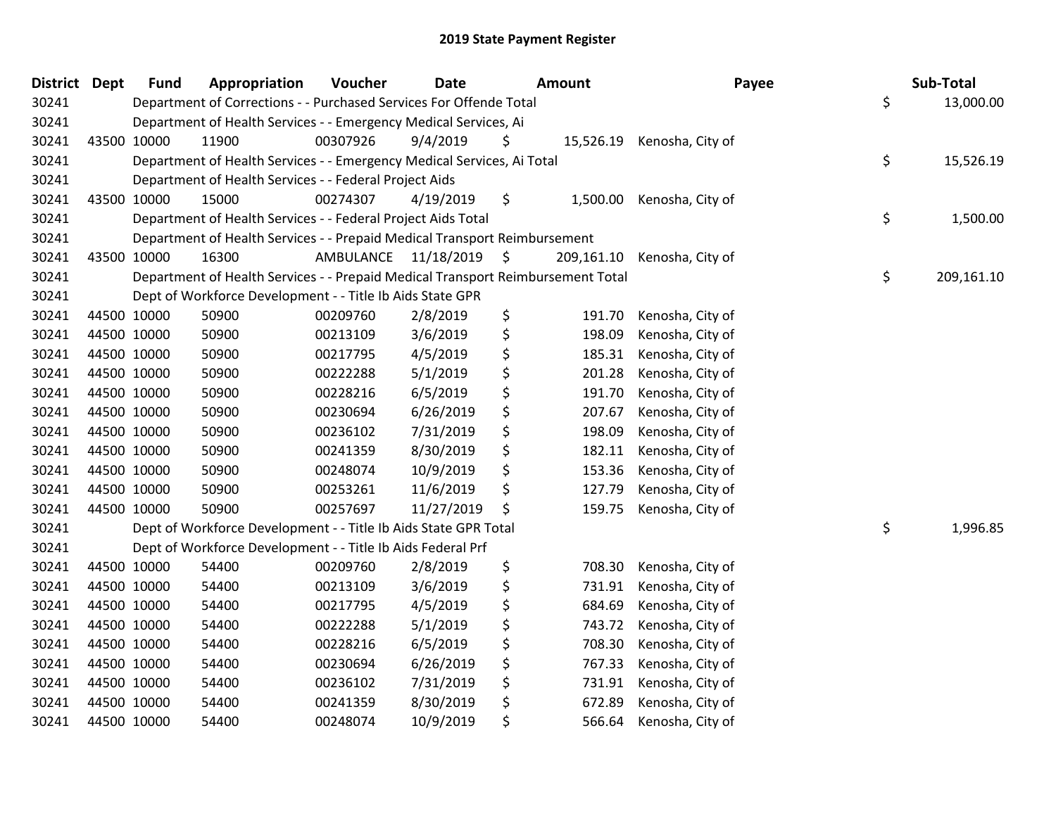# 2019 State Payment Register

| District | Dept | Fund | Appropriation | Voucher | Date | Amount | Payee | Sub-Total |
|---|---|---|---|---|---|---|---|---|
| 30241 | | Department of Corrections - - Purchased Services For Offende Total | | | | | | $ 13,000.00 |
| 30241 | | Department of Health Services - - Emergency Medical Services, Ai | | | | | | |
| 30241 | 43500 | 10000 | 11900 | 00307926 | 9/4/2019 | $ 15,526.19 | Kenosha, City of | |
| 30241 | | Department of Health Services - - Emergency Medical Services, Ai Total | | | | | | $ 15,526.19 |
| 30241 | | Department of Health Services - - Federal Project Aids | | | | | | |
| 30241 | 43500 | 10000 | 15000 | 00274307 | 4/19/2019 | $ 1,500.00 | Kenosha, City of | |
| 30241 | | Department of Health Services - - Federal Project Aids Total | | | | | | $ 1,500.00 |
| 30241 | | Department of Health Services - - Prepaid Medical Transport Reimbursement | | | | | | |
| 30241 | 43500 | 10000 | 16300 | AMBULANCE | 11/18/2019 | $ 209,161.10 | Kenosha, City of | |
| 30241 | | Department of Health Services - - Prepaid Medical Transport Reimbursement Total | | | | | | $ 209,161.10 |
| 30241 | | Dept of Workforce Development - - Title Ib Aids State GPR | | | | | | |
| 30241 | 44500 | 10000 | 50900 | 00209760 | 2/8/2019 | $ 191.70 | Kenosha, City of | |
| 30241 | 44500 | 10000 | 50900 | 00213109 | 3/6/2019 | $ 198.09 | Kenosha, City of | |
| 30241 | 44500 | 10000 | 50900 | 00217795 | 4/5/2019 | $ 185.31 | Kenosha, City of | |
| 30241 | 44500 | 10000 | 50900 | 00222288 | 5/1/2019 | $ 201.28 | Kenosha, City of | |
| 30241 | 44500 | 10000 | 50900 | 00228216 | 6/5/2019 | $ 191.70 | Kenosha, City of | |
| 30241 | 44500 | 10000 | 50900 | 00230694 | 6/26/2019 | $ 207.67 | Kenosha, City of | |
| 30241 | 44500 | 10000 | 50900 | 00236102 | 7/31/2019 | $ 198.09 | Kenosha, City of | |
| 30241 | 44500 | 10000 | 50900 | 00241359 | 8/30/2019 | $ 182.11 | Kenosha, City of | |
| 30241 | 44500 | 10000 | 50900 | 00248074 | 10/9/2019 | $ 153.36 | Kenosha, City of | |
| 30241 | 44500 | 10000 | 50900 | 00253261 | 11/6/2019 | $ 127.79 | Kenosha, City of | |
| 30241 | 44500 | 10000 | 50900 | 00257697 | 11/27/2019 | $ 159.75 | Kenosha, City of | |
| 30241 | | Dept of Workforce Development - - Title Ib Aids State GPR Total | | | | | | $ 1,996.85 |
| 30241 | | Dept of Workforce Development - - Title Ib Aids Federal Prf | | | | | | |
| 30241 | 44500 | 10000 | 54400 | 00209760 | 2/8/2019 | $ 708.30 | Kenosha, City of | |
| 30241 | 44500 | 10000 | 54400 | 00213109 | 3/6/2019 | $ 731.91 | Kenosha, City of | |
| 30241 | 44500 | 10000 | 54400 | 00217795 | 4/5/2019 | $ 684.69 | Kenosha, City of | |
| 30241 | 44500 | 10000 | 54400 | 00222288 | 5/1/2019 | $ 743.72 | Kenosha, City of | |
| 30241 | 44500 | 10000 | 54400 | 00228216 | 6/5/2019 | $ 708.30 | Kenosha, City of | |
| 30241 | 44500 | 10000 | 54400 | 00230694 | 6/26/2019 | $ 767.33 | Kenosha, City of | |
| 30241 | 44500 | 10000 | 54400 | 00236102 | 7/31/2019 | $ 731.91 | Kenosha, City of | |
| 30241 | 44500 | 10000 | 54400 | 00241359 | 8/30/2019 | $ 672.89 | Kenosha, City of | |
| 30241 | 44500 | 10000 | 54400 | 00248074 | 10/9/2019 | $ 566.64 | Kenosha, City of | |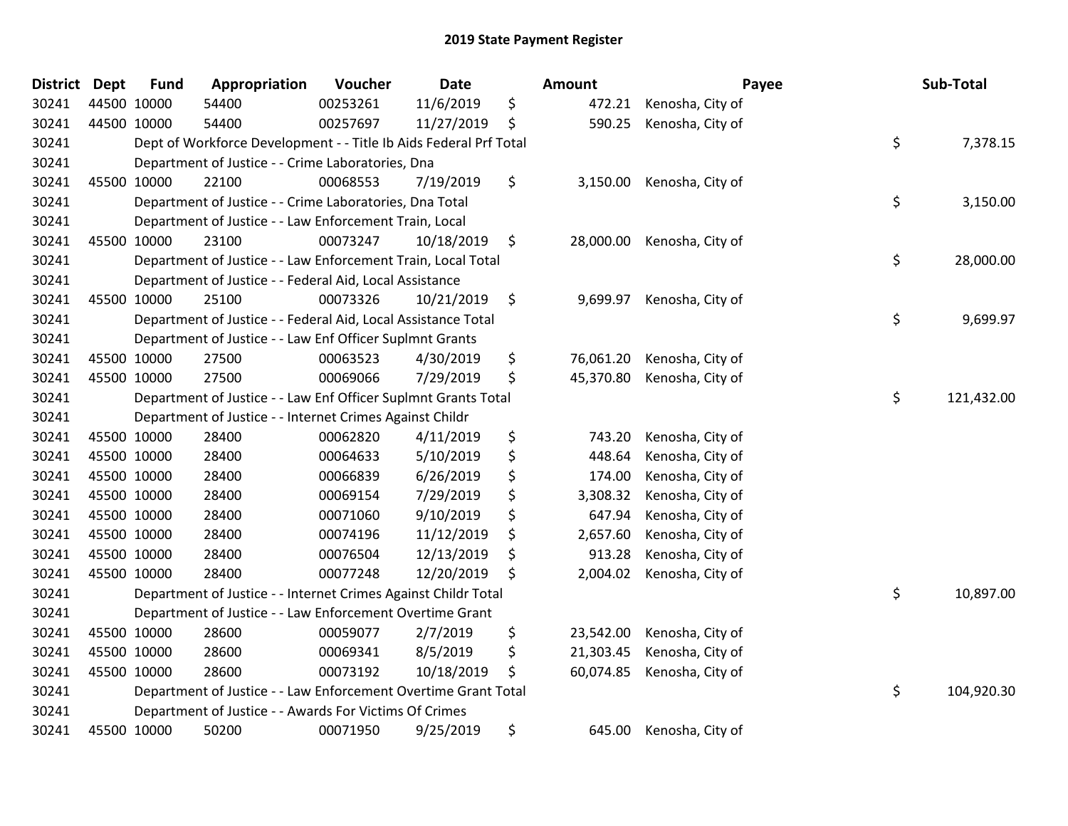# 2019 State Payment Register

| District | Dept | Fund | Appropriation | Voucher | Date | Amount | Payee | Sub-Total |
|---|---|---|---|---|---|---|---|---|
| 30241 | 44500 | 10000 | 54400 | 00253261 | 11/6/2019 | $ 472.21 | Kenosha, City of | |
| 30241 | 44500 | 10000 | 54400 | 00257697 | 11/27/2019 | $ 590.25 | Kenosha, City of | |
| 30241 | | Dept of Workforce Development - - Title Ib Aids Federal Prf Total | | | | | | $ 7,378.15 |
| 30241 | | Department of Justice - - Crime Laboratories, Dna | | | | | | |
| 30241 | 45500 | 10000 | 22100 | 00068553 | 7/19/2019 | $ 3,150.00 | Kenosha, City of | |
| 30241 | | Department of Justice - - Crime Laboratories, Dna Total | | | | | | $ 3,150.00 |
| 30241 | | Department of Justice - - Law Enforcement Train, Local | | | | | | |
| 30241 | 45500 | 10000 | 23100 | 00073247 | 10/18/2019 | $ 28,000.00 | Kenosha, City of | |
| 30241 | | Department of Justice - - Law Enforcement Train, Local Total | | | | | | $ 28,000.00 |
| 30241 | | Department of Justice - - Federal Aid, Local Assistance | | | | | | |
| 30241 | 45500 | 10000 | 25100 | 00073326 | 10/21/2019 | $ 9,699.97 | Kenosha, City of | |
| 30241 | | Department of Justice - - Federal Aid, Local Assistance Total | | | | | | $ 9,699.97 |
| 30241 | | Department of Justice - - Law Enf Officer Suplmnt Grants | | | | | | |
| 30241 | 45500 | 10000 | 27500 | 00063523 | 4/30/2019 | $ 76,061.20 | Kenosha, City of | |
| 30241 | 45500 | 10000 | 27500 | 00069066 | 7/29/2019 | $ 45,370.80 | Kenosha, City of | |
| 30241 | | Department of Justice - - Law Enf Officer Suplmnt Grants Total | | | | | | $ 121,432.00 |
| 30241 | | Department of Justice - - Internet Crimes Against Childr | | | | | | |
| 30241 | 45500 | 10000 | 28400 | 00062820 | 4/11/2019 | $ 743.20 | Kenosha, City of | |
| 30241 | 45500 | 10000 | 28400 | 00064633 | 5/10/2019 | $ 448.64 | Kenosha, City of | |
| 30241 | 45500 | 10000 | 28400 | 00066839 | 6/26/2019 | $ 174.00 | Kenosha, City of | |
| 30241 | 45500 | 10000 | 28400 | 00069154 | 7/29/2019 | $ 3,308.32 | Kenosha, City of | |
| 30241 | 45500 | 10000 | 28400 | 00071060 | 9/10/2019 | $ 647.94 | Kenosha, City of | |
| 30241 | 45500 | 10000 | 28400 | 00074196 | 11/12/2019 | $ 2,657.60 | Kenosha, City of | |
| 30241 | 45500 | 10000 | 28400 | 00076504 | 12/13/2019 | $ 913.28 | Kenosha, City of | |
| 30241 | 45500 | 10000 | 28400 | 00077248 | 12/20/2019 | $ 2,004.02 | Kenosha, City of | |
| 30241 | | Department of Justice - - Internet Crimes Against Childr Total | | | | | | $ 10,897.00 |
| 30241 | | Department of Justice - - Law Enforcement Overtime Grant | | | | | | |
| 30241 | 45500 | 10000 | 28600 | 00059077 | 2/7/2019 | $ 23,542.00 | Kenosha, City of | |
| 30241 | 45500 | 10000 | 28600 | 00069341 | 8/5/2019 | $ 21,303.45 | Kenosha, City of | |
| 30241 | 45500 | 10000 | 28600 | 00073192 | 10/18/2019 | $ 60,074.85 | Kenosha, City of | |
| 30241 | | Department of Justice - - Law Enforcement Overtime Grant Total | | | | | | $ 104,920.30 |
| 30241 | | Department of Justice - - Awards For Victims Of Crimes | | | | | | |
| 30241 | 45500 | 10000 | 50200 | 00071950 | 9/25/2019 | $ 645.00 | Kenosha, City of | |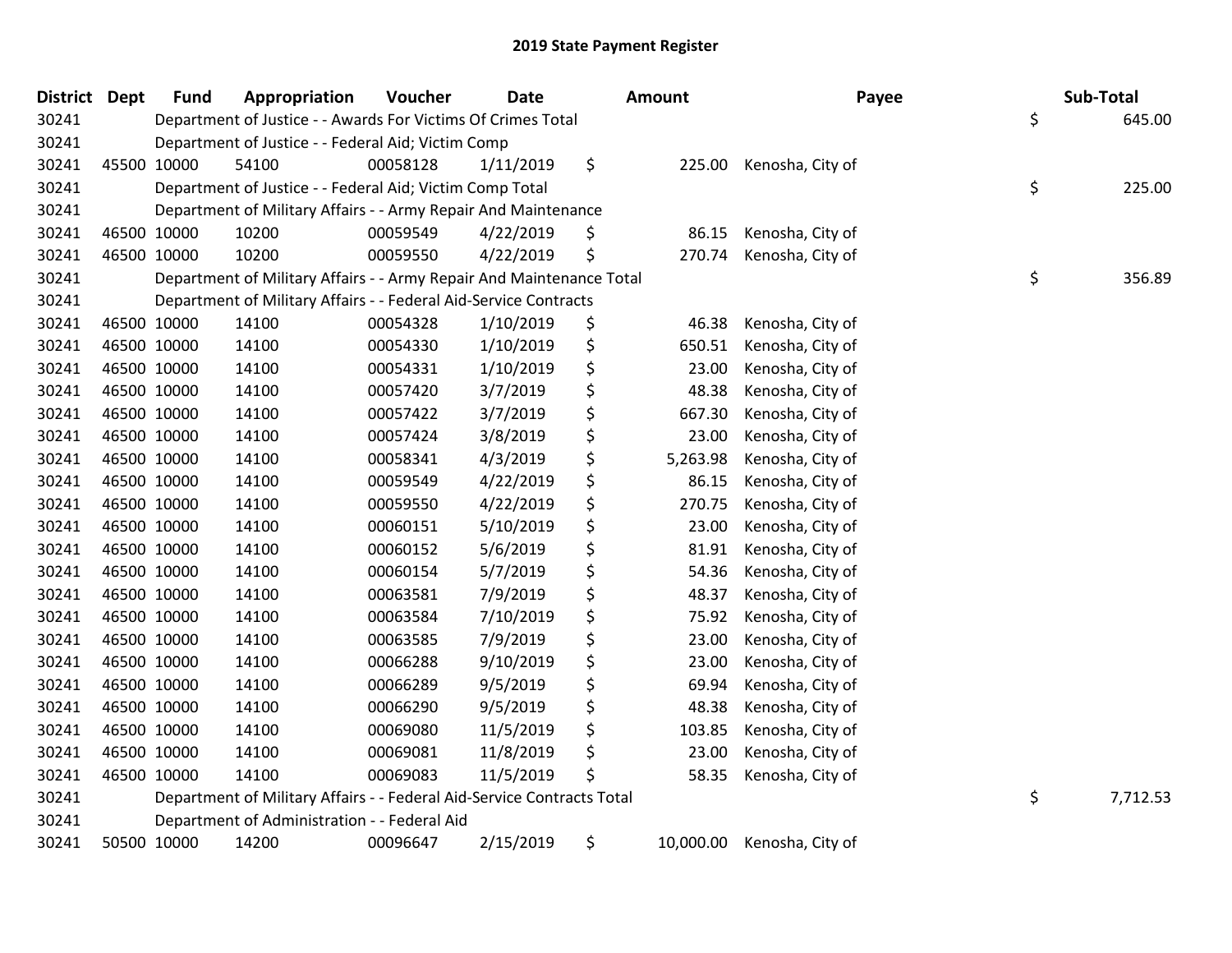# 2019 State Payment Register

| District | Dept | Fund | Appropriation | Voucher | Date | Amount | Payee | Sub-Total |
|---|---|---|---|---|---|---|---|---|
| 30241 | | Department of Justice - - Awards For Victims Of Crimes Total | | | | | | $ 645.00 |
| 30241 | | Department of Justice - - Federal Aid; Victim Comp | | | | | | |
| 30241 | 45500 | 10000 | 54100 | 00058128 | 1/11/2019 | $ 225.00 | Kenosha, City of | |
| 30241 | | Department of Justice - - Federal Aid; Victim Comp Total | | | | | | $ 225.00 |
| 30241 | | Department of Military Affairs - - Army Repair And Maintenance | | | | | | |
| 30241 | 46500 | 10000 | 10200 | 00059549 | 4/22/2019 | $ 86.15 | Kenosha, City of | |
| 30241 | 46500 | 10000 | 10200 | 00059550 | 4/22/2019 | $ 270.74 | Kenosha, City of | |
| 30241 | | Department of Military Affairs - - Army Repair And Maintenance Total | | | | | | $ 356.89 |
| 30241 | | Department of Military Affairs - - Federal Aid-Service Contracts | | | | | | |
| 30241 | 46500 | 10000 | 14100 | 00054328 | 1/10/2019 | $ 46.38 | Kenosha, City of | |
| 30241 | 46500 | 10000 | 14100 | 00054330 | 1/10/2019 | $ 650.51 | Kenosha, City of | |
| 30241 | 46500 | 10000 | 14100 | 00054331 | 1/10/2019 | $ 23.00 | Kenosha, City of | |
| 30241 | 46500 | 10000 | 14100 | 00057420 | 3/7/2019 | $ 48.38 | Kenosha, City of | |
| 30241 | 46500 | 10000 | 14100 | 00057422 | 3/7/2019 | $ 667.30 | Kenosha, City of | |
| 30241 | 46500 | 10000 | 14100 | 00057424 | 3/8/2019 | $ 23.00 | Kenosha, City of | |
| 30241 | 46500 | 10000 | 14100 | 00058341 | 4/3/2019 | $ 5,263.98 | Kenosha, City of | |
| 30241 | 46500 | 10000 | 14100 | 00059549 | 4/22/2019 | $ 86.15 | Kenosha, City of | |
| 30241 | 46500 | 10000 | 14100 | 00059550 | 4/22/2019 | $ 270.75 | Kenosha, City of | |
| 30241 | 46500 | 10000 | 14100 | 00060151 | 5/10/2019 | $ 23.00 | Kenosha, City of | |
| 30241 | 46500 | 10000 | 14100 | 00060152 | 5/6/2019 | $ 81.91 | Kenosha, City of | |
| 30241 | 46500 | 10000 | 14100 | 00060154 | 5/7/2019 | $ 54.36 | Kenosha, City of | |
| 30241 | 46500 | 10000 | 14100 | 00063581 | 7/9/2019 | $ 48.37 | Kenosha, City of | |
| 30241 | 46500 | 10000 | 14100 | 00063584 | 7/10/2019 | $ 75.92 | Kenosha, City of | |
| 30241 | 46500 | 10000 | 14100 | 00063585 | 7/9/2019 | $ 23.00 | Kenosha, City of | |
| 30241 | 46500 | 10000 | 14100 | 00066288 | 9/10/2019 | $ 23.00 | Kenosha, City of | |
| 30241 | 46500 | 10000 | 14100 | 00066289 | 9/5/2019 | $ 69.94 | Kenosha, City of | |
| 30241 | 46500 | 10000 | 14100 | 00066290 | 9/5/2019 | $ 48.38 | Kenosha, City of | |
| 30241 | 46500 | 10000 | 14100 | 00069080 | 11/5/2019 | $ 103.85 | Kenosha, City of | |
| 30241 | 46500 | 10000 | 14100 | 00069081 | 11/8/2019 | $ 23.00 | Kenosha, City of | |
| 30241 | 46500 | 10000 | 14100 | 00069083 | 11/5/2019 | $ 58.35 | Kenosha, City of | |
| 30241 | | Department of Military Affairs - - Federal Aid-Service Contracts Total | | | | | | $ 7,712.53 |
| 30241 | | Department of Administration - - Federal Aid | | | | | | |
| 30241 | 50500 | 10000 | 14200 | 00096647 | 2/15/2019 | $ 10,000.00 | Kenosha, City of | |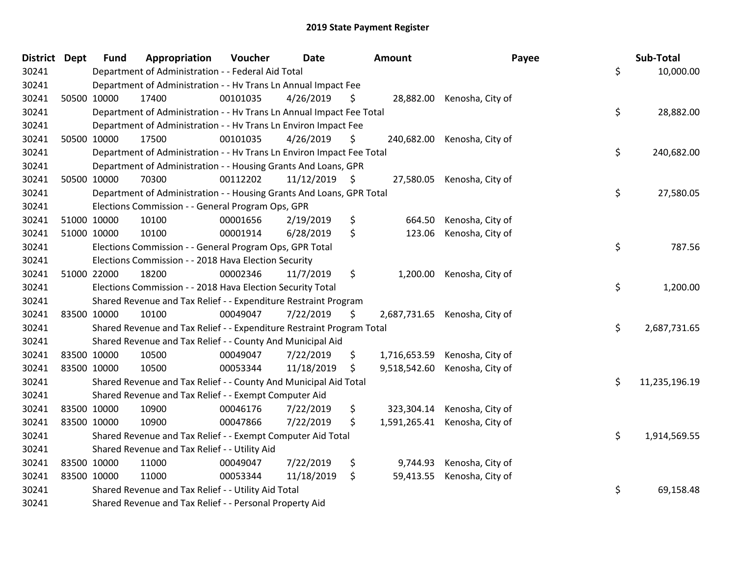# 2019 State Payment Register

| District | Dept | Fund | Appropriation | Voucher | Date | Amount | Payee | Sub-Total |
|---|---|---|---|---|---|---|---|---|
| 30241 | | Department of Administration - - Federal Aid Total | | | | | | $ 10,000.00 |
| 30241 | | Department of Administration - - Hv Trans Ln Annual Impact Fee | | | | | | |
| 30241 | 50500 | 10000 | 17400 | 00101035 | 4/26/2019 | $ 28,882.00 | Kenosha, City of | |
| 30241 | | Department of Administration - - Hv Trans Ln Annual Impact Fee Total | | | | | | $ 28,882.00 |
| 30241 | | Department of Administration - - Hv Trans Ln Environ Impact Fee | | | | | | |
| 30241 | 50500 | 10000 | 17500 | 00101035 | 4/26/2019 | $ 240,682.00 | Kenosha, City of | |
| 30241 | | Department of Administration - - Hv Trans Ln Environ Impact Fee Total | | | | | | $ 240,682.00 |
| 30241 | | Department of Administration - - Housing Grants And Loans, GPR | | | | | | |
| 30241 | 50500 | 10000 | 70300 | 00112202 | 11/12/2019 | $ 27,580.05 | Kenosha, City of | |
| 30241 | | Department of Administration - - Housing Grants And Loans, GPR Total | | | | | | $ 27,580.05 |
| 30241 | | Elections Commission - - General Program Ops, GPR | | | | | | |
| 30241 | 51000 | 10000 | 10100 | 00001656 | 2/19/2019 | $ 664.50 | Kenosha, City of | |
| 30241 | 51000 | 10000 | 10100 | 00001914 | 6/28/2019 | $ 123.06 | Kenosha, City of | |
| 30241 | | Elections Commission - - General Program Ops, GPR Total | | | | | | $ 787.56 |
| 30241 | | Elections Commission - - 2018 Hava Election Security | | | | | | |
| 30241 | 51000 | 22000 | 18200 | 00002346 | 11/7/2019 | $ 1,200.00 | Kenosha, City of | |
| 30241 | | Elections Commission - - 2018 Hava Election Security Total | | | | | | $ 1,200.00 |
| 30241 | | Shared Revenue and Tax Relief - - Expenditure Restraint Program | | | | | | |
| 30241 | 83500 | 10000 | 10100 | 00049047 | 7/22/2019 | $ 2,687,731.65 | Kenosha, City of | |
| 30241 | | Shared Revenue and Tax Relief - - Expenditure Restraint Program Total | | | | | | $ 2,687,731.65 |
| 30241 | | Shared Revenue and Tax Relief - - County And Municipal Aid | | | | | | |
| 30241 | 83500 | 10000 | 10500 | 00049047 | 7/22/2019 | $ 1,716,653.59 | Kenosha, City of | |
| 30241 | 83500 | 10000 | 10500 | 00053344 | 11/18/2019 | $ 9,518,542.60 | Kenosha, City of | |
| 30241 | | Shared Revenue and Tax Relief - - County And Municipal Aid Total | | | | | | $ 11,235,196.19 |
| 30241 | | Shared Revenue and Tax Relief - - Exempt Computer Aid | | | | | | |
| 30241 | 83500 | 10000 | 10900 | 00046176 | 7/22/2019 | $ 323,304.14 | Kenosha, City of | |
| 30241 | 83500 | 10000 | 10900 | 00047866 | 7/22/2019 | $ 1,591,265.41 | Kenosha, City of | |
| 30241 | | Shared Revenue and Tax Relief - - Exempt Computer Aid Total | | | | | | $ 1,914,569.55 |
| 30241 | | Shared Revenue and Tax Relief - - Utility Aid | | | | | | |
| 30241 | 83500 | 10000 | 11000 | 00049047 | 7/22/2019 | $ 9,744.93 | Kenosha, City of | |
| 30241 | 83500 | 10000 | 11000 | 00053344 | 11/18/2019 | $ 59,413.55 | Kenosha, City of | |
| 30241 | | Shared Revenue and Tax Relief - - Utility Aid Total | | | | | | $ 69,158.48 |
| 30241 | | Shared Revenue and Tax Relief - - Personal Property Aid | | | | | | |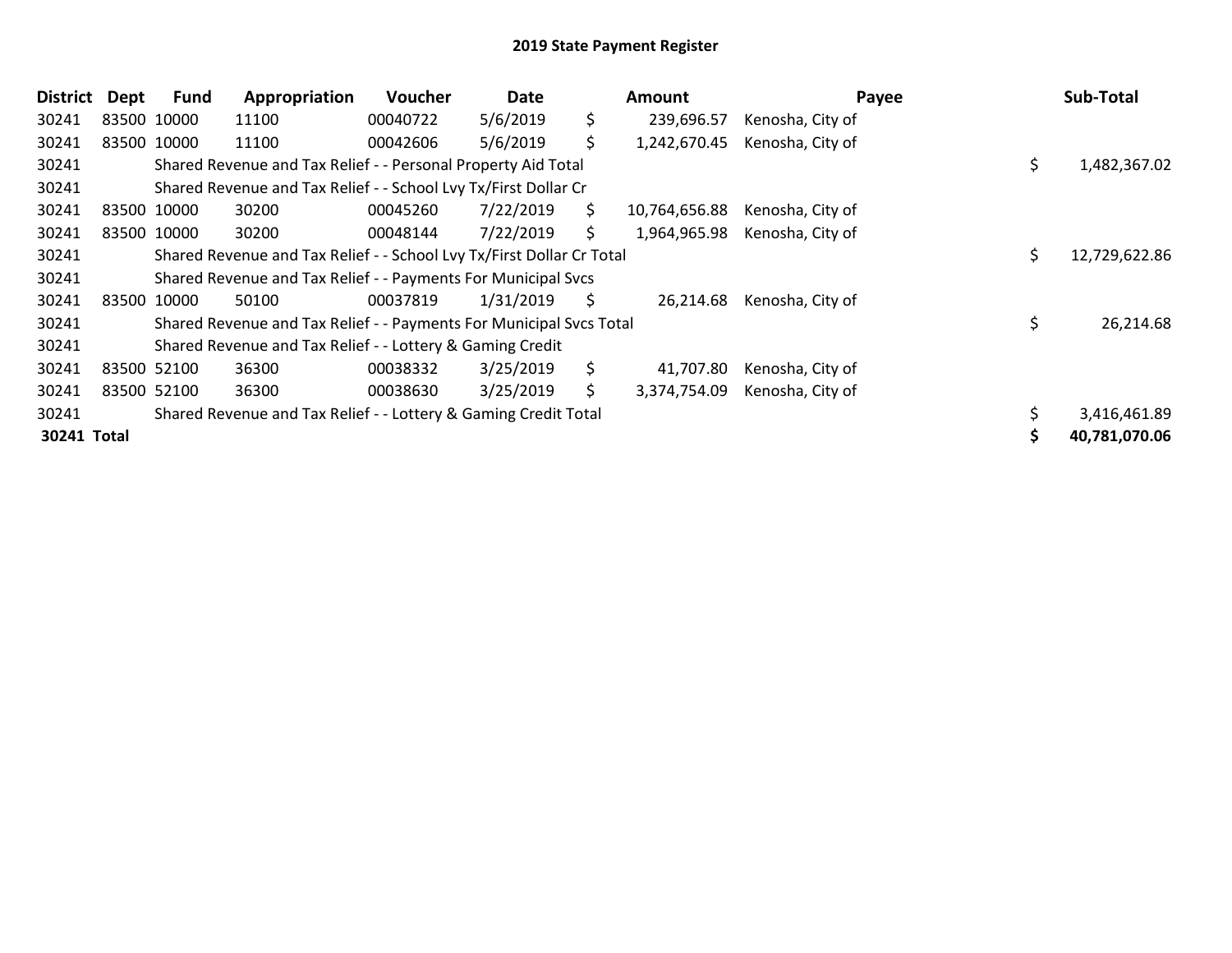# 2019 State Payment Register

| District | Dept | Fund | Appropriation | Voucher | Date | Amount | Payee | Sub-Total |
|---|---|---|---|---|---|---|---|---|
| 30241 | 83500 | 10000 | 11100 | 00040722 | 5/6/2019 | $ 239,696.57 | Kenosha, City of | |
| 30241 | 83500 | 10000 | 11100 | 00042606 | 5/6/2019 | $ 1,242,670.45 | Kenosha, City of | |
| 30241 | | Shared Revenue and Tax Relief - - Personal Property Aid Total | | | | | | $ 1,482,367.02 |
| 30241 | | Shared Revenue and Tax Relief - - School Lvy Tx/First Dollar Cr | | | | | | |
| 30241 | 83500 | 10000 | 30200 | 00045260 | 7/22/2019 | $ 10,764,656.88 | Kenosha, City of | |
| 30241 | 83500 | 10000 | 30200 | 00048144 | 7/22/2019 | $ 1,964,965.98 | Kenosha, City of | |
| 30241 | | Shared Revenue and Tax Relief - - School Lvy Tx/First Dollar Cr Total | | | | | | $ 12,729,622.86 |
| 30241 | | Shared Revenue and Tax Relief - - Payments For Municipal Svcs | | | | | | |
| 30241 | 83500 | 10000 | 50100 | 00037819 | 1/31/2019 | $ 26,214.68 | Kenosha, City of | |
| 30241 | | Shared Revenue and Tax Relief - - Payments For Municipal Svcs Total | | | | | | $ 26,214.68 |
| 30241 | | Shared Revenue and Tax Relief - - Lottery & Gaming Credit | | | | | | |
| 30241 | 83500 | 52100 | 36300 | 00038332 | 3/25/2019 | $ 41,707.80 | Kenosha, City of | |
| 30241 | 83500 | 52100 | 36300 | 00038630 | 3/25/2019 | $ 3,374,754.09 | Kenosha, City of | |
| 30241 | | Shared Revenue and Tax Relief - - Lottery & Gaming Credit Total | | | | | | $ 3,416,461.89 |
| **30241 Total** | | | | | | | | **$ 40,781,070.06** |